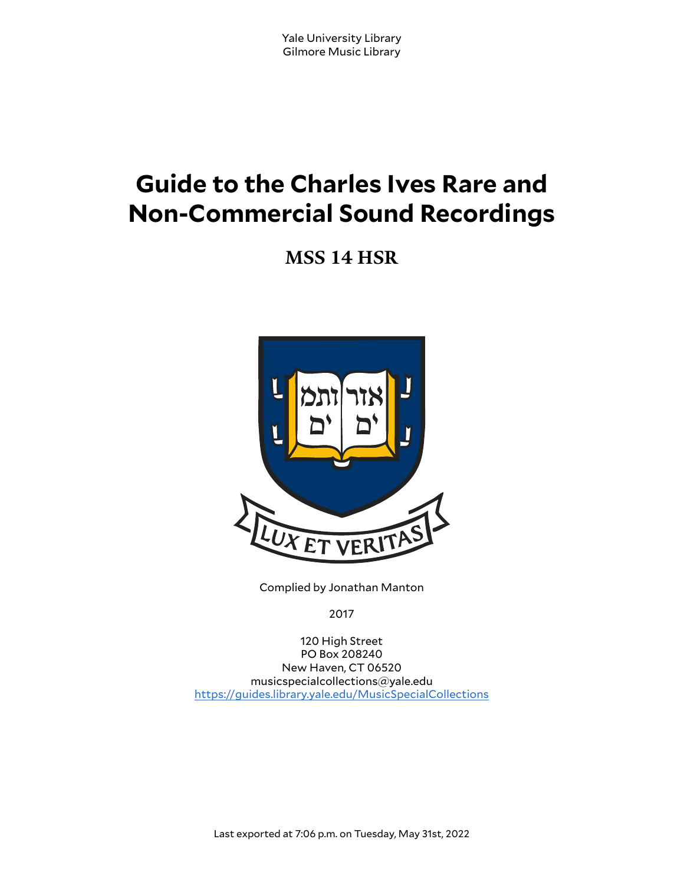Yale University Library
Gilmore Music Library

# Guide to the Charles Ives Rare and Non-Commercial Sound Recordings

## MSS 14 HSR

Complied by Jonathan Manton

2017

120 High Street
PO Box 208240
New Haven, CT 06520
musicspecialcollections@yale.edu
https://guides.library.yale.edu/MusicSpecialCollections

Last exported at 7:06 p.m. on Tuesday, May 31st, 2022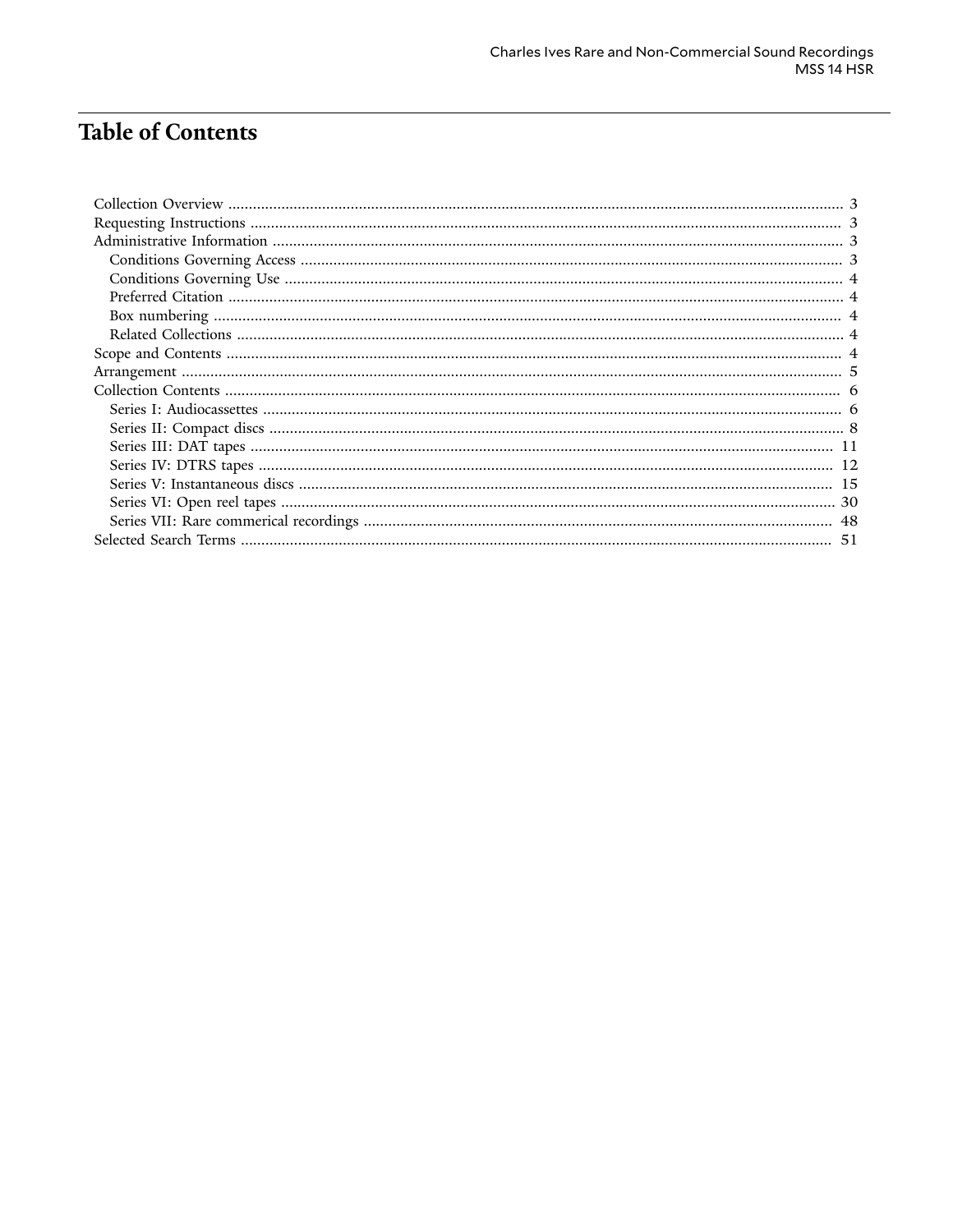# Table of Contents

- Collection Overview ... 3
- Requesting Instructions ... 3
- Administrative Information ... 3
  - Conditions Governing Access ... 3
  - Conditions Governing Use ... 4
  - Preferred Citation ... 4
  - Box numbering ... 4
  - Related Collections ... 4
- Scope and Contents ... 4
- Arrangement ... 5
- Collection Contents ... 6
  - Series I: Audiocassettes ... 6
  - Series II: Compact discs ... 8
  - Series III: DAT tapes ... 11
  - Series IV: DTRS tapes ... 12
  - Series V: Instantaneous discs ... 15
  - Series VI: Open reel tapes ... 30
  - Series VII: Rare commerical recordings ... 48
- Selected Search Terms ... 51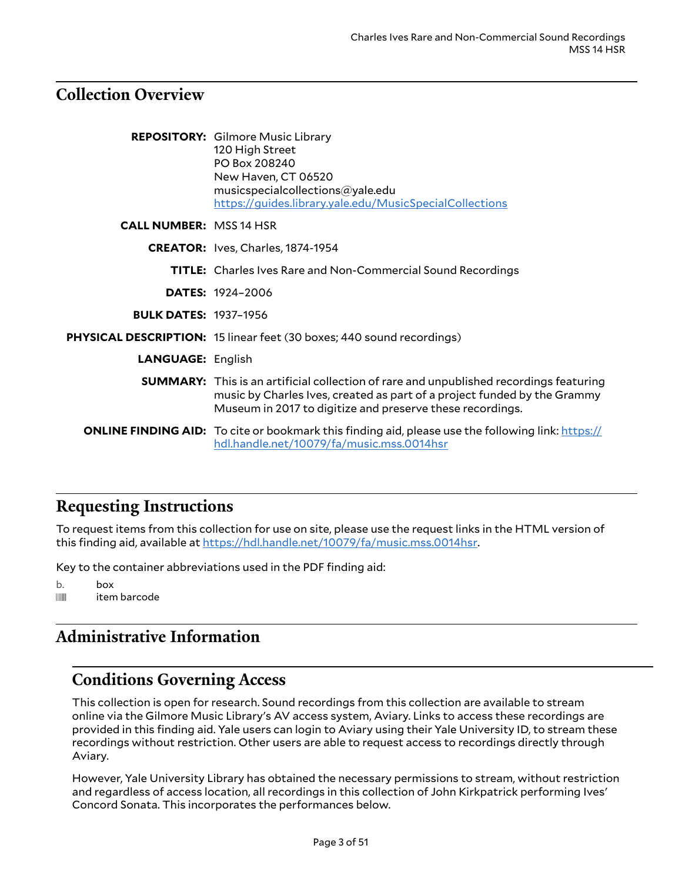## Collection Overview

**REPOSITORY:** Gilmore Music Library
120 High Street
PO Box 208240
New Haven, CT 06520
musicspecialcollections@yale.edu
https://guides.library.yale.edu/MusicSpecialCollections

**CALL NUMBER:** MSS 14 HSR

**CREATOR:** Ives, Charles, 1874-1954

**TITLE:** Charles Ives Rare and Non-Commercial Sound Recordings

**DATES:** 1924–2006

**BULK DATES:** 1937–1956

**PHYSICAL DESCRIPTION:** 15 linear feet (30 boxes; 440 sound recordings)

**LANGUAGE:** English

**SUMMARY:** This is an artificial collection of rare and unpublished recordings featuring music by Charles Ives, created as part of a project funded by the Grammy Museum in 2017 to digitize and preserve these recordings.

**ONLINE FINDING AID:** To cite or bookmark this finding aid, please use the following link: https://hdl.handle.net/10079/fa/music.mss.0014hsr

## Requesting Instructions

To request items from this collection for use on site, please use the request links in the HTML version of this finding aid, available at https://hdl.handle.net/10079/fa/music.mss.0014hsr.

Key to the container abbreviations used in the PDF finding aid:

b. box
item barcode

## Administrative Information

### Conditions Governing Access

This collection is open for research. Sound recordings from this collection are available to stream online via the Gilmore Music Library's AV access system, Aviary. Links to access these recordings are provided in this finding aid. Yale users can login to Aviary using their Yale University ID, to stream these recordings without restriction. Other users are able to request access to recordings directly through Aviary.

However, Yale University Library has obtained the necessary permissions to stream, without restriction and regardless of access location, all recordings in this collection of John Kirkpatrick performing Ives' Concord Sonata. This incorporates the performances below.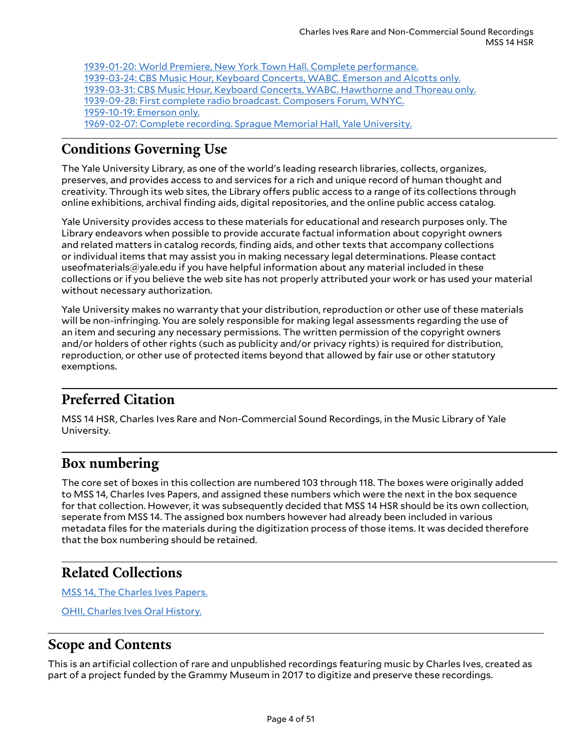[1939-01-20: World Premiere, New York Town Hall. Complete performance.](#)
[1939-03-24: CBS Music Hour, Keyboard Concerts, WABC. Emerson and Alcotts only.](#)
[1939-03-31: CBS Music Hour, Keyboard Concerts, WABC. Hawthorne and Thoreau only.](#)
[1939-09-28: First complete radio broadcast. Composers Forum, WNYC.](#)
[1959-10-19: Emerson only.](#)
[1969-02-07: Complete recording. Sprague Memorial Hall, Yale University.](#)

## Conditions Governing Use

The Yale University Library, as one of the world's leading research libraries, collects, organizes, preserves, and provides access to and services for a rich and unique record of human thought and creativity. Through its web sites, the Library offers public access to a range of its collections through online exhibitions, archival finding aids, digital repositories, and the online public access catalog.

Yale University provides access to these materials for educational and research purposes only. The Library endeavors when possible to provide accurate factual information about copyright owners and related matters in catalog records, finding aids, and other texts that accompany collections or individual items that may assist you in making necessary legal determinations. Please contact useofmaterials@yale.edu if you have helpful information about any material included in these collections or if you believe the web site has not properly attributed your work or has used your material without necessary authorization.

Yale University makes no warranty that your distribution, reproduction or other use of these materials will be non-infringing. You are solely responsible for making legal assessments regarding the use of an item and securing any necessary permissions. The written permission of the copyright owners and/or holders of other rights (such as publicity and/or privacy rights) is required for distribution, reproduction, or other use of protected items beyond that allowed by fair use or other statutory exemptions.

## Preferred Citation

MSS 14 HSR, Charles Ives Rare and Non-Commercial Sound Recordings, in the Music Library of Yale University.

## Box numbering

The core set of boxes in this collection are numbered 103 through 118. The boxes were originally added to MSS 14, Charles Ives Papers, and assigned these numbers which were the next in the box sequence for that collection. However, it was subsequently decided that MSS 14 HSR should be its own collection, seperate from MSS 14. The assigned box numbers however had already been included in various metadata files for the materials during the digitization process of those items. It was decided therefore that the box numbering should be retained.

## Related Collections

[MSS 14, The Charles Ives Papers.](#)

[OHII, Charles Ives Oral History.](#)

## Scope and Contents

This is an artificial collection of rare and unpublished recordings featuring music by Charles Ives, created as part of a project funded by the Grammy Museum in 2017 to digitize and preserve these recordings.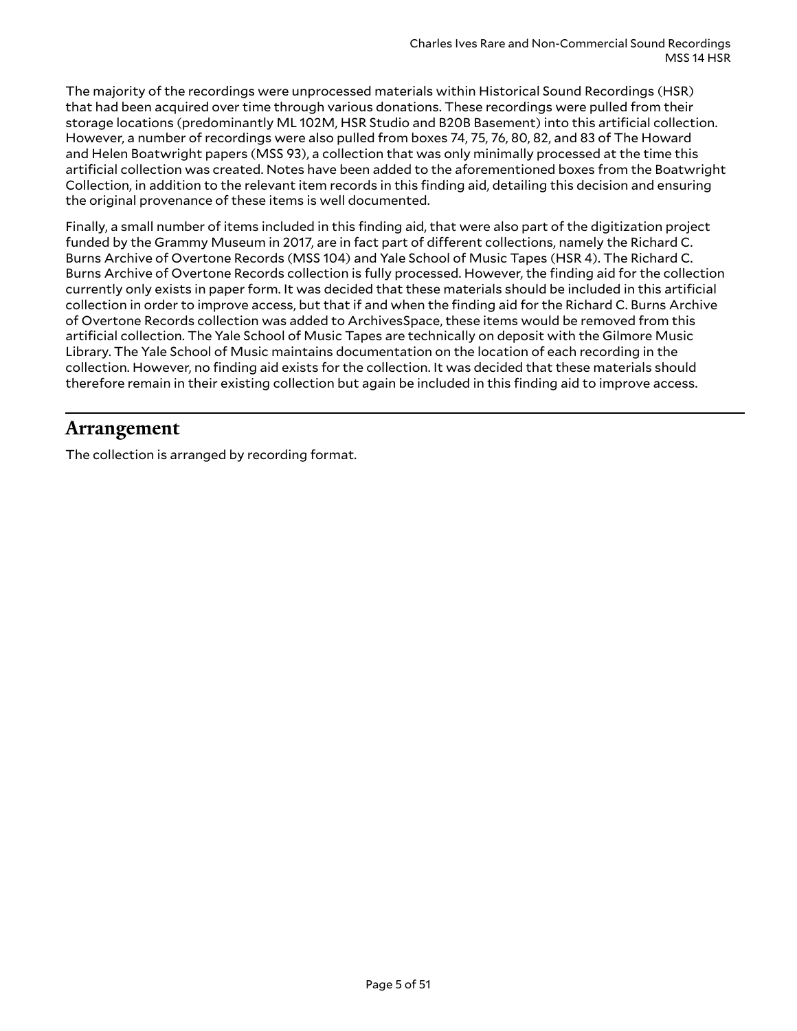The majority of the recordings were unprocessed materials within Historical Sound Recordings (HSR) that had been acquired over time through various donations. These recordings were pulled from their storage locations (predominantly ML 102M, HSR Studio and B20B Basement) into this artificial collection. However, a number of recordings were also pulled from boxes 74, 75, 76, 80, 82, and 83 of The Howard and Helen Boatwright papers (MSS 93), a collection that was only minimally processed at the time this artificial collection was created. Notes have been added to the aforementioned boxes from the Boatwright Collection, in addition to the relevant item records in this finding aid, detailing this decision and ensuring the original provenance of these items is well documented.

Finally, a small number of items included in this finding aid, that were also part of the digitization project funded by the Grammy Museum in 2017, are in fact part of different collections, namely the Richard C. Burns Archive of Overtone Records (MSS 104) and Yale School of Music Tapes (HSR 4). The Richard C. Burns Archive of Overtone Records collection is fully processed. However, the finding aid for the collection currently only exists in paper form. It was decided that these materials should be included in this artificial collection in order to improve access, but that if and when the finding aid for the Richard C. Burns Archive of Overtone Records collection was added to ArchivesSpace, these items would be removed from this artificial collection. The Yale School of Music Tapes are technically on deposit with the Gilmore Music Library. The Yale School of Music maintains documentation on the location of each recording in the collection. However, no finding aid exists for the collection. It was decided that these materials should therefore remain in their existing collection but again be included in this finding aid to improve access.

## Arrangement

The collection is arranged by recording format.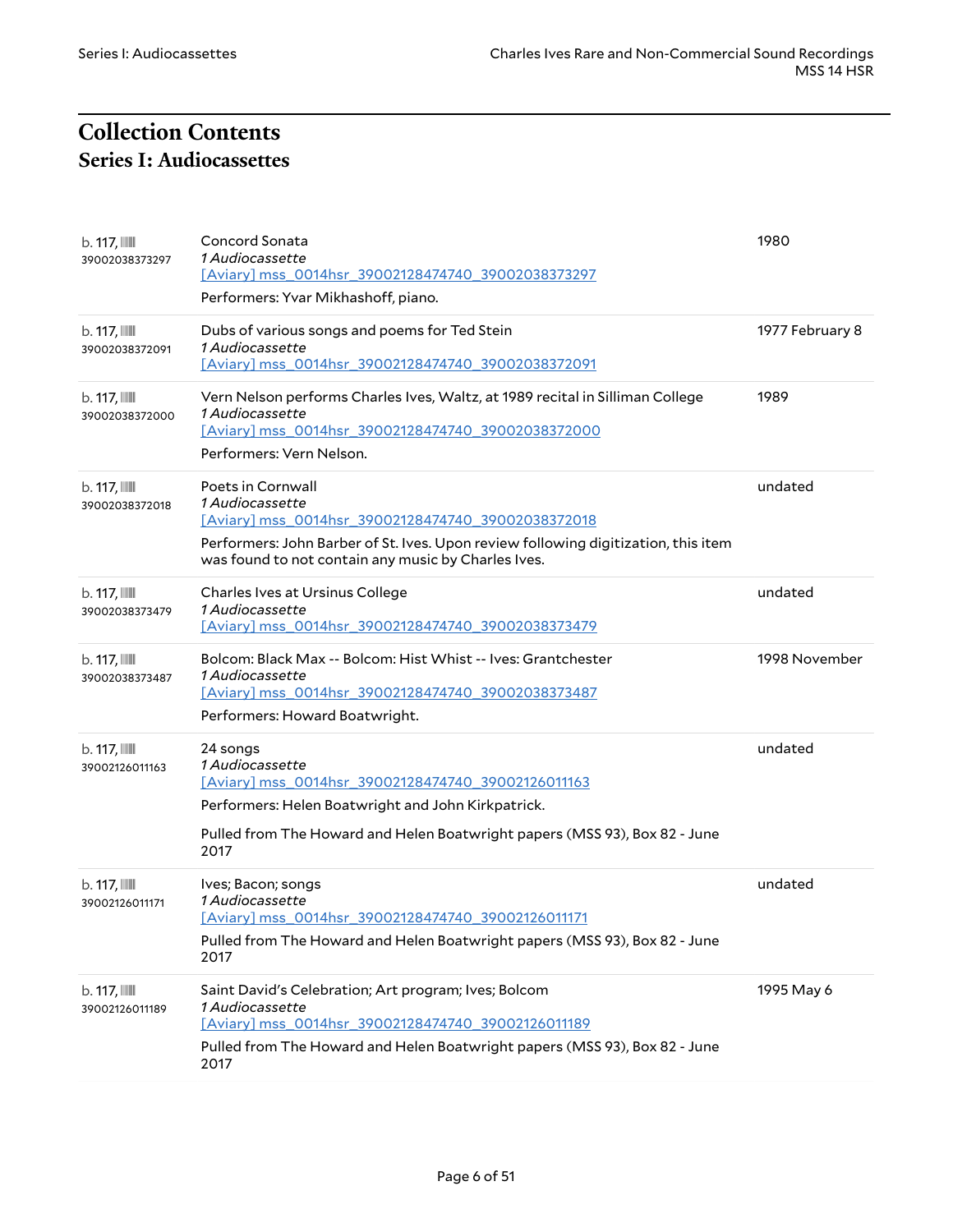# Collection Contents

## Series I: Audiocassettes

| | | |
|---|---|---|
| b. 117, 39002038373297 | Concord Sonata<br>*1 Audiocassette*<br>[Aviary] mss_0014hsr_39002128474740_39002038373297<br>Performers: Yvar Mikhashoff, piano. | 1980 |
| b. 117, 39002038372091 | Dubs of various songs and poems for Ted Stein<br>*1 Audiocassette*<br>[Aviary] mss_0014hsr_39002128474740_39002038372091 | 1977 February 8 |
| b. 117, 39002038372000 | Vern Nelson performs Charles Ives, Waltz, at 1989 recital in Silliman College<br>*1 Audiocassette*<br>[Aviary] mss_0014hsr_39002128474740_39002038372000<br>Performers: Vern Nelson. | 1989 |
| b. 117, 39002038372018 | Poets in Cornwall<br>*1 Audiocassette*<br>[Aviary] mss_0014hsr_39002128474740_39002038372018<br>Performers: John Barber of St. Ives. Upon review following digitization, this item was found to not contain any music by Charles Ives. | undated |
| b. 117, 39002038373479 | Charles Ives at Ursinus College<br>*1 Audiocassette*<br>[Aviary] mss_0014hsr_39002128474740_39002038373479 | undated |
| b. 117, 39002038373487 | Bolcom: Black Max -- Bolcom: Hist Whist -- Ives: Grantchester<br>*1 Audiocassette*<br>[Aviary] mss_0014hsr_39002128474740_39002038373487<br>Performers: Howard Boatwright. | 1998 November |
| b. 117, 39002126011163 | 24 songs<br>*1 Audiocassette*<br>[Aviary] mss_0014hsr_39002128474740_39002126011163<br>Performers: Helen Boatwright and John Kirkpatrick.<br>Pulled from The Howard and Helen Boatwright papers (MSS 93), Box 82 - June 2017 | undated |
| b. 117, 39002126011171 | Ives; Bacon; songs<br>*1 Audiocassette*<br>[Aviary] mss_0014hsr_39002128474740_39002126011171<br>Pulled from The Howard and Helen Boatwright papers (MSS 93), Box 82 - June 2017 | undated |
| b. 117, 39002126011189 | Saint David's Celebration; Art program; Ives; Bolcom<br>*1 Audiocassette*<br>[Aviary] mss_0014hsr_39002128474740_39002126011189<br>Pulled from The Howard and Helen Boatwright papers (MSS 93), Box 82 - June 2017 | 1995 May 6 |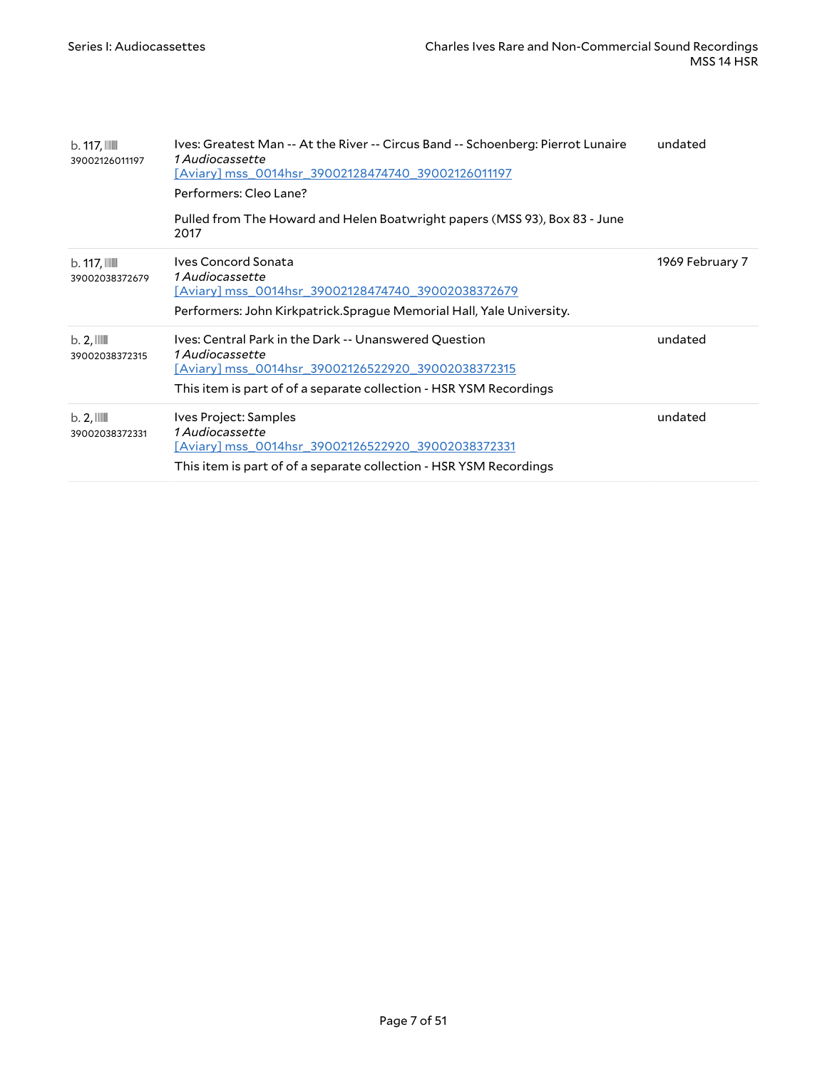| | | |
|---|---|---|
| b. 117, 39002126011197 | Ives: Greatest Man -- At the River -- Circus Band -- Schoenberg: Pierrot Lunaire<br>*1 Audiocassette*<br>[Aviary] mss_0014hsr_39002128474740_39002126011197<br>Performers: Cleo Lane?<br>Pulled from The Howard and Helen Boatwright papers (MSS 93), Box 83 - June 2017 | undated |
| b. 117, 39002038372679 | Ives Concord Sonata<br>*1 Audiocassette*<br>[Aviary] mss_0014hsr_39002128474740_39002038372679<br>Performers: John Kirkpatrick.Sprague Memorial Hall, Yale University. | 1969 February 7 |
| b. 2, 39002038372315 | Ives: Central Park in the Dark -- Unanswered Question<br>*1 Audiocassette*<br>[Aviary] mss_0014hsr_39002126522920_39002038372315<br>This item is part of of a separate collection - HSR YSM Recordings | undated |
| b. 2, 39002038372331 | Ives Project: Samples<br>*1 Audiocassette*<br>[Aviary] mss_0014hsr_39002126522920_39002038372331<br>This item is part of of a separate collection - HSR YSM Recordings | undated |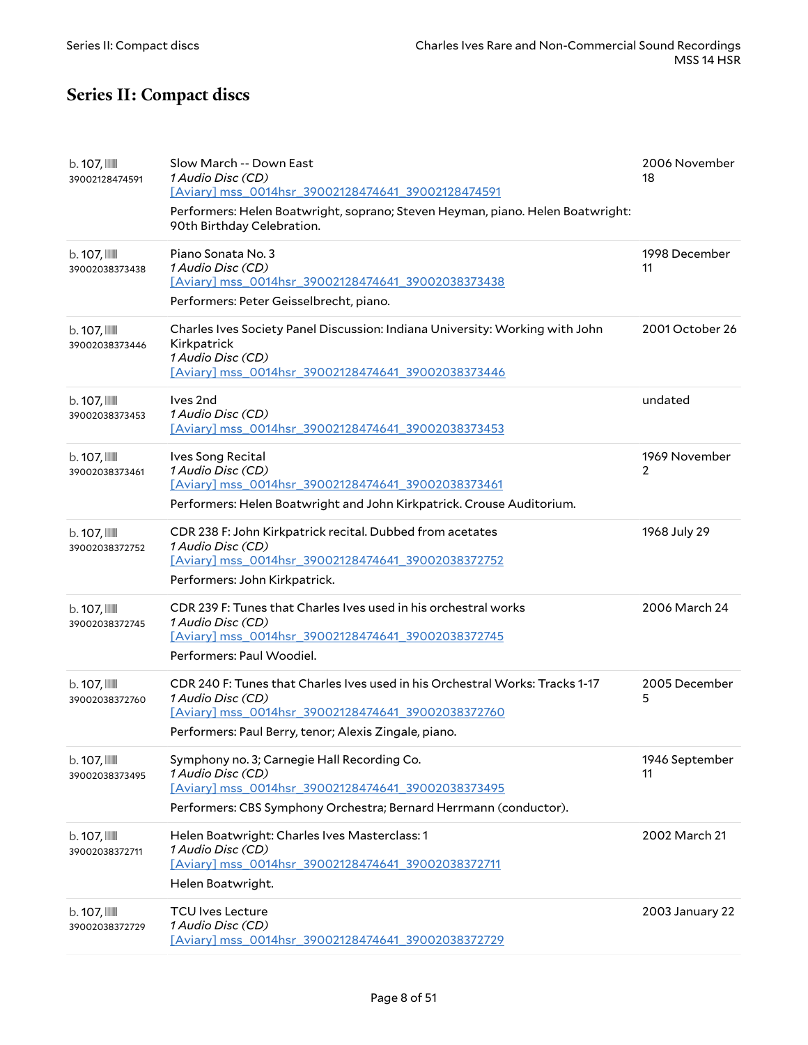# Series II: Compact discs

| | | |
|---|---|---|
| b. 107, 39002128474591 | Slow March -- Down East<br>*1 Audio Disc (CD)*<br>[Aviary] mss_0014hsr_39002128474641_39002128474591<br>Performers: Helen Boatwright, soprano; Steven Heyman, piano. Helen Boatwright: 90th Birthday Celebration. | 2006 November 18 |
| b. 107, 39002038373438 | Piano Sonata No. 3<br>*1 Audio Disc (CD)*<br>[Aviary] mss_0014hsr_39002128474641_39002038373438<br>Performers: Peter Geisselbrecht, piano. | 1998 December 11 |
| b. 107, 39002038373446 | Charles Ives Society Panel Discussion: Indiana University: Working with John Kirkpatrick<br>*1 Audio Disc (CD)*<br>[Aviary] mss_0014hsr_39002128474641_39002038373446 | 2001 October 26 |
| b. 107, 39002038373453 | Ives 2nd<br>*1 Audio Disc (CD)*<br>[Aviary] mss_0014hsr_39002128474641_39002038373453 | undated |
| b. 107, 39002038373461 | Ives Song Recital<br>*1 Audio Disc (CD)*<br>[Aviary] mss_0014hsr_39002128474641_39002038373461<br>Performers: Helen Boatwright and John Kirkpatrick. Crouse Auditorium. | 1969 November 2 |
| b. 107, 39002038372752 | CDR 238 F: John Kirkpatrick recital. Dubbed from acetates<br>*1 Audio Disc (CD)*<br>[Aviary] mss_0014hsr_39002128474641_39002038372752<br>Performers: John Kirkpatrick. | 1968 July 29 |
| b. 107, 39002038372745 | CDR 239 F: Tunes that Charles Ives used in his orchestral works<br>*1 Audio Disc (CD)*<br>[Aviary] mss_0014hsr_39002128474641_39002038372745<br>Performers: Paul Woodiel. | 2006 March 24 |
| b. 107, 39002038372760 | CDR 240 F: Tunes that Charles Ives used in his Orchestral Works: Tracks 1-17<br>*1 Audio Disc (CD)*<br>[Aviary] mss_0014hsr_39002128474641_39002038372760<br>Performers: Paul Berry, tenor; Alexis Zingale, piano. | 2005 December 5 |
| b. 107, 39002038373495 | Symphony no. 3; Carnegie Hall Recording Co.<br>*1 Audio Disc (CD)*<br>[Aviary] mss_0014hsr_39002128474641_39002038373495<br>Performers: CBS Symphony Orchestra; Bernard Herrmann (conductor). | 1946 September 11 |
| b. 107, 39002038372711 | Helen Boatwright: Charles Ives Masterclass: 1<br>*1 Audio Disc (CD)*<br>[Aviary] mss_0014hsr_39002128474641_39002038372711<br>Helen Boatwright. | 2002 March 21 |
| b. 107, 39002038372729 | TCU Ives Lecture<br>*1 Audio Disc (CD)*<br>[Aviary] mss_0014hsr_39002128474641_39002038372729 | 2003 January 22 |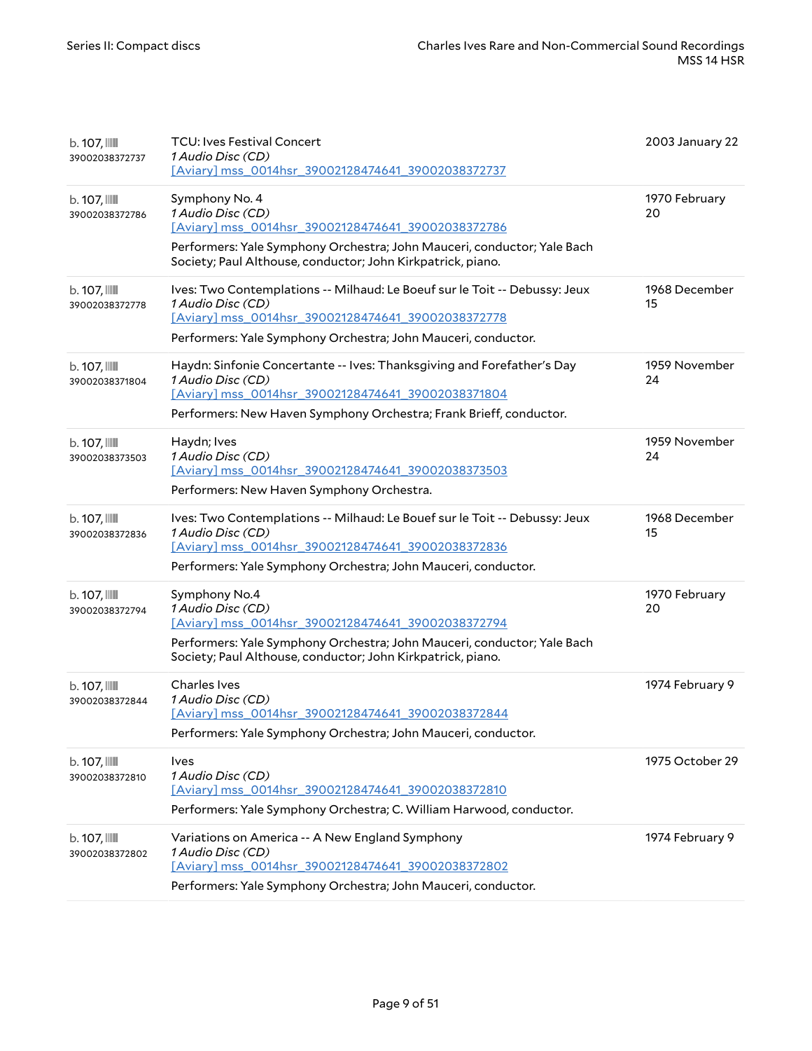| | | |
|---|---|---|
| b. 107, 39002038372737 | TCU: Ives Festival Concert<br>*1 Audio Disc (CD)*<br>[Aviary] mss_0014hsr_39002128474641_39002038372737 | 2003 January 22 |
| b. 107, 39002038372786 | Symphony No. 4<br>*1 Audio Disc (CD)*<br>[Aviary] mss_0014hsr_39002128474641_39002038372786<br>Performers: Yale Symphony Orchestra; John Mauceri, conductor; Yale Bach Society; Paul Althouse, conductor; John Kirkpatrick, piano. | 1970 February 20 |
| b. 107, 39002038372778 | Ives: Two Contemplations -- Milhaud: Le Boeuf sur le Toit -- Debussy: Jeux<br>*1 Audio Disc (CD)*<br>[Aviary] mss_0014hsr_39002128474641_39002038372778<br>Performers: Yale Symphony Orchestra; John Mauceri, conductor. | 1968 December 15 |
| b. 107, 39002038371804 | Haydn: Sinfonie Concertante -- Ives: Thanksgiving and Forefather's Day<br>*1 Audio Disc (CD)*<br>[Aviary] mss_0014hsr_39002128474641_39002038371804<br>Performers: New Haven Symphony Orchestra; Frank Brieff, conductor. | 1959 November 24 |
| b. 107, 39002038373503 | Haydn; Ives<br>*1 Audio Disc (CD)*<br>[Aviary] mss_0014hsr_39002128474641_39002038373503<br>Performers: New Haven Symphony Orchestra. | 1959 November 24 |
| b. 107, 39002038372836 | Ives: Two Contemplations -- Milhaud: Le Bouef sur le Toit -- Debussy: Jeux<br>*1 Audio Disc (CD)*<br>[Aviary] mss_0014hsr_39002128474641_39002038372836<br>Performers: Yale Symphony Orchestra; John Mauceri, conductor. | 1968 December 15 |
| b. 107, 39002038372794 | Symphony No.4<br>*1 Audio Disc (CD)*<br>[Aviary] mss_0014hsr_39002128474641_39002038372794<br>Performers: Yale Symphony Orchestra; John Mauceri, conductor; Yale Bach Society; Paul Althouse, conductor; John Kirkpatrick, piano. | 1970 February 20 |
| b. 107, 39002038372844 | Charles Ives<br>*1 Audio Disc (CD)*<br>[Aviary] mss_0014hsr_39002128474641_39002038372844<br>Performers: Yale Symphony Orchestra; John Mauceri, conductor. | 1974 February 9 |
| b. 107, 39002038372810 | Ives<br>*1 Audio Disc (CD)*<br>[Aviary] mss_0014hsr_39002128474641_39002038372810<br>Performers: Yale Symphony Orchestra; C. William Harwood, conductor. | 1975 October 29 |
| b. 107, 39002038372802 | Variations on America -- A New England Symphony<br>*1 Audio Disc (CD)*<br>[Aviary] mss_0014hsr_39002128474641_39002038372802<br>Performers: Yale Symphony Orchestra; John Mauceri, conductor. | 1974 February 9 |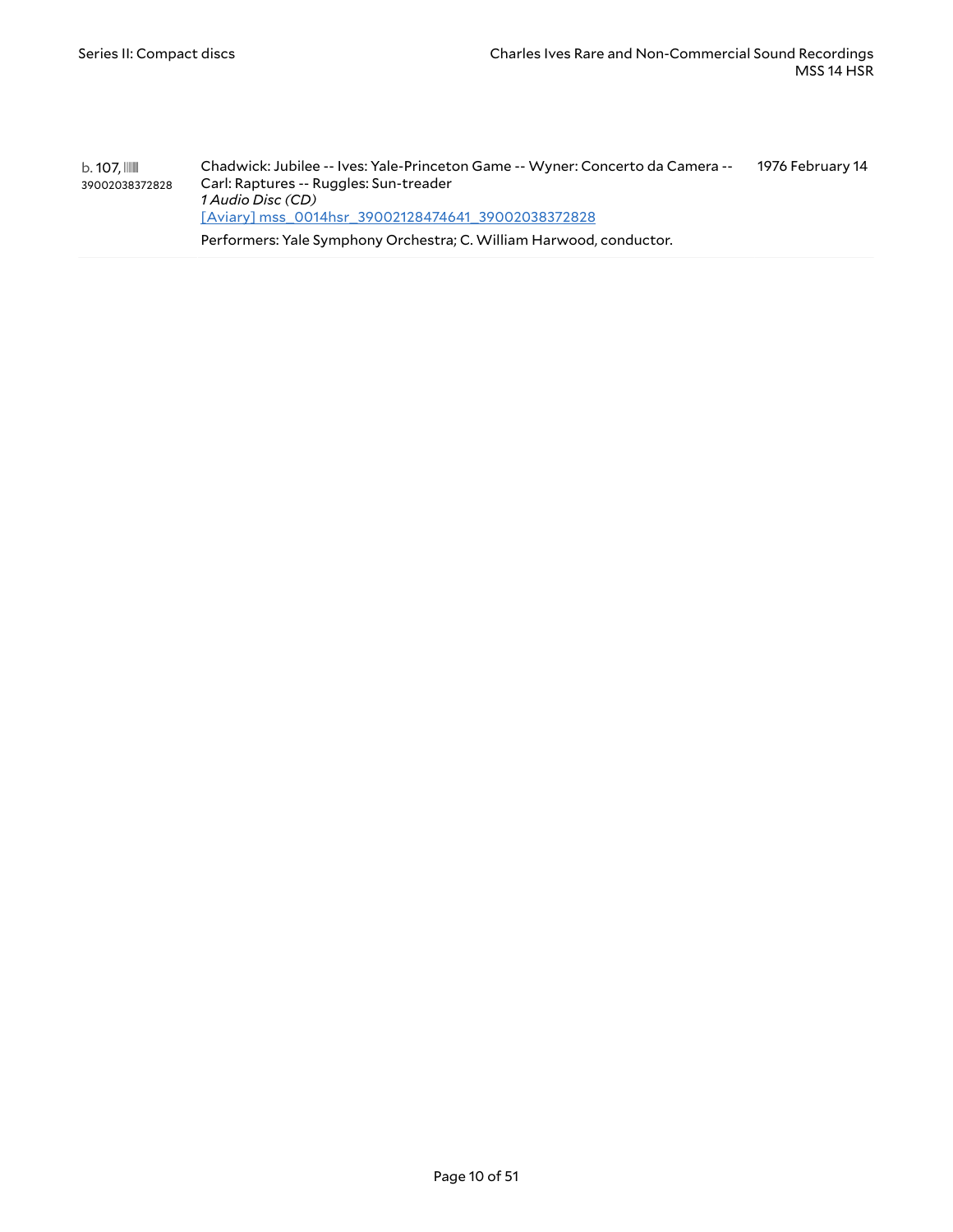| | | |
|---|---|---|
| b. 107, 39002038372828 | Chadwick: Jubilee -- Ives: Yale-Princeton Game -- Wyner: Concerto da Camera -- Carl: Raptures -- Ruggles: Sun-treader<br>*1 Audio Disc (CD)*<br>[Aviary] mss_0014hsr_39002128474641_39002038372828<br>Performers: Yale Symphony Orchestra; C. William Harwood, conductor. | 1976 February 14 |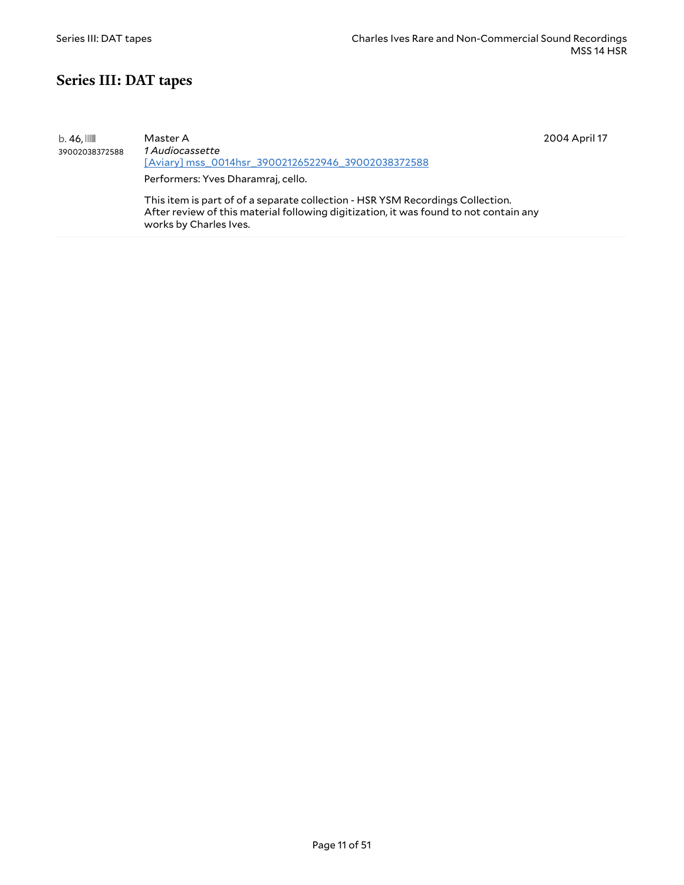# Series III: DAT tapes

| | | |
|---|---|---|
| b. 46, 39002038372588 | Master A<br>*1 Audiocassette*<br>[Aviary] mss_0014hsr_39002126522946_39002038372588<br>Performers: Yves Dharamraj, cello.<br>This item is part of of a separate collection - HSR YSM Recordings Collection. After review of this material following digitization, it was found to not contain any works by Charles Ives. | 2004 April 17 |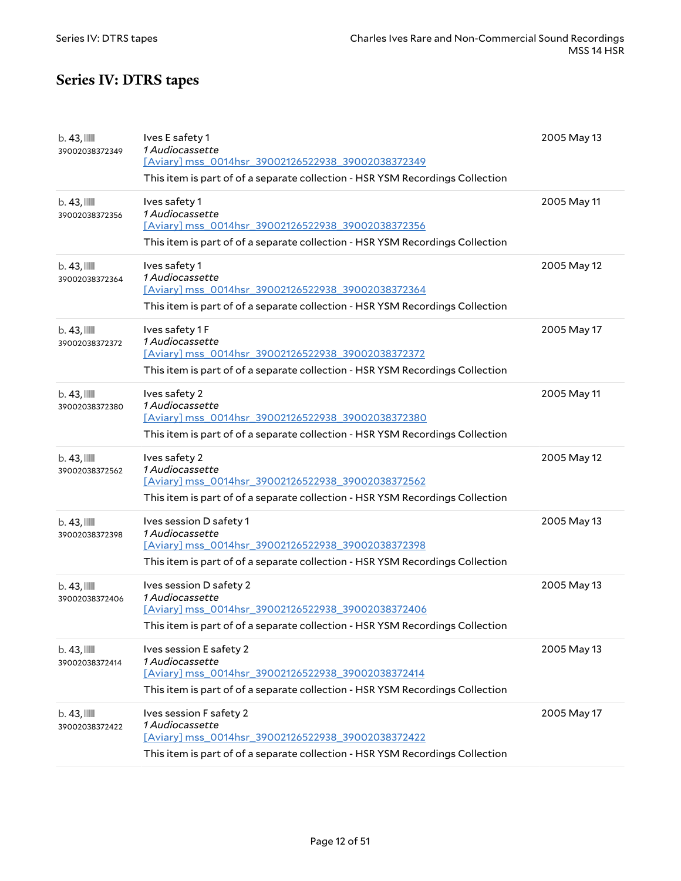# Series IV: DTRS tapes

| | | |
|---|---|---|
| b. 43, 39002038372349 | Ives E safety 1<br>*1 Audiocassette*<br>[Aviary] mss_0014hsr_39002126522938_39002038372349<br>This item is part of of a separate collection - HSR YSM Recordings Collection | 2005 May 13 |
| b. 43, 39002038372356 | Ives safety 1<br>*1 Audiocassette*<br>[Aviary] mss_0014hsr_39002126522938_39002038372356<br>This item is part of of a separate collection - HSR YSM Recordings Collection | 2005 May 11 |
| b. 43, 39002038372364 | Ives safety 1<br>*1 Audiocassette*<br>[Aviary] mss_0014hsr_39002126522938_39002038372364<br>This item is part of of a separate collection - HSR YSM Recordings Collection | 2005 May 12 |
| b. 43, 39002038372372 | Ives safety 1 F<br>*1 Audiocassette*<br>[Aviary] mss_0014hsr_39002126522938_39002038372372<br>This item is part of of a separate collection - HSR YSM Recordings Collection | 2005 May 17 |
| b. 43, 39002038372380 | Ives safety 2<br>*1 Audiocassette*<br>[Aviary] mss_0014hsr_39002126522938_39002038372380<br>This item is part of of a separate collection - HSR YSM Recordings Collection | 2005 May 11 |
| b. 43, 39002038372562 | Ives safety 2<br>*1 Audiocassette*<br>[Aviary] mss_0014hsr_39002126522938_39002038372562<br>This item is part of of a separate collection - HSR YSM Recordings Collection | 2005 May 12 |
| b. 43, 39002038372398 | Ives session D safety 1<br>*1 Audiocassette*<br>[Aviary] mss_0014hsr_39002126522938_39002038372398<br>This item is part of of a separate collection - HSR YSM Recordings Collection | 2005 May 13 |
| b. 43, 39002038372406 | Ives session D safety 2<br>*1 Audiocassette*<br>[Aviary] mss_0014hsr_39002126522938_39002038372406<br>This item is part of of a separate collection - HSR YSM Recordings Collection | 2005 May 13 |
| b. 43, 39002038372414 | Ives session E safety 2<br>*1 Audiocassette*<br>[Aviary] mss_0014hsr_39002126522938_39002038372414<br>This item is part of of a separate collection - HSR YSM Recordings Collection | 2005 May 13 |
| b. 43, 39002038372422 | Ives session F safety 2<br>*1 Audiocassette*<br>[Aviary] mss_0014hsr_39002126522938_39002038372422<br>This item is part of of a separate collection - HSR YSM Recordings Collection | 2005 May 17 |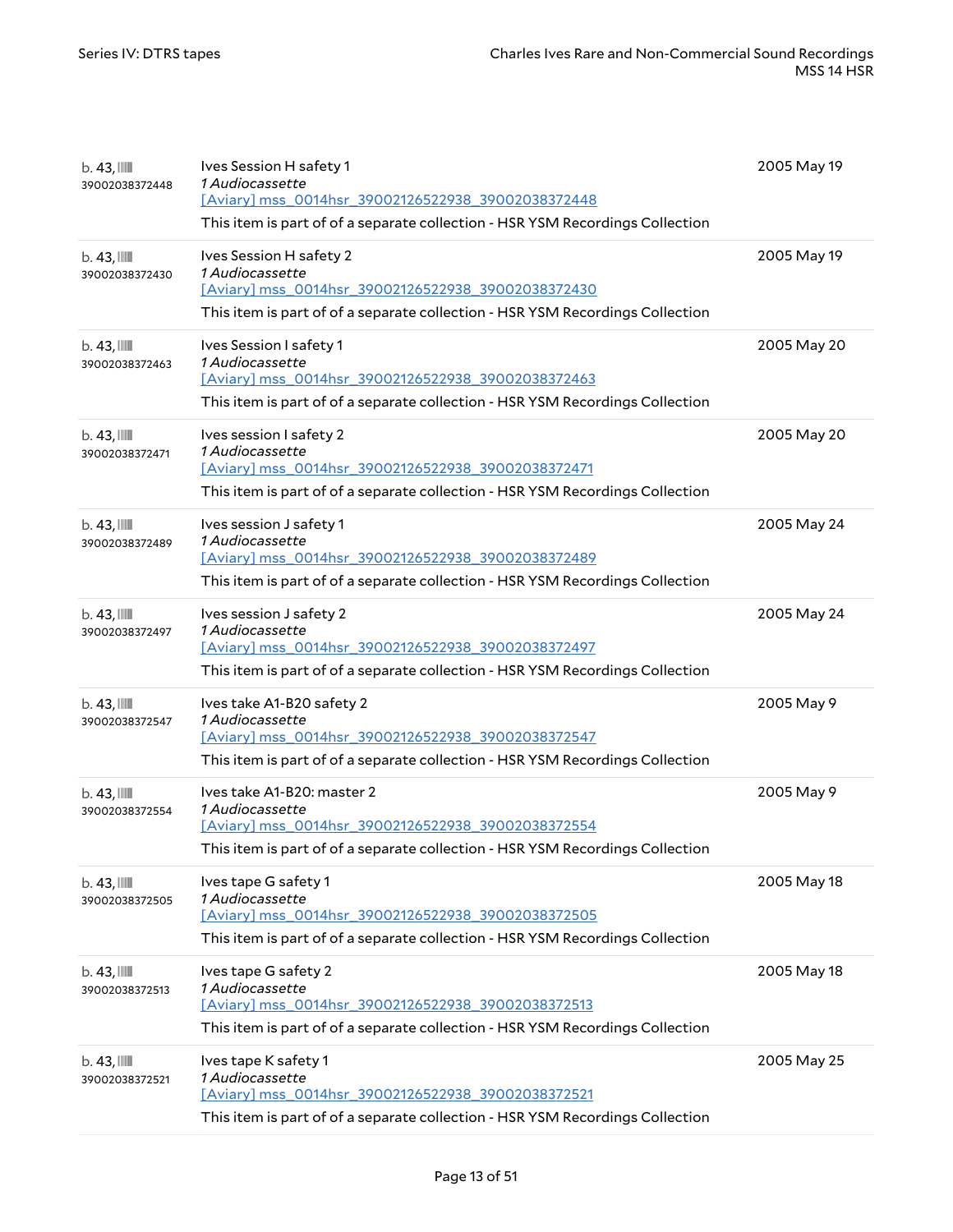| | | |
|---|---|---|
| b. 43, 39002038372448 | Ives Session H safety 1<br>*1 Audiocassette*<br>[Aviary] mss_0014hsr_39002126522938_39002038372448<br>This item is part of of a separate collection - HSR YSM Recordings Collection | 2005 May 19 |
| b. 43, 39002038372430 | Ives Session H safety 2<br>*1 Audiocassette*<br>[Aviary] mss_0014hsr_39002126522938_39002038372430<br>This item is part of of a separate collection - HSR YSM Recordings Collection | 2005 May 19 |
| b. 43, 39002038372463 | Ives Session I safety 1<br>*1 Audiocassette*<br>[Aviary] mss_0014hsr_39002126522938_39002038372463<br>This item is part of of a separate collection - HSR YSM Recordings Collection | 2005 May 20 |
| b. 43, 39002038372471 | Ives session I safety 2<br>*1 Audiocassette*<br>[Aviary] mss_0014hsr_39002126522938_39002038372471<br>This item is part of of a separate collection - HSR YSM Recordings Collection | 2005 May 20 |
| b. 43, 39002038372489 | Ives session J safety 1<br>*1 Audiocassette*<br>[Aviary] mss_0014hsr_39002126522938_39002038372489<br>This item is part of of a separate collection - HSR YSM Recordings Collection | 2005 May 24 |
| b. 43, 39002038372497 | Ives session J safety 2<br>*1 Audiocassette*<br>[Aviary] mss_0014hsr_39002126522938_39002038372497<br>This item is part of of a separate collection - HSR YSM Recordings Collection | 2005 May 24 |
| b. 43, 39002038372547 | Ives take A1-B20 safety 2<br>*1 Audiocassette*<br>[Aviary] mss_0014hsr_39002126522938_39002038372547<br>This item is part of of a separate collection - HSR YSM Recordings Collection | 2005 May 9 |
| b. 43, 39002038372554 | Ives take A1-B20: master 2<br>*1 Audiocassette*<br>[Aviary] mss_0014hsr_39002126522938_39002038372554<br>This item is part of of a separate collection - HSR YSM Recordings Collection | 2005 May 9 |
| b. 43, 39002038372505 | Ives tape G safety 1<br>*1 Audiocassette*<br>[Aviary] mss_0014hsr_39002126522938_39002038372505<br>This item is part of of a separate collection - HSR YSM Recordings Collection | 2005 May 18 |
| b. 43, 39002038372513 | Ives tape G safety 2<br>*1 Audiocassette*<br>[Aviary] mss_0014hsr_39002126522938_39002038372513<br>This item is part of of a separate collection - HSR YSM Recordings Collection | 2005 May 18 |
| b. 43, 39002038372521 | Ives tape K safety 1<br>*1 Audiocassette*<br>[Aviary] mss_0014hsr_39002126522938_39002038372521<br>This item is part of of a separate collection - HSR YSM Recordings Collection | 2005 May 25 |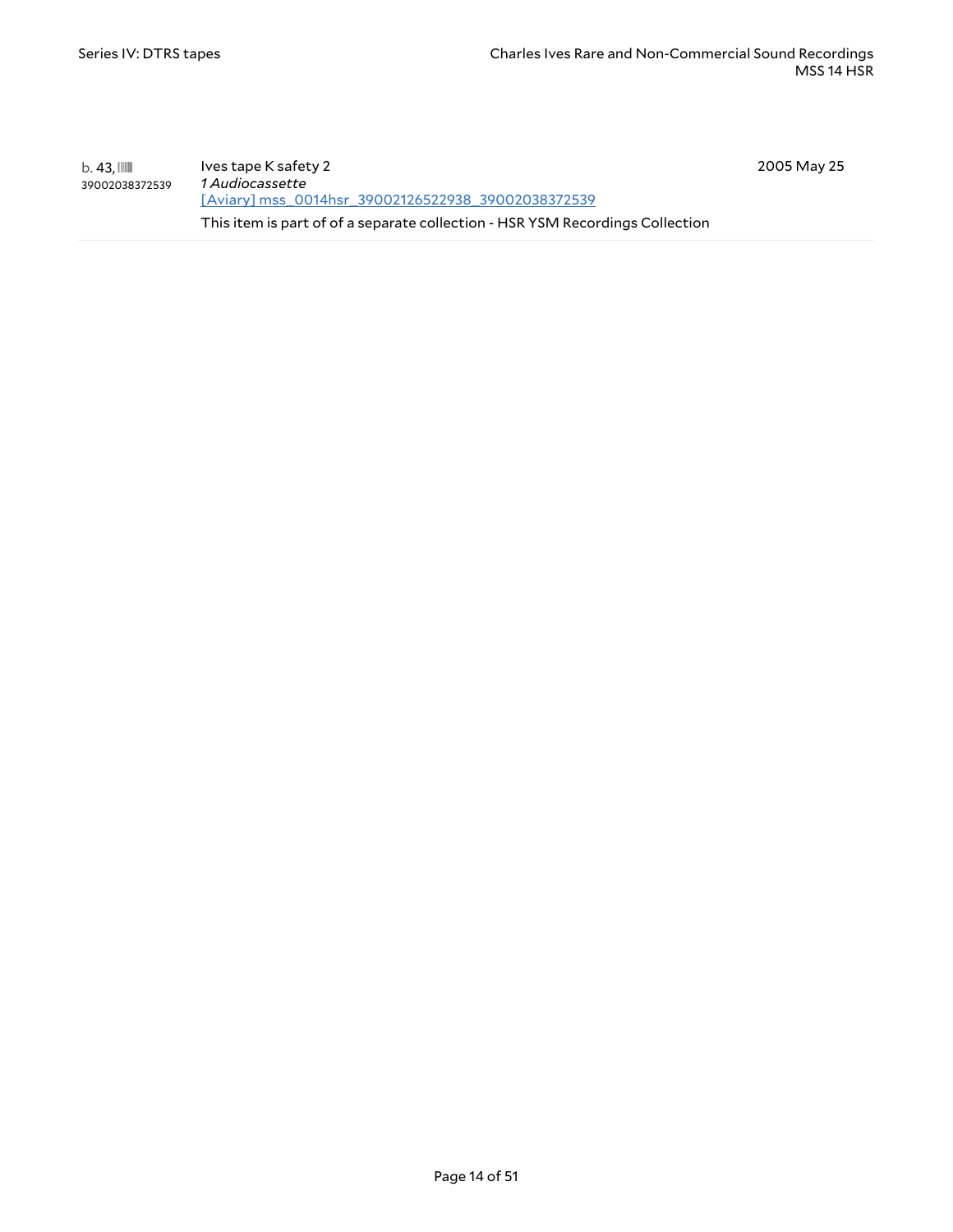| | | |
|---|---|---|
| b. 43, 39002038372539 | Ives tape K safety 2<br>*1 Audiocassette*<br>[Aviary] mss_0014hsr_39002126522938_39002038372539<br>This item is part of of a separate collection - HSR YSM Recordings Collection | 2005 May 25 |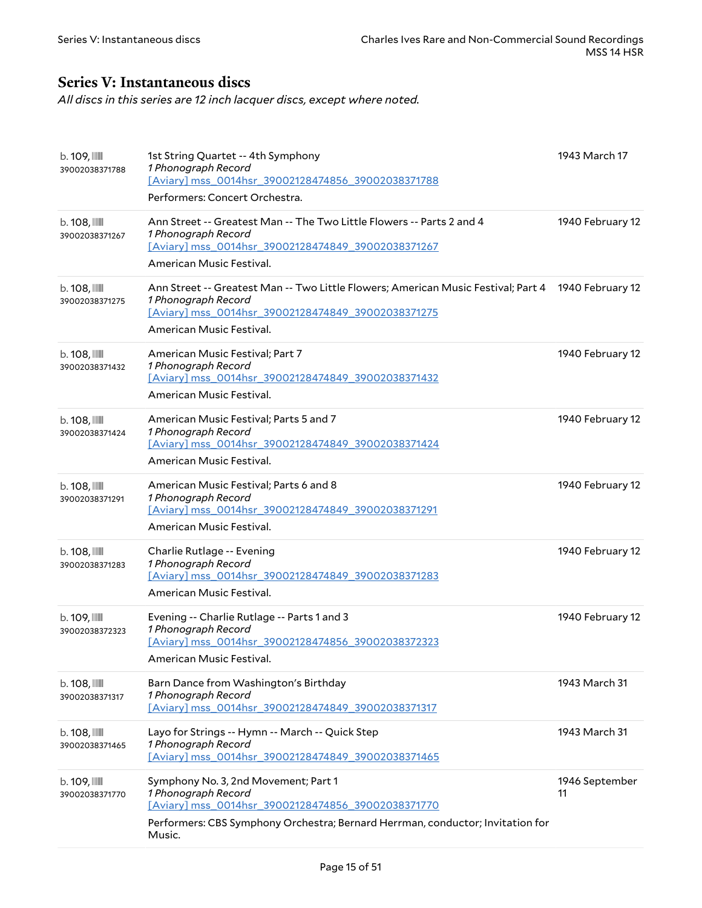## Series V: Instantaneous discs

*All discs in this series are 12 inch lacquer discs, except where noted.*

| | | |
|---|---|---|
| b. 109, 39002038371788 | 1st String Quartet -- 4th Symphony<br>*1 Phonograph Record*<br>[Aviary] mss_0014hsr_39002128474856_39002038371788<br>Performers: Concert Orchestra. | 1943 March 17 |
| b. 108, 39002038371267 | Ann Street -- Greatest Man -- The Two Little Flowers -- Parts 2 and 4<br>*1 Phonograph Record*<br>[Aviary] mss_0014hsr_39002128474849_39002038371267<br>American Music Festival. | 1940 February 12 |
| b. 108, 39002038371275 | Ann Street -- Greatest Man -- Two Little Flowers; American Music Festival; Part 4<br>*1 Phonograph Record*<br>[Aviary] mss_0014hsr_39002128474849_39002038371275<br>American Music Festival. | 1940 February 12 |
| b. 108, 39002038371432 | American Music Festival; Part 7<br>*1 Phonograph Record*<br>[Aviary] mss_0014hsr_39002128474849_39002038371432<br>American Music Festival. | 1940 February 12 |
| b. 108, 39002038371424 | American Music Festival; Parts 5 and 7<br>*1 Phonograph Record*<br>[Aviary] mss_0014hsr_39002128474849_39002038371424<br>American Music Festival. | 1940 February 12 |
| b. 108, 39002038371291 | American Music Festival; Parts 6 and 8<br>*1 Phonograph Record*<br>[Aviary] mss_0014hsr_39002128474849_39002038371291<br>American Music Festival. | 1940 February 12 |
| b. 108, 39002038371283 | Charlie Rutlage -- Evening<br>*1 Phonograph Record*<br>[Aviary] mss_0014hsr_39002128474849_39002038371283<br>American Music Festival. | 1940 February 12 |
| b. 109, 39002038372323 | Evening -- Charlie Rutlage -- Parts 1 and 3<br>*1 Phonograph Record*<br>[Aviary] mss_0014hsr_39002128474856_39002038372323<br>American Music Festival. | 1940 February 12 |
| b. 108, 39002038371317 | Barn Dance from Washington's Birthday<br>*1 Phonograph Record*<br>[Aviary] mss_0014hsr_39002128474849_39002038371317 | 1943 March 31 |
| b. 108, 39002038371465 | Layo for Strings -- Hymn -- March -- Quick Step<br>*1 Phonograph Record*<br>[Aviary] mss_0014hsr_39002128474849_39002038371465 | 1943 March 31 |
| b. 109, 39002038371770 | Symphony No. 3, 2nd Movement; Part 1<br>*1 Phonograph Record*<br>[Aviary] mss_0014hsr_39002128474856_39002038371770<br>Performers: CBS Symphony Orchestra; Bernard Herrman, conductor; Invitation for Music. | 1946 September 11 |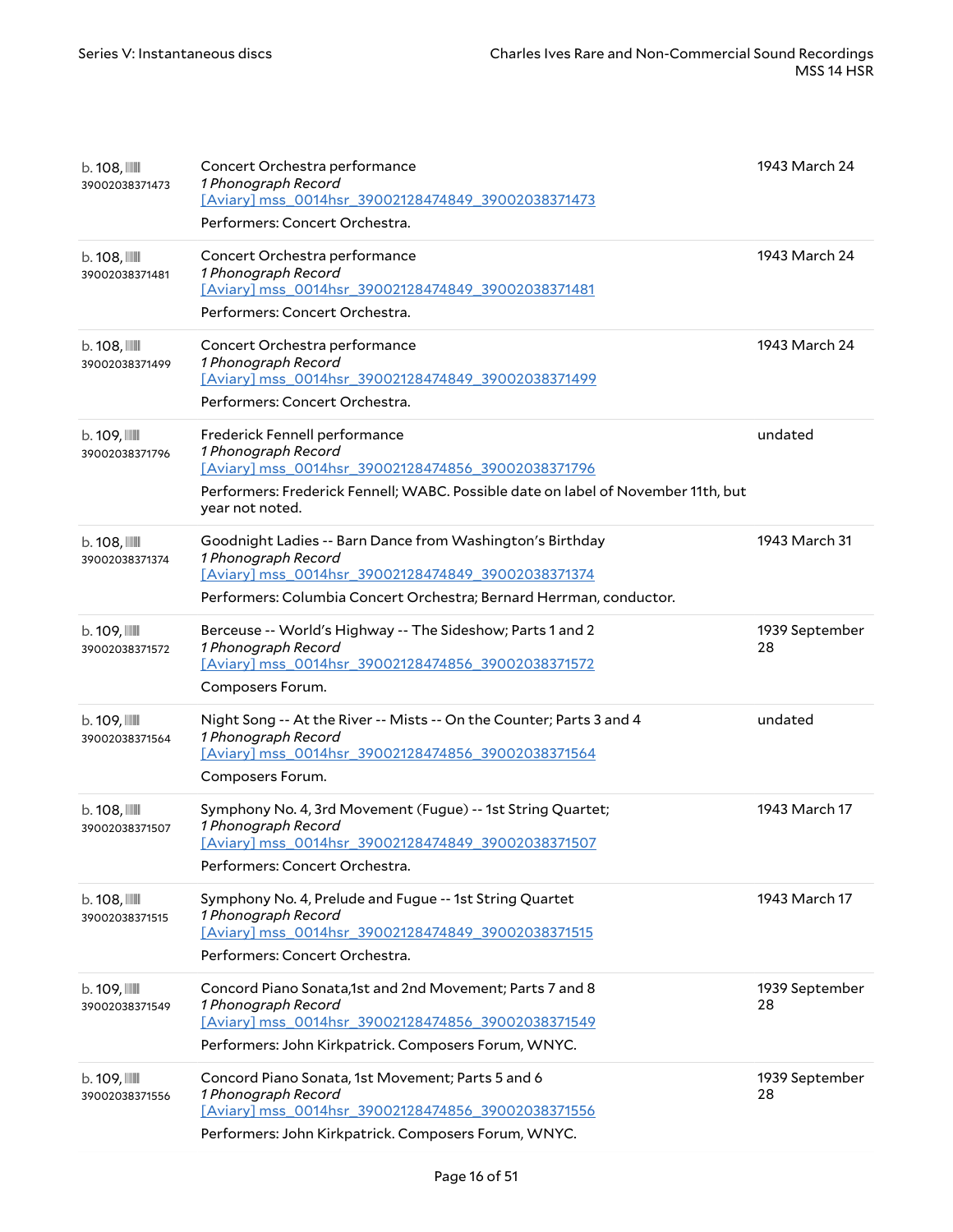| | | |
|---|---|---|
| b. 108, 39002038371473 | Concert Orchestra performance<br>*1 Phonograph Record*<br>[Aviary] mss_0014hsr_39002128474849_39002038371473<br>Performers: Concert Orchestra. | 1943 March 24 |
| b. 108, 39002038371481 | Concert Orchestra performance<br>*1 Phonograph Record*<br>[Aviary] mss_0014hsr_39002128474849_39002038371481<br>Performers: Concert Orchestra. | 1943 March 24 |
| b. 108, 39002038371499 | Concert Orchestra performance<br>*1 Phonograph Record*<br>[Aviary] mss_0014hsr_39002128474849_39002038371499<br>Performers: Concert Orchestra. | 1943 March 24 |
| b. 109, 39002038371796 | Frederick Fennell performance<br>*1 Phonograph Record*<br>[Aviary] mss_0014hsr_39002128474856_39002038371796<br>Performers: Frederick Fennell; WABC. Possible date on label of November 11th, but year not noted. | undated |
| b. 108, 39002038371374 | Goodnight Ladies -- Barn Dance from Washington's Birthday<br>*1 Phonograph Record*<br>[Aviary] mss_0014hsr_39002128474849_39002038371374<br>Performers: Columbia Concert Orchestra; Bernard Herrman, conductor. | 1943 March 31 |
| b. 109, 39002038371572 | Berceuse -- World's Highway -- The Sideshow; Parts 1 and 2<br>*1 Phonograph Record*<br>[Aviary] mss_0014hsr_39002128474856_39002038371572<br>Composers Forum. | 1939 September 28 |
| b. 109, 39002038371564 | Night Song -- At the River -- Mists -- On the Counter; Parts 3 and 4<br>*1 Phonograph Record*<br>[Aviary] mss_0014hsr_39002128474856_39002038371564<br>Composers Forum. | undated |
| b. 108, 39002038371507 | Symphony No. 4, 3rd Movement (Fugue) -- 1st String Quartet;<br>*1 Phonograph Record*<br>[Aviary] mss_0014hsr_39002128474849_39002038371507<br>Performers: Concert Orchestra. | 1943 March 17 |
| b. 108, 39002038371515 | Symphony No. 4, Prelude and Fugue -- 1st String Quartet<br>*1 Phonograph Record*<br>[Aviary] mss_0014hsr_39002128474849_39002038371515<br>Performers: Concert Orchestra. | 1943 March 17 |
| b. 109, 39002038371549 | Concord Piano Sonata,1st and 2nd Movement; Parts 7 and 8<br>*1 Phonograph Record*<br>[Aviary] mss_0014hsr_39002128474856_39002038371549<br>Performers: John Kirkpatrick. Composers Forum, WNYC. | 1939 September 28 |
| b. 109, 39002038371556 | Concord Piano Sonata, 1st Movement; Parts 5 and 6<br>*1 Phonograph Record*<br>[Aviary] mss_0014hsr_39002128474856_39002038371556<br>Performers: John Kirkpatrick. Composers Forum, WNYC. | 1939 September 28 |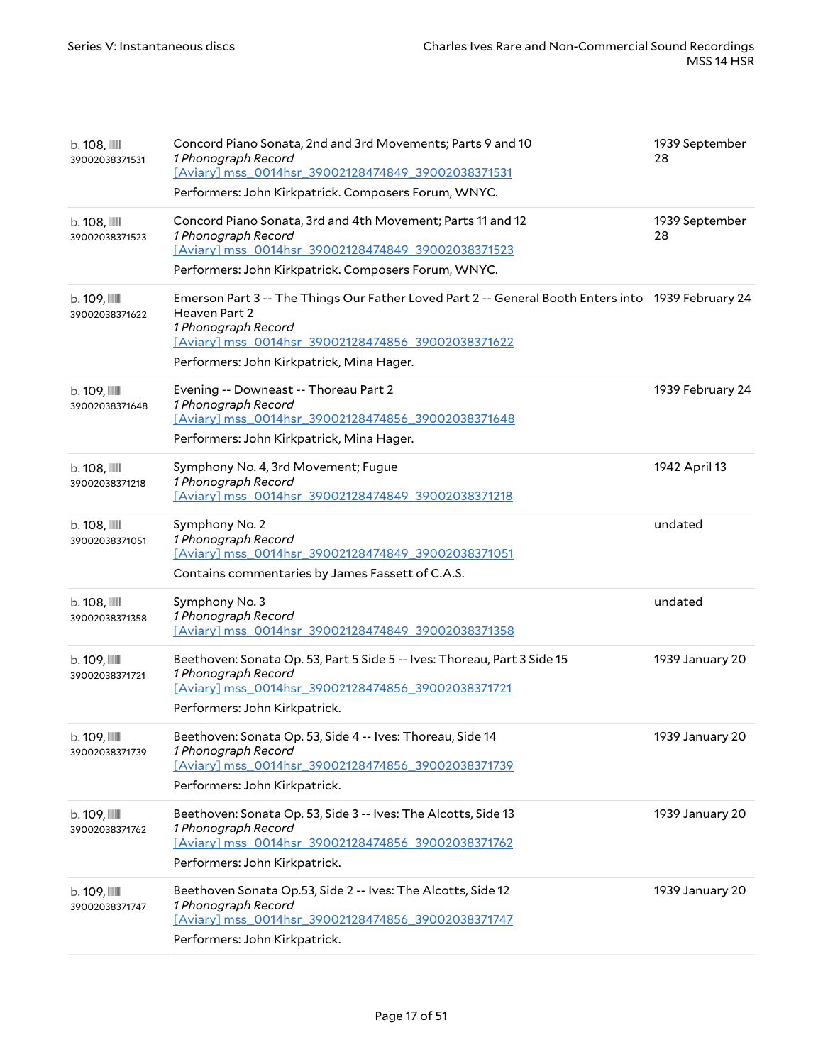| | | |
|---|---|---|
| b. 108, 39002038371531 | Concord Piano Sonata, 2nd and 3rd Movements; Parts 9 and 10<br>*1 Phonograph Record*<br>[Aviary] mss_0014hsr_39002128474849_39002038371531<br>Performers: John Kirkpatrick. Composers Forum, WNYC. | 1939 September 28 |
| b. 108, 39002038371523 | Concord Piano Sonata, 3rd and 4th Movement; Parts 11 and 12<br>*1 Phonograph Record*<br>[Aviary] mss_0014hsr_39002128474849_39002038371523<br>Performers: John Kirkpatrick. Composers Forum, WNYC. | 1939 September 28 |
| b. 109, 39002038371622 | Emerson Part 3 -- The Things Our Father Loved Part 2 -- General Booth Enters into Heaven Part 2<br>*1 Phonograph Record*<br>[Aviary] mss_0014hsr_39002128474856_39002038371622<br>Performers: John Kirkpatrick, Mina Hager. | 1939 February 24 |
| b. 109, 39002038371648 | Evening -- Downeast -- Thoreau Part 2<br>*1 Phonograph Record*<br>[Aviary] mss_0014hsr_39002128474856_39002038371648<br>Performers: John Kirkpatrick, Mina Hager. | 1939 February 24 |
| b. 108, 39002038371218 | Symphony No. 4, 3rd Movement; Fugue<br>*1 Phonograph Record*<br>[Aviary] mss_0014hsr_39002128474849_39002038371218 | 1942 April 13 |
| b. 108, 39002038371051 | Symphony No. 2<br>*1 Phonograph Record*<br>[Aviary] mss_0014hsr_39002128474849_39002038371051<br>Contains commentaries by James Fassett of C.A.S. | undated |
| b. 108, 39002038371358 | Symphony No. 3<br>*1 Phonograph Record*<br>[Aviary] mss_0014hsr_39002128474849_39002038371358 | undated |
| b. 109, 39002038371721 | Beethoven: Sonata Op. 53, Part 5 Side 5 -- Ives: Thoreau, Part 3 Side 15<br>*1 Phonograph Record*<br>[Aviary] mss_0014hsr_39002128474856_39002038371721<br>Performers: John Kirkpatrick. | 1939 January 20 |
| b. 109, 39002038371739 | Beethoven: Sonata Op. 53, Side 4 -- Ives: Thoreau, Side 14<br>*1 Phonograph Record*<br>[Aviary] mss_0014hsr_39002128474856_39002038371739<br>Performers: John Kirkpatrick. | 1939 January 20 |
| b. 109, 39002038371762 | Beethoven: Sonata Op. 53, Side 3 -- Ives: The Alcotts, Side 13<br>*1 Phonograph Record*<br>[Aviary] mss_0014hsr_39002128474856_39002038371762<br>Performers: John Kirkpatrick. | 1939 January 20 |
| b. 109, 39002038371747 | Beethoven Sonata Op.53, Side 2 -- Ives: The Alcotts, Side 12<br>*1 Phonograph Record*<br>[Aviary] mss_0014hsr_39002128474856_39002038371747<br>Performers: John Kirkpatrick. | 1939 January 20 |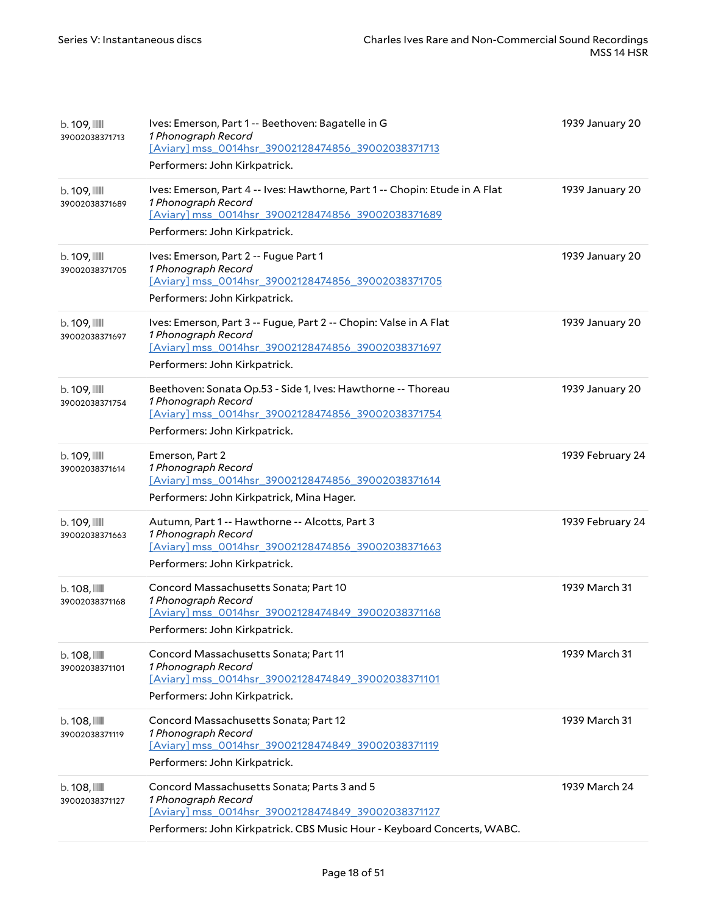| | | |
|---|---|---|
| b. 109, 39002038371713 | Ives: Emerson, Part 1 -- Beethoven: Bagatelle in G<br>*1 Phonograph Record*<br>[Aviary] mss_0014hsr_39002128474856_39002038371713<br>Performers: John Kirkpatrick. | 1939 January 20 |
| b. 109, 39002038371689 | Ives: Emerson, Part 4 -- Ives: Hawthorne, Part 1 -- Chopin: Etude in A Flat<br>*1 Phonograph Record*<br>[Aviary] mss_0014hsr_39002128474856_39002038371689<br>Performers: John Kirkpatrick. | 1939 January 20 |
| b. 109, 39002038371705 | Ives: Emerson, Part 2 -- Fugue Part 1<br>*1 Phonograph Record*<br>[Aviary] mss_0014hsr_39002128474856_39002038371705<br>Performers: John Kirkpatrick. | 1939 January 20 |
| b. 109, 39002038371697 | Ives: Emerson, Part 3 -- Fugue, Part 2 -- Chopin: Valse in A Flat<br>*1 Phonograph Record*<br>[Aviary] mss_0014hsr_39002128474856_39002038371697<br>Performers: John Kirkpatrick. | 1939 January 20 |
| b. 109, 39002038371754 | Beethoven: Sonata Op.53 - Side 1, Ives: Hawthorne -- Thoreau<br>*1 Phonograph Record*<br>[Aviary] mss_0014hsr_39002128474856_39002038371754<br>Performers: John Kirkpatrick. | 1939 January 20 |
| b. 109, 39002038371614 | Emerson, Part 2<br>*1 Phonograph Record*<br>[Aviary] mss_0014hsr_39002128474856_39002038371614<br>Performers: John Kirkpatrick, Mina Hager. | 1939 February 24 |
| b. 109, 39002038371663 | Autumn, Part 1 -- Hawthorne -- Alcotts, Part 3<br>*1 Phonograph Record*<br>[Aviary] mss_0014hsr_39002128474856_39002038371663<br>Performers: John Kirkpatrick. | 1939 February 24 |
| b. 108, 39002038371168 | Concord Massachusetts Sonata; Part 10<br>*1 Phonograph Record*<br>[Aviary] mss_0014hsr_39002128474849_39002038371168<br>Performers: John Kirkpatrick. | 1939 March 31 |
| b. 108, 39002038371101 | Concord Massachusetts Sonata; Part 11<br>*1 Phonograph Record*<br>[Aviary] mss_0014hsr_39002128474849_39002038371101<br>Performers: John Kirkpatrick. | 1939 March 31 |
| b. 108, 39002038371119 | Concord Massachusetts Sonata; Part 12<br>*1 Phonograph Record*<br>[Aviary] mss_0014hsr_39002128474849_39002038371119<br>Performers: John Kirkpatrick. | 1939 March 31 |
| b. 108, 39002038371127 | Concord Massachusetts Sonata; Parts 3 and 5<br>*1 Phonograph Record*<br>[Aviary] mss_0014hsr_39002128474849_39002038371127<br>Performers: John Kirkpatrick. CBS Music Hour - Keyboard Concerts, WABC. | 1939 March 24 |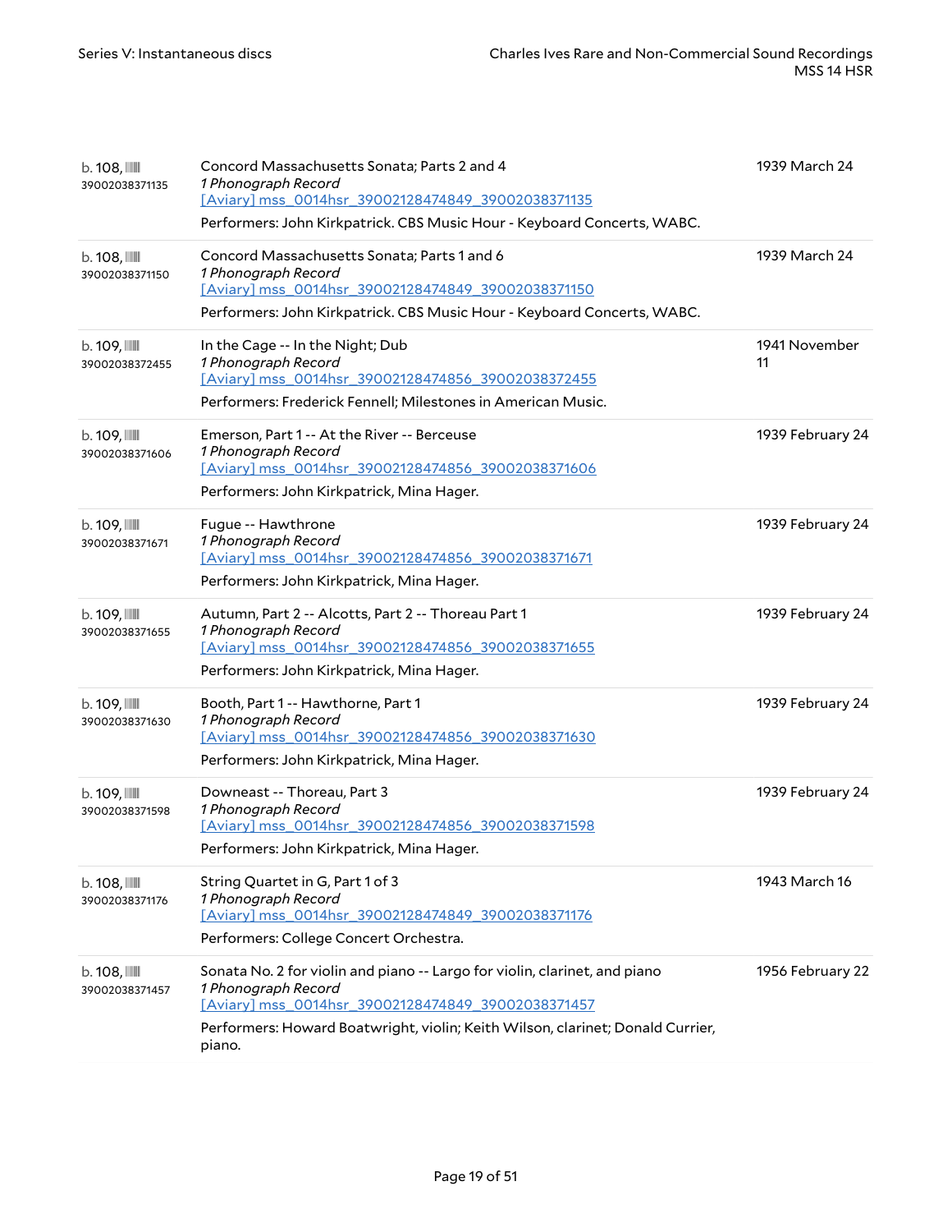| | | |
|---|---|---|
| b. 108, 39002038371135 | Concord Massachusetts Sonata; Parts 2 and 4<br>*1 Phonograph Record*<br>[Aviary] mss_0014hsr_39002128474849_39002038371135<br>Performers: John Kirkpatrick. CBS Music Hour - Keyboard Concerts, WABC. | 1939 March 24 |
| b. 108, 39002038371150 | Concord Massachusetts Sonata; Parts 1 and 6<br>*1 Phonograph Record*<br>[Aviary] mss_0014hsr_39002128474849_39002038371150<br>Performers: John Kirkpatrick. CBS Music Hour - Keyboard Concerts, WABC. | 1939 March 24 |
| b. 109, 39002038372455 | In the Cage -- In the Night; Dub<br>*1 Phonograph Record*<br>[Aviary] mss_0014hsr_39002128474856_39002038372455<br>Performers: Frederick Fennell; Milestones in American Music. | 1941 November 11 |
| b. 109, 39002038371606 | Emerson, Part 1 -- At the River -- Berceuse<br>*1 Phonograph Record*<br>[Aviary] mss_0014hsr_39002128474856_39002038371606<br>Performers: John Kirkpatrick, Mina Hager. | 1939 February 24 |
| b. 109, 39002038371671 | Fugue -- Hawthrone<br>*1 Phonograph Record*<br>[Aviary] mss_0014hsr_39002128474856_39002038371671<br>Performers: John Kirkpatrick, Mina Hager. | 1939 February 24 |
| b. 109, 39002038371655 | Autumn, Part 2 -- Alcotts, Part 2 -- Thoreau Part 1<br>*1 Phonograph Record*<br>[Aviary] mss_0014hsr_39002128474856_39002038371655<br>Performers: John Kirkpatrick, Mina Hager. | 1939 February 24 |
| b. 109, 39002038371630 | Booth, Part 1 -- Hawthorne, Part 1<br>*1 Phonograph Record*<br>[Aviary] mss_0014hsr_39002128474856_39002038371630<br>Performers: John Kirkpatrick, Mina Hager. | 1939 February 24 |
| b. 109, 39002038371598 | Downeast -- Thoreau, Part 3<br>*1 Phonograph Record*<br>[Aviary] mss_0014hsr_39002128474856_39002038371598<br>Performers: John Kirkpatrick, Mina Hager. | 1939 February 24 |
| b. 108, 39002038371176 | String Quartet in G, Part 1 of 3<br>*1 Phonograph Record*<br>[Aviary] mss_0014hsr_39002128474849_39002038371176<br>Performers: College Concert Orchestra. | 1943 March 16 |
| b. 108, 39002038371457 | Sonata No. 2 for violin and piano -- Largo for violin, clarinet, and piano<br>*1 Phonograph Record*<br>[Aviary] mss_0014hsr_39002128474849_39002038371457<br>Performers: Howard Boatwright, violin; Keith Wilson, clarinet; Donald Currier, piano. | 1956 February 22 |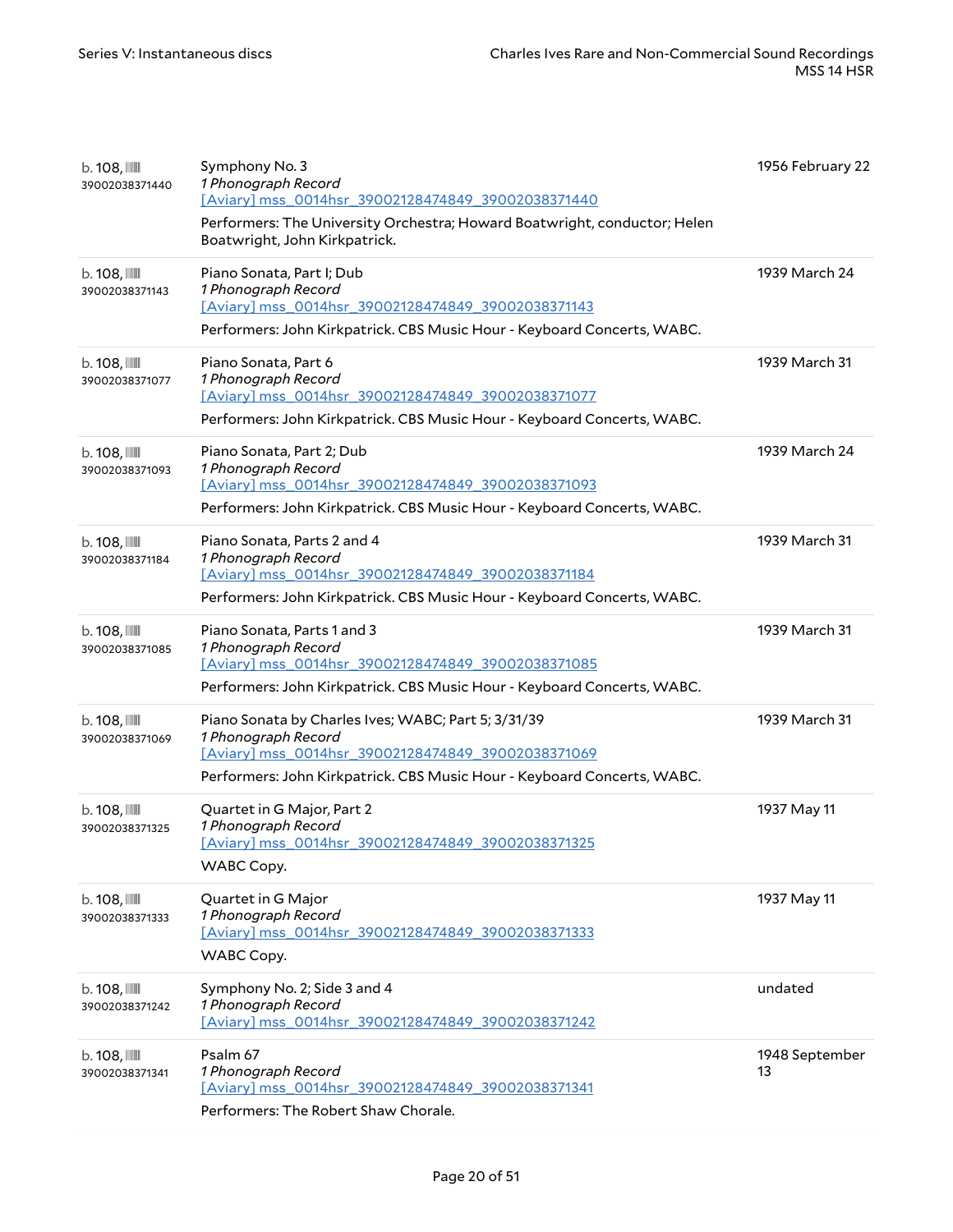| | | |
|---|---|---|
| b. 108, 39002038371440 | Symphony No. 3<br>*1 Phonograph Record*<br>[Aviary] mss_0014hsr_39002128474849_39002038371440<br>Performers: The University Orchestra; Howard Boatwright, conductor; Helen Boatwright, John Kirkpatrick. | 1956 February 22 |
| b. 108, 39002038371143 | Piano Sonata, Part I; Dub<br>*1 Phonograph Record*<br>[Aviary] mss_0014hsr_39002128474849_39002038371143<br>Performers: John Kirkpatrick. CBS Music Hour - Keyboard Concerts, WABC. | 1939 March 24 |
| b. 108, 39002038371077 | Piano Sonata, Part 6<br>*1 Phonograph Record*<br>[Aviary] mss_0014hsr_39002128474849_39002038371077<br>Performers: John Kirkpatrick. CBS Music Hour - Keyboard Concerts, WABC. | 1939 March 31 |
| b. 108, 39002038371093 | Piano Sonata, Part 2; Dub<br>*1 Phonograph Record*<br>[Aviary] mss_0014hsr_39002128474849_39002038371093<br>Performers: John Kirkpatrick. CBS Music Hour - Keyboard Concerts, WABC. | 1939 March 24 |
| b. 108, 39002038371184 | Piano Sonata, Parts 2 and 4<br>*1 Phonograph Record*<br>[Aviary] mss_0014hsr_39002128474849_39002038371184<br>Performers: John Kirkpatrick. CBS Music Hour - Keyboard Concerts, WABC. | 1939 March 31 |
| b. 108, 39002038371085 | Piano Sonata, Parts 1 and 3<br>*1 Phonograph Record*<br>[Aviary] mss_0014hsr_39002128474849_39002038371085<br>Performers: John Kirkpatrick. CBS Music Hour - Keyboard Concerts, WABC. | 1939 March 31 |
| b. 108, 39002038371069 | Piano Sonata by Charles Ives; WABC; Part 5; 3/31/39<br>*1 Phonograph Record*<br>[Aviary] mss_0014hsr_39002128474849_39002038371069<br>Performers: John Kirkpatrick. CBS Music Hour - Keyboard Concerts, WABC. | 1939 March 31 |
| b. 108, 39002038371325 | Quartet in G Major, Part 2<br>*1 Phonograph Record*<br>[Aviary] mss_0014hsr_39002128474849_39002038371325<br>WABC Copy. | 1937 May 11 |
| b. 108, 39002038371333 | Quartet in G Major<br>*1 Phonograph Record*<br>[Aviary] mss_0014hsr_39002128474849_39002038371333<br>WABC Copy. | 1937 May 11 |
| b. 108, 39002038371242 | Symphony No. 2; Side 3 and 4<br>*1 Phonograph Record*<br>[Aviary] mss_0014hsr_39002128474849_39002038371242 | undated |
| b. 108, 39002038371341 | Psalm 67<br>*1 Phonograph Record*<br>[Aviary] mss_0014hsr_39002128474849_39002038371341<br>Performers: The Robert Shaw Chorale. | 1948 September 13 |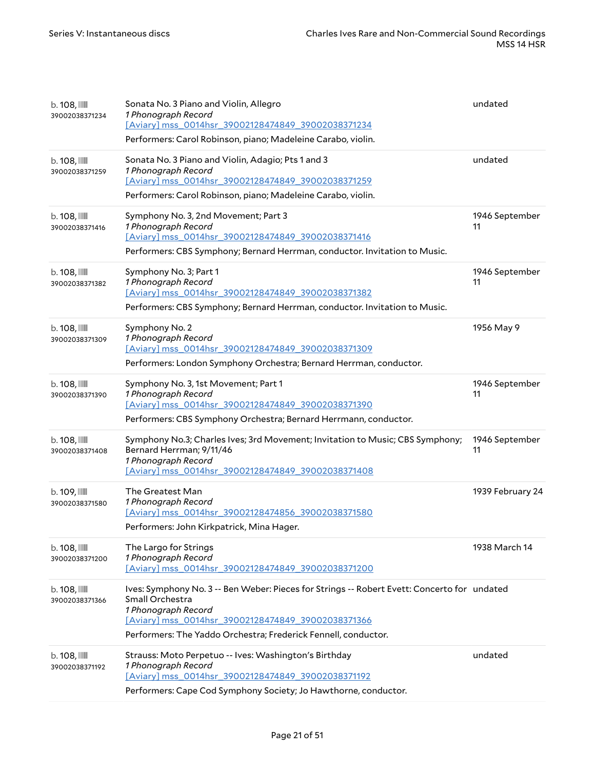| | | |
|---|---|---|
| b. 108, 39002038371234 | Sonata No. 3 Piano and Violin, Allegro<br>*1 Phonograph Record*<br>[Aviary] mss_0014hsr_39002128474849_39002038371234<br>Performers: Carol Robinson, piano; Madeleine Carabo, violin. | undated |
| b. 108, 39002038371259 | Sonata No. 3 Piano and Violin, Adagio; Pts 1 and 3<br>*1 Phonograph Record*<br>[Aviary] mss_0014hsr_39002128474849_39002038371259<br>Performers: Carol Robinson, piano; Madeleine Carabo, violin. | undated |
| b. 108, 39002038371416 | Symphony No. 3, 2nd Movement; Part 3<br>*1 Phonograph Record*<br>[Aviary] mss_0014hsr_39002128474849_39002038371416<br>Performers: CBS Symphony; Bernard Herrman, conductor. Invitation to Music. | 1946 September 11 |
| b. 108, 39002038371382 | Symphony No. 3; Part 1<br>*1 Phonograph Record*<br>[Aviary] mss_0014hsr_39002128474849_39002038371382<br>Performers: CBS Symphony; Bernard Herrman, conductor. Invitation to Music. | 1946 September 11 |
| b. 108, 39002038371309 | Symphony No. 2<br>*1 Phonograph Record*<br>[Aviary] mss_0014hsr_39002128474849_39002038371309<br>Performers: London Symphony Orchestra; Bernard Herrman, conductor. | 1956 May 9 |
| b. 108, 39002038371390 | Symphony No. 3, 1st Movement; Part 1<br>*1 Phonograph Record*<br>[Aviary] mss_0014hsr_39002128474849_39002038371390<br>Performers: CBS Symphony Orchestra; Bernard Herrmann, conductor. | 1946 September 11 |
| b. 108, 39002038371408 | Symphony No.3; Charles Ives; 3rd Movement; Invitation to Music; CBS Symphony; Bernard Herrman; 9/11/46<br>*1 Phonograph Record*<br>[Aviary] mss_0014hsr_39002128474849_39002038371408 | 1946 September 11 |
| b. 109, 39002038371580 | The Greatest Man<br>*1 Phonograph Record*<br>[Aviary] mss_0014hsr_39002128474856_39002038371580<br>Performers: John Kirkpatrick, Mina Hager. | 1939 February 24 |
| b. 108, 39002038371200 | The Largo for Strings<br>*1 Phonograph Record*<br>[Aviary] mss_0014hsr_39002128474849_39002038371200 | 1938 March 14 |
| b. 108, 39002038371366 | Ives: Symphony No. 3 -- Ben Weber: Pieces for Strings -- Robert Evett: Concerto for Small Orchestra<br>*1 Phonograph Record*<br>[Aviary] mss_0014hsr_39002128474849_39002038371366<br>Performers: The Yaddo Orchestra; Frederick Fennell, conductor. | undated |
| b. 108, 39002038371192 | Strauss: Moto Perpetuo -- Ives: Washington's Birthday<br>*1 Phonograph Record*<br>[Aviary] mss_0014hsr_39002128474849_39002038371192<br>Performers: Cape Cod Symphony Society; Jo Hawthorne, conductor. | undated |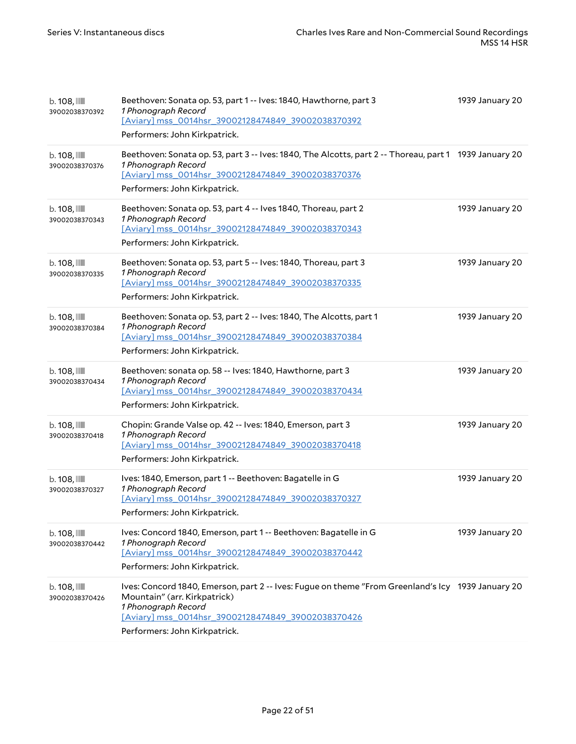| | | |
|---|---|---|
| b. 108, 39002038370392 | Beethoven: Sonata op. 53, part 1 -- Ives: 1840, Hawthorne, part 3<br>*1 Phonograph Record*<br>[Aviary] mss_0014hsr_39002128474849_39002038370392<br>Performers: John Kirkpatrick. | 1939 January 20 |
| b. 108, 39002038370376 | Beethoven: Sonata op. 53, part 3 -- Ives: 1840, The Alcotts, part 2 -- Thoreau, part 1<br>*1 Phonograph Record*<br>[Aviary] mss_0014hsr_39002128474849_39002038370376<br>Performers: John Kirkpatrick. | 1939 January 20 |
| b. 108, 39002038370343 | Beethoven: Sonata op. 53, part 4 -- Ives 1840, Thoreau, part 2<br>*1 Phonograph Record*<br>[Aviary] mss_0014hsr_39002128474849_39002038370343<br>Performers: John Kirkpatrick. | 1939 January 20 |
| b. 108, 39002038370335 | Beethoven: Sonata op. 53, part 5 -- Ives: 1840, Thoreau, part 3<br>*1 Phonograph Record*<br>[Aviary] mss_0014hsr_39002128474849_39002038370335<br>Performers: John Kirkpatrick. | 1939 January 20 |
| b. 108, 39002038370384 | Beethoven: Sonata op. 53, part 2 -- Ives: 1840, The Alcotts, part 1<br>*1 Phonograph Record*<br>[Aviary] mss_0014hsr_39002128474849_39002038370384<br>Performers: John Kirkpatrick. | 1939 January 20 |
| b. 108, 39002038370434 | Beethoven: sonata op. 58 -- Ives: 1840, Hawthorne, part 3<br>*1 Phonograph Record*<br>[Aviary] mss_0014hsr_39002128474849_39002038370434<br>Performers: John Kirkpatrick. | 1939 January 20 |
| b. 108, 39002038370418 | Chopin: Grande Valse op. 42 -- Ives: 1840, Emerson, part 3<br>*1 Phonograph Record*<br>[Aviary] mss_0014hsr_39002128474849_39002038370418<br>Performers: John Kirkpatrick. | 1939 January 20 |
| b. 108, 39002038370327 | Ives: 1840, Emerson, part 1 -- Beethoven: Bagatelle in G<br>*1 Phonograph Record*<br>[Aviary] mss_0014hsr_39002128474849_39002038370327<br>Performers: John Kirkpatrick. | 1939 January 20 |
| b. 108, 39002038370442 | Ives: Concord 1840, Emerson, part 1 -- Beethoven: Bagatelle in G<br>*1 Phonograph Record*<br>[Aviary] mss_0014hsr_39002128474849_39002038370442<br>Performers: John Kirkpatrick. | 1939 January 20 |
| b. 108, 39002038370426 | Ives: Concord 1840, Emerson, part 2 -- Ives: Fugue on theme "From Greenland's Icy Mountain" (arr. Kirkpatrick)<br>*1 Phonograph Record*<br>[Aviary] mss_0014hsr_39002128474849_39002038370426<br>Performers: John Kirkpatrick. | 1939 January 20 |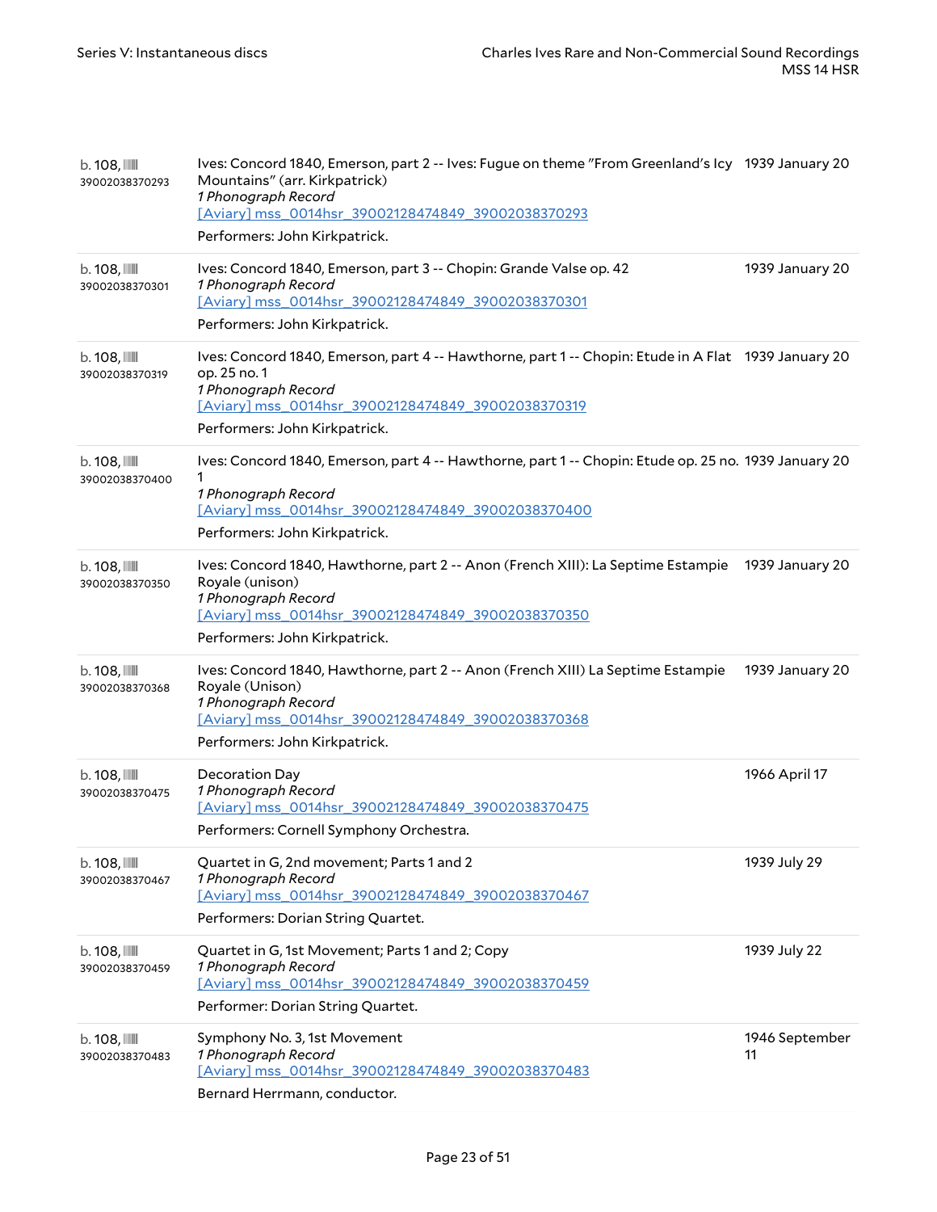| | | |
|---|---|---|
| b. 108, 39002038370293 | Ives: Concord 1840, Emerson, part 2 -- Ives: Fugue on theme "From Greenland's Icy Mountains" (arr. Kirkpatrick)<br>*1 Phonograph Record*<br>[Aviary] mss_0014hsr_39002128474849_39002038370293<br>Performers: John Kirkpatrick. | 1939 January 20 |
| b. 108, 39002038370301 | Ives: Concord 1840, Emerson, part 3 -- Chopin: Grande Valse op. 42<br>*1 Phonograph Record*<br>[Aviary] mss_0014hsr_39002128474849_39002038370301<br>Performers: John Kirkpatrick. | 1939 January 20 |
| b. 108, 39002038370319 | Ives: Concord 1840, Emerson, part 4 -- Hawthorne, part 1 -- Chopin: Etude in A Flat op. 25 no. 1<br>*1 Phonograph Record*<br>[Aviary] mss_0014hsr_39002128474849_39002038370319<br>Performers: John Kirkpatrick. | 1939 January 20 |
| b. 108, 39002038370400 | Ives: Concord 1840, Emerson, part 4 -- Hawthorne, part 1 -- Chopin: Etude op. 25 no. 1<br>*1 Phonograph Record*<br>[Aviary] mss_0014hsr_39002128474849_39002038370400<br>Performers: John Kirkpatrick. | 1939 January 20 |
| b. 108, 39002038370350 | Ives: Concord 1840, Hawthorne, part 2 -- Anon (French XIII): La Septime Estampie Royale (unison)<br>*1 Phonograph Record*<br>[Aviary] mss_0014hsr_39002128474849_39002038370350<br>Performers: John Kirkpatrick. | 1939 January 20 |
| b. 108, 39002038370368 | Ives: Concord 1840, Hawthorne, part 2 -- Anon (French XIII) La Septime Estampie Royale (Unison)<br>*1 Phonograph Record*<br>[Aviary] mss_0014hsr_39002128474849_39002038370368<br>Performers: John Kirkpatrick. | 1939 January 20 |
| b. 108, 39002038370475 | Decoration Day<br>*1 Phonograph Record*<br>[Aviary] mss_0014hsr_39002128474849_39002038370475<br>Performers: Cornell Symphony Orchestra. | 1966 April 17 |
| b. 108, 39002038370467 | Quartet in G, 2nd movement; Parts 1 and 2<br>*1 Phonograph Record*<br>[Aviary] mss_0014hsr_39002128474849_39002038370467<br>Performers: Dorian String Quartet. | 1939 July 29 |
| b. 108, 39002038370459 | Quartet in G, 1st Movement; Parts 1 and 2; Copy<br>*1 Phonograph Record*<br>[Aviary] mss_0014hsr_39002128474849_39002038370459<br>Performer: Dorian String Quartet. | 1939 July 22 |
| b. 108, 39002038370483 | Symphony No. 3, 1st Movement<br>*1 Phonograph Record*<br>[Aviary] mss_0014hsr_39002128474849_39002038370483<br>Bernard Herrmann, conductor. | 1946 September 11 |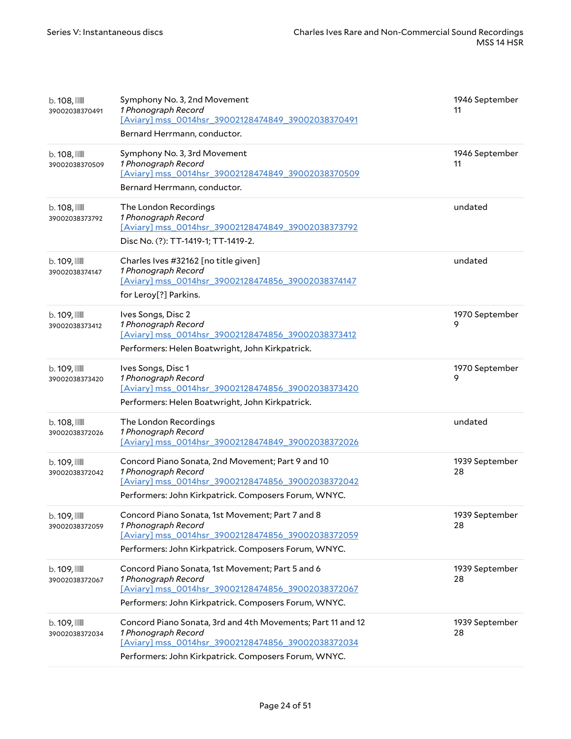| | | |
|---|---|---|
| b. 108, 39002038370491 | Symphony No. 3, 2nd Movement<br>*1 Phonograph Record*<br>[Aviary] mss_0014hsr_39002128474849_39002038370491<br>Bernard Herrmann, conductor. | 1946 September 11 |
| b. 108, 39002038370509 | Symphony No. 3, 3rd Movement<br>*1 Phonograph Record*<br>[Aviary] mss_0014hsr_39002128474849_39002038370509<br>Bernard Herrmann, conductor. | 1946 September 11 |
| b. 108, 39002038373792 | The London Recordings<br>*1 Phonograph Record*<br>[Aviary] mss_0014hsr_39002128474849_39002038373792<br>Disc No. (?): TT-1419-1; TT-1419-2. | undated |
| b. 109, 39002038374147 | Charles Ives #32162 [no title given]<br>*1 Phonograph Record*<br>[Aviary] mss_0014hsr_39002128474856_39002038374147<br>for Leroy[?] Parkins. | undated |
| b. 109, 39002038373412 | Ives Songs, Disc 2<br>*1 Phonograph Record*<br>[Aviary] mss_0014hsr_39002128474856_39002038373412<br>Performers: Helen Boatwright, John Kirkpatrick. | 1970 September 9 |
| b. 109, 39002038373420 | Ives Songs, Disc 1<br>*1 Phonograph Record*<br>[Aviary] mss_0014hsr_39002128474856_39002038373420<br>Performers: Helen Boatwright, John Kirkpatrick. | 1970 September 9 |
| b. 108, 39002038372026 | The London Recordings<br>*1 Phonograph Record*<br>[Aviary] mss_0014hsr_39002128474849_39002038372026 | undated |
| b. 109, 39002038372042 | Concord Piano Sonata, 2nd Movement; Part 9 and 10<br>*1 Phonograph Record*<br>[Aviary] mss_0014hsr_39002128474856_39002038372042<br>Performers: John Kirkpatrick. Composers Forum, WNYC. | 1939 September 28 |
| b. 109, 39002038372059 | Concord Piano Sonata, 1st Movement; Part 7 and 8<br>*1 Phonograph Record*<br>[Aviary] mss_0014hsr_39002128474856_39002038372059<br>Performers: John Kirkpatrick. Composers Forum, WNYC. | 1939 September 28 |
| b. 109, 39002038372067 | Concord Piano Sonata, 1st Movement; Part 5 and 6<br>*1 Phonograph Record*<br>[Aviary] mss_0014hsr_39002128474856_39002038372067<br>Performers: John Kirkpatrick. Composers Forum, WNYC. | 1939 September 28 |
| b. 109, 39002038372034 | Concord Piano Sonata, 3rd and 4th Movements; Part 11 and 12<br>*1 Phonograph Record*<br>[Aviary] mss_0014hsr_39002128474856_39002038372034<br>Performers: John Kirkpatrick. Composers Forum, WNYC. | 1939 September 28 |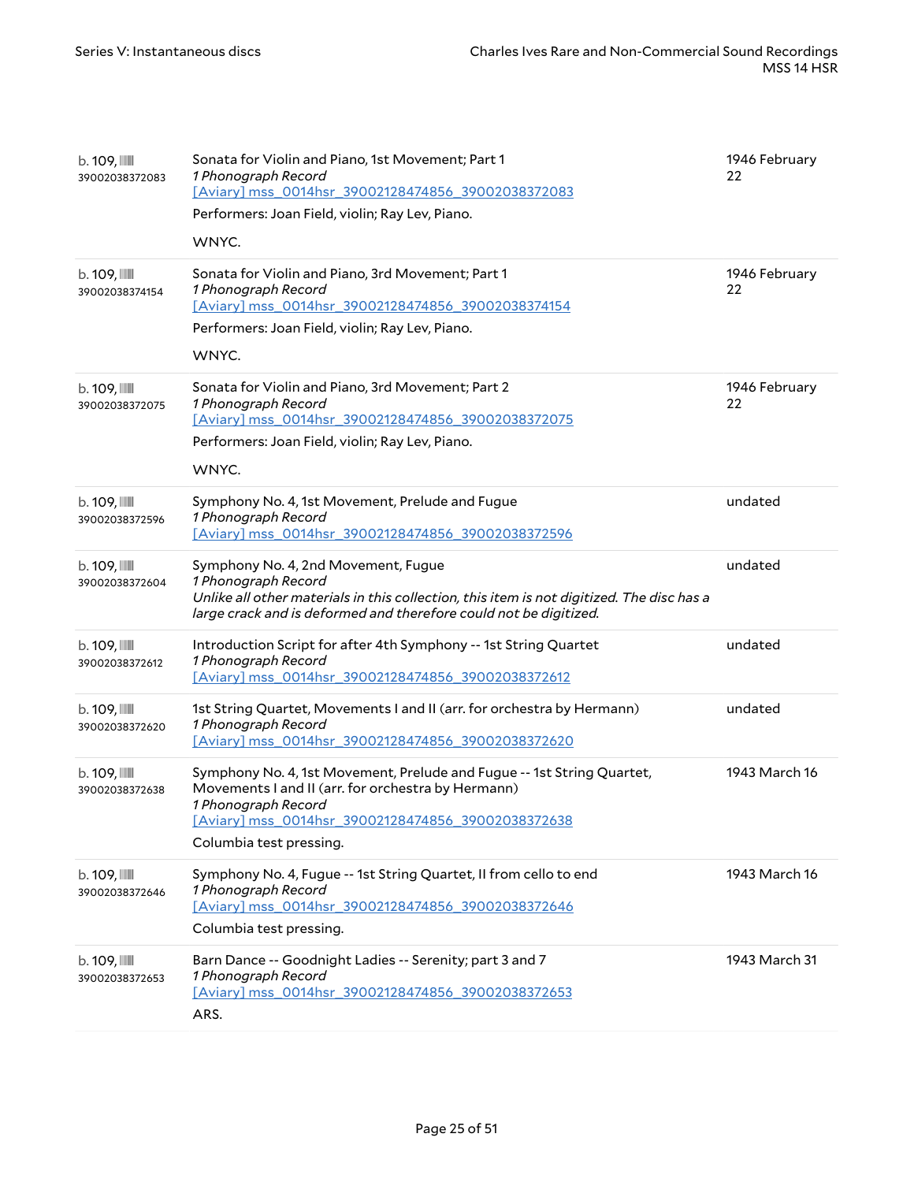| | | |
|---|---|---|
| b. 109, 39002038372083 | Sonata for Violin and Piano, 1st Movement; Part 1<br>*1 Phonograph Record*<br>[Aviary] mss_0014hsr_39002128474856_39002038372083<br>Performers: Joan Field, violin; Ray Lev, Piano.<br>WNYC. | 1946 February 22 |
| b. 109, 39002038374154 | Sonata for Violin and Piano, 3rd Movement; Part 1<br>*1 Phonograph Record*<br>[Aviary] mss_0014hsr_39002128474856_39002038374154<br>Performers: Joan Field, violin; Ray Lev, Piano.<br>WNYC. | 1946 February 22 |
| b. 109, 39002038372075 | Sonata for Violin and Piano, 3rd Movement; Part 2<br>*1 Phonograph Record*<br>[Aviary] mss_0014hsr_39002128474856_39002038372075<br>Performers: Joan Field, violin; Ray Lev, Piano.<br>WNYC. | 1946 February 22 |
| b. 109, 39002038372596 | Symphony No. 4, 1st Movement, Prelude and Fugue<br>*1 Phonograph Record*<br>[Aviary] mss_0014hsr_39002128474856_39002038372596 | undated |
| b. 109, 39002038372604 | Symphony No. 4, 2nd Movement, Fugue<br>*1 Phonograph Record*<br>*Unlike all other materials in this collection, this item is not digitized. The disc has a large crack and is deformed and therefore could not be digitized.* | undated |
| b. 109, 39002038372612 | Introduction Script for after 4th Symphony -- 1st String Quartet<br>*1 Phonograph Record*<br>[Aviary] mss_0014hsr_39002128474856_39002038372612 | undated |
| b. 109, 39002038372620 | 1st String Quartet, Movements I and II (arr. for orchestra by Hermann)<br>*1 Phonograph Record*<br>[Aviary] mss_0014hsr_39002128474856_39002038372620 | undated |
| b. 109, 39002038372638 | Symphony No. 4, 1st Movement, Prelude and Fugue -- 1st String Quartet, Movements I and II (arr. for orchestra by Hermann)<br>*1 Phonograph Record*<br>[Aviary] mss_0014hsr_39002128474856_39002038372638<br>Columbia test pressing. | 1943 March 16 |
| b. 109, 39002038372646 | Symphony No. 4, Fugue -- 1st String Quartet, II from cello to end<br>*1 Phonograph Record*<br>[Aviary] mss_0014hsr_39002128474856_39002038372646<br>Columbia test pressing. | 1943 March 16 |
| b. 109, 39002038372653 | Barn Dance -- Goodnight Ladies -- Serenity; part 3 and 7<br>*1 Phonograph Record*<br>[Aviary] mss_0014hsr_39002128474856_39002038372653<br>ARS. | 1943 March 31 |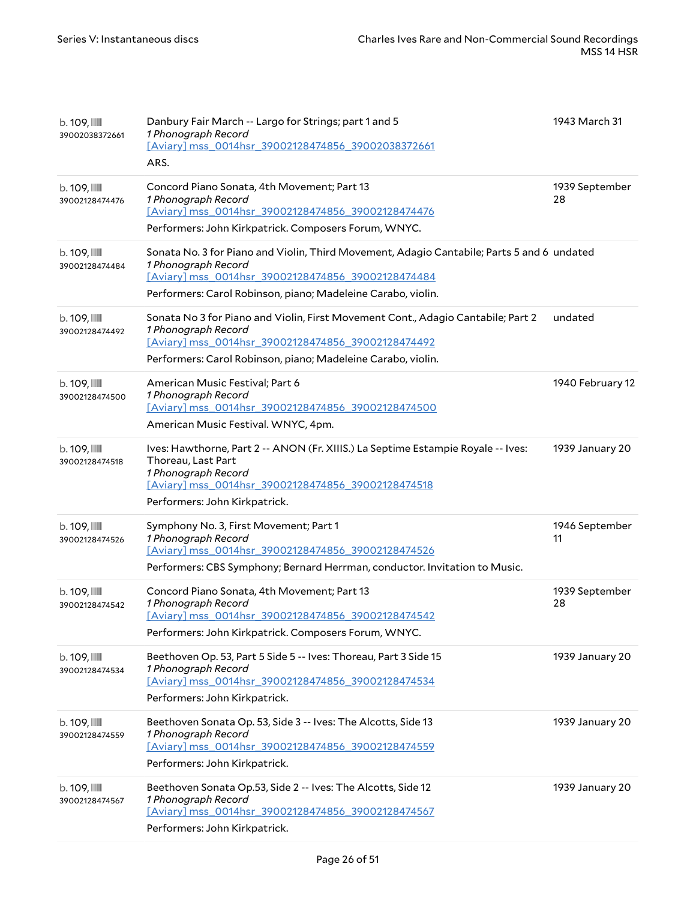| | | |
|---|---|---|
| b. 109, 39002038372661 | Danbury Fair March -- Largo for Strings; part 1 and 5<br>*1 Phonograph Record*<br>[Aviary] mss_0014hsr_39002128474856_39002038372661<br>ARS. | 1943 March 31 |
| b. 109, 39002128474476 | Concord Piano Sonata, 4th Movement; Part 13<br>*1 Phonograph Record*<br>[Aviary] mss_0014hsr_39002128474856_39002128474476<br>Performers: John Kirkpatrick. Composers Forum, WNYC. | 1939 September 28 |
| b. 109, 39002128474484 | Sonata No. 3 for Piano and Violin, Third Movement, Adagio Cantabile; Parts 5 and 6<br>*1 Phonograph Record*<br>[Aviary] mss_0014hsr_39002128474856_39002128474484<br>Performers: Carol Robinson, piano; Madeleine Carabo, violin. | undated |
| b. 109, 39002128474492 | Sonata No 3 for Piano and Violin, First Movement Cont., Adagio Cantabile; Part 2<br>*1 Phonograph Record*<br>[Aviary] mss_0014hsr_39002128474856_39002128474492<br>Performers: Carol Robinson, piano; Madeleine Carabo, violin. | undated |
| b. 109, 39002128474500 | American Music Festival; Part 6<br>*1 Phonograph Record*<br>[Aviary] mss_0014hsr_39002128474856_39002128474500<br>American Music Festival. WNYC, 4pm. | 1940 February 12 |
| b. 109, 39002128474518 | Ives: Hawthorne, Part 2 -- ANON (Fr. XIIIS.) La Septime Estampie Royale -- Ives: Thoreau, Last Part<br>*1 Phonograph Record*<br>[Aviary] mss_0014hsr_39002128474856_39002128474518<br>Performers: John Kirkpatrick. | 1939 January 20 |
| b. 109, 39002128474526 | Symphony No. 3, First Movement; Part 1<br>*1 Phonograph Record*<br>[Aviary] mss_0014hsr_39002128474856_39002128474526<br>Performers: CBS Symphony; Bernard Herrman, conductor. Invitation to Music. | 1946 September 11 |
| b. 109, 39002128474542 | Concord Piano Sonata, 4th Movement; Part 13<br>*1 Phonograph Record*<br>[Aviary] mss_0014hsr_39002128474856_39002128474542<br>Performers: John Kirkpatrick. Composers Forum, WNYC. | 1939 September 28 |
| b. 109, 39002128474534 | Beethoven Op. 53, Part 5 Side 5 -- Ives: Thoreau, Part 3 Side 15<br>*1 Phonograph Record*<br>[Aviary] mss_0014hsr_39002128474856_39002128474534<br>Performers: John Kirkpatrick. | 1939 January 20 |
| b. 109, 39002128474559 | Beethoven Sonata Op. 53, Side 3 -- Ives: The Alcotts, Side 13<br>*1 Phonograph Record*<br>[Aviary] mss_0014hsr_39002128474856_39002128474559<br>Performers: John Kirkpatrick. | 1939 January 20 |
| b. 109, 39002128474567 | Beethoven Sonata Op.53, Side 2 -- Ives: The Alcotts, Side 12<br>*1 Phonograph Record*<br>[Aviary] mss_0014hsr_39002128474856_39002128474567<br>Performers: John Kirkpatrick. | 1939 January 20 |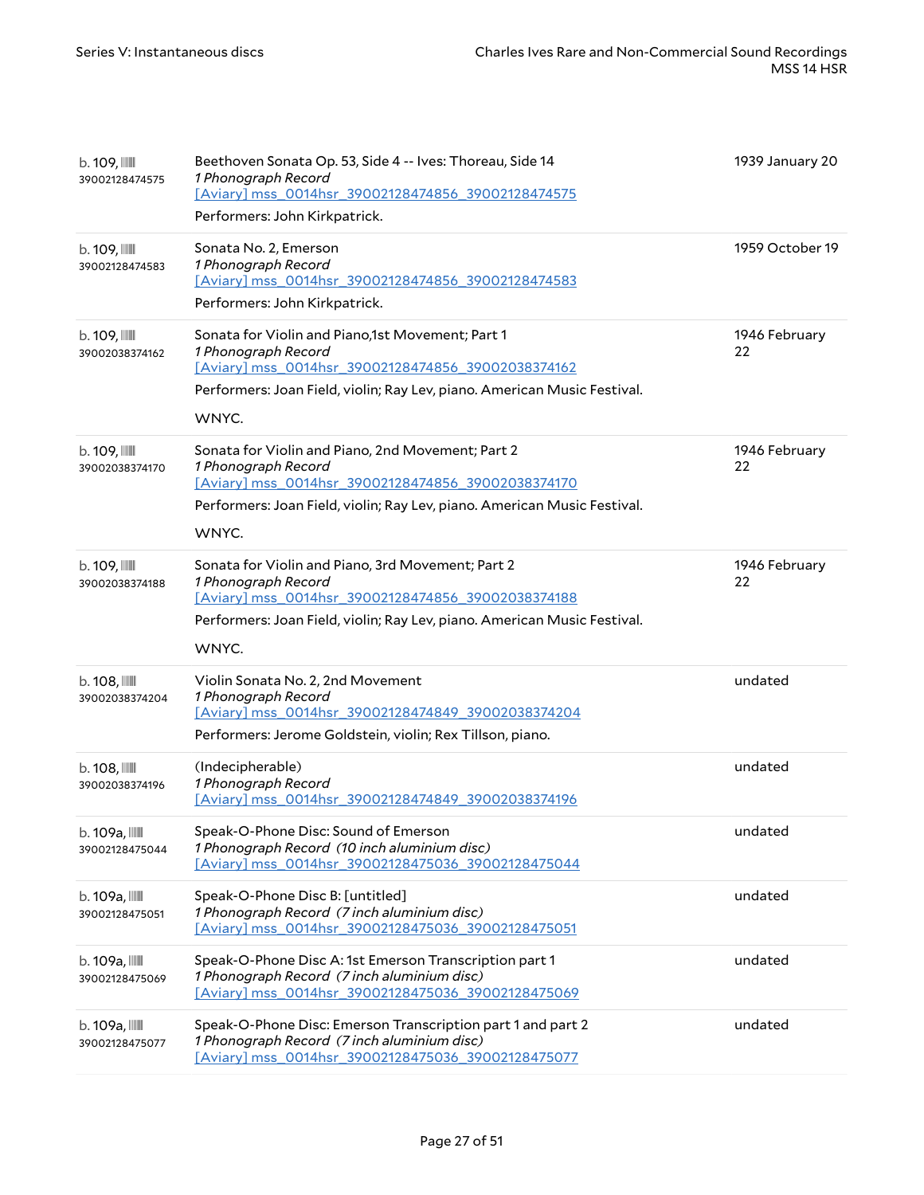| | | |
|---|---|---|
| b. 109, 39002128474575 | Beethoven Sonata Op. 53, Side 4 -- Ives: Thoreau, Side 14<br>*1 Phonograph Record*<br>[Aviary] mss_0014hsr_39002128474856_39002128474575<br>Performers: John Kirkpatrick. | 1939 January 20 |
| b. 109, 39002128474583 | Sonata No. 2, Emerson<br>*1 Phonograph Record*<br>[Aviary] mss_0014hsr_39002128474856_39002128474583<br>Performers: John Kirkpatrick. | 1959 October 19 |
| b. 109, 39002038374162 | Sonata for Violin and Piano,1st Movement; Part 1<br>*1 Phonograph Record*<br>[Aviary] mss_0014hsr_39002128474856_39002038374162<br>Performers: Joan Field, violin; Ray Lev, piano. American Music Festival.<br>WNYC. | 1946 February 22 |
| b. 109, 39002038374170 | Sonata for Violin and Piano, 2nd Movement; Part 2<br>*1 Phonograph Record*<br>[Aviary] mss_0014hsr_39002128474856_39002038374170<br>Performers: Joan Field, violin; Ray Lev, piano. American Music Festival.<br>WNYC. | 1946 February 22 |
| b. 109, 39002038374188 | Sonata for Violin and Piano, 3rd Movement; Part 2<br>*1 Phonograph Record*<br>[Aviary] mss_0014hsr_39002128474856_39002038374188<br>Performers: Joan Field, violin; Ray Lev, piano. American Music Festival.<br>WNYC. | 1946 February 22 |
| b. 108, 39002038374204 | Violin Sonata No. 2, 2nd Movement<br>*1 Phonograph Record*<br>[Aviary] mss_0014hsr_39002128474849_39002038374204<br>Performers: Jerome Goldstein, violin; Rex Tillson, piano. | undated |
| b. 108, 39002038374196 | (Indecipherable)<br>*1 Phonograph Record*<br>[Aviary] mss_0014hsr_39002128474849_39002038374196 | undated |
| b. 109a, 39002128475044 | Speak-O-Phone Disc: Sound of Emerson<br>*1 Phonograph Record (10 inch aluminium disc)*<br>[Aviary] mss_0014hsr_39002128475036_39002128475044 | undated |
| b. 109a, 39002128475051 | Speak-O-Phone Disc B: [untitled]<br>*1 Phonograph Record (7 inch aluminium disc)*<br>[Aviary] mss_0014hsr_39002128475036_39002128475051 | undated |
| b. 109a, 39002128475069 | Speak-O-Phone Disc A: 1st Emerson Transcription part 1<br>*1 Phonograph Record (7 inch aluminium disc)*<br>[Aviary] mss_0014hsr_39002128475036_39002128475069 | undated |
| b. 109a, 39002128475077 | Speak-O-Phone Disc: Emerson Transcription part 1 and part 2<br>*1 Phonograph Record (7 inch aluminium disc)*<br>[Aviary] mss_0014hsr_39002128475036_39002128475077 | undated |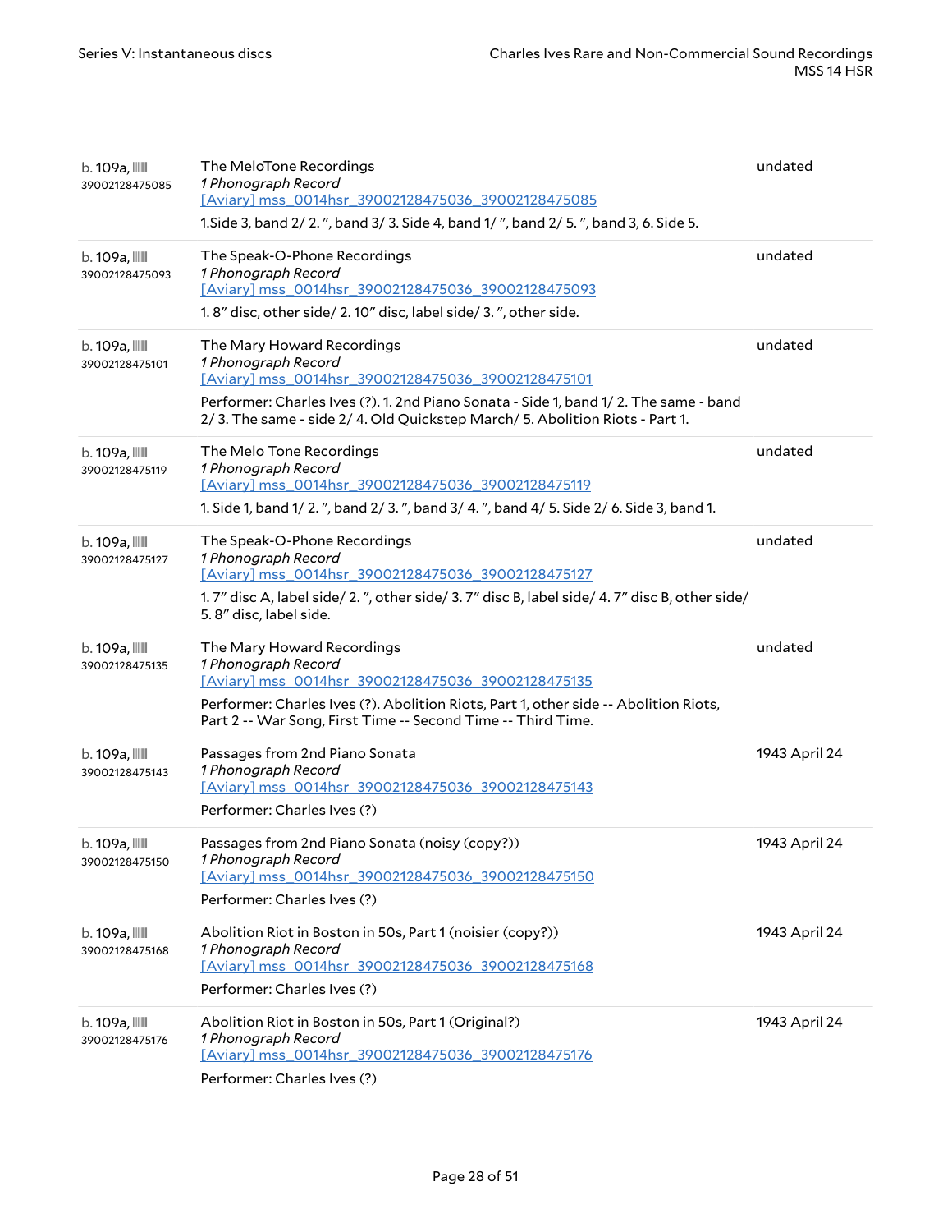| | | |
|---|---|---|
| b. 109a, 39002128475085 | The MeloTone Recordings<br>*1 Phonograph Record*<br>[Aviary] mss_0014hsr_39002128475036_39002128475085<br>1.Side 3, band 2/ 2. ", band 3/ 3. Side 4, band 1/ ", band 2/ 5. ", band 3, 6. Side 5. | undated |
| b. 109a, 39002128475093 | The Speak-O-Phone Recordings<br>*1 Phonograph Record*<br>[Aviary] mss_0014hsr_39002128475036_39002128475093<br>1. 8" disc, other side/ 2. 10" disc, label side/ 3. ", other side. | undated |
| b. 109a, 39002128475101 | The Mary Howard Recordings<br>*1 Phonograph Record*<br>[Aviary] mss_0014hsr_39002128475036_39002128475101<br>Performer: Charles Ives (?). 1. 2nd Piano Sonata - Side 1, band 1/ 2. The same - band 2/ 3. The same - side 2/ 4. Old Quickstep March/ 5. Abolition Riots - Part 1. | undated |
| b. 109a, 39002128475119 | The Melo Tone Recordings<br>*1 Phonograph Record*<br>[Aviary] mss_0014hsr_39002128475036_39002128475119<br>1. Side 1, band 1/ 2. ", band 2/ 3. ", band 3/ 4. ", band 4/ 5. Side 2/ 6. Side 3, band 1. | undated |
| b. 109a, 39002128475127 | The Speak-O-Phone Recordings<br>*1 Phonograph Record*<br>[Aviary] mss_0014hsr_39002128475036_39002128475127<br>1. 7" disc A, label side/ 2. ", other side/ 3. 7" disc B, label side/ 4. 7" disc B, other side/ 5. 8" disc, label side. | undated |
| b. 109a, 39002128475135 | The Mary Howard Recordings<br>*1 Phonograph Record*<br>[Aviary] mss_0014hsr_39002128475036_39002128475135<br>Performer: Charles Ives (?). Abolition Riots, Part 1, other side -- Abolition Riots, Part 2 -- War Song, First Time -- Second Time -- Third Time. | undated |
| b. 109a, 39002128475143 | Passages from 2nd Piano Sonata<br>*1 Phonograph Record*<br>[Aviary] mss_0014hsr_39002128475036_39002128475143<br>Performer: Charles Ives (?) | 1943 April 24 |
| b. 109a, 39002128475150 | Passages from 2nd Piano Sonata (noisy (copy?))<br>*1 Phonograph Record*<br>[Aviary] mss_0014hsr_39002128475036_39002128475150<br>Performer: Charles Ives (?) | 1943 April 24 |
| b. 109a, 39002128475168 | Abolition Riot in Boston in 50s, Part 1 (noisier (copy?))<br>*1 Phonograph Record*<br>[Aviary] mss_0014hsr_39002128475036_39002128475168<br>Performer: Charles Ives (?) | 1943 April 24 |
| b. 109a, 39002128475176 | Abolition Riot in Boston in 50s, Part 1 (Original?)<br>*1 Phonograph Record*<br>[Aviary] mss_0014hsr_39002128475036_39002128475176<br>Performer: Charles Ives (?) | 1943 April 24 |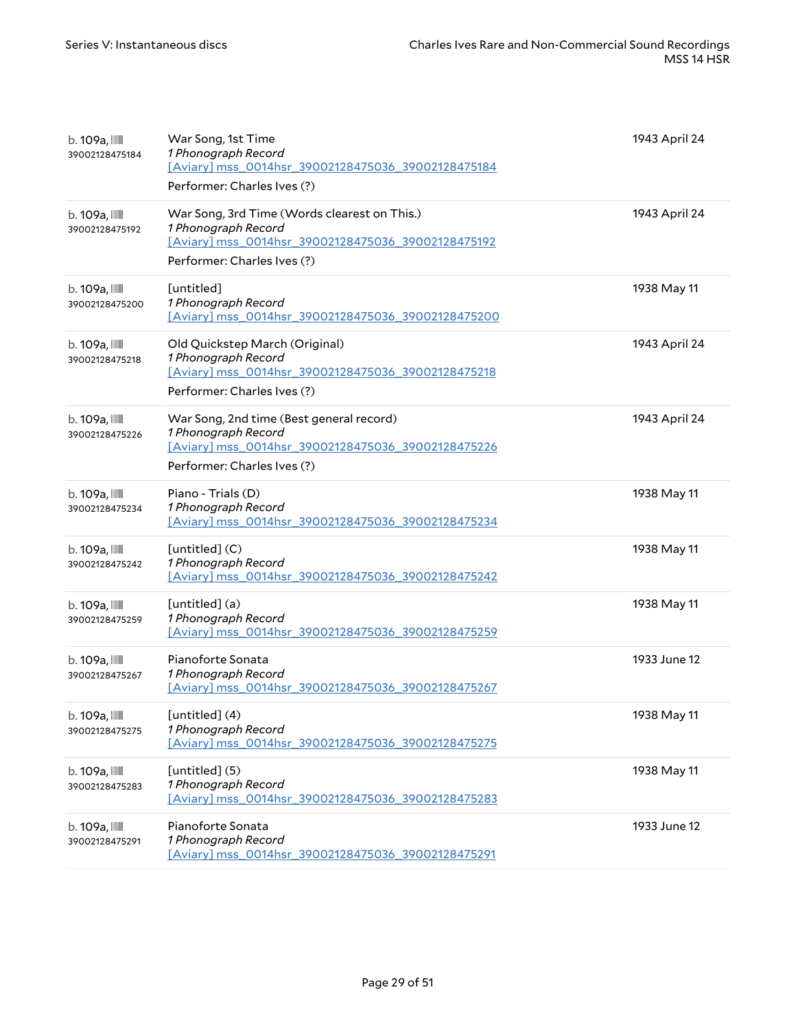| | | |
|---|---|---|
| b. 109a, 39002128475184 | War Song, 1st Time<br>*1 Phonograph Record*<br>[Aviary] mss_0014hsr_39002128475036_39002128475184<br>Performer: Charles Ives (?) | 1943 April 24 |
| b. 109a, 39002128475192 | War Song, 3rd Time (Words clearest on This.)<br>*1 Phonograph Record*<br>[Aviary] mss_0014hsr_39002128475036_39002128475192<br>Performer: Charles Ives (?) | 1943 April 24 |
| b. 109a, 39002128475200 | [untitled]<br>*1 Phonograph Record*<br>[Aviary] mss_0014hsr_39002128475036_39002128475200 | 1938 May 11 |
| b. 109a, 39002128475218 | Old Quickstep March (Original)<br>*1 Phonograph Record*<br>[Aviary] mss_0014hsr_39002128475036_39002128475218<br>Performer: Charles Ives (?) | 1943 April 24 |
| b. 109a, 39002128475226 | War Song, 2nd time (Best general record)<br>*1 Phonograph Record*<br>[Aviary] mss_0014hsr_39002128475036_39002128475226<br>Performer: Charles Ives (?) | 1943 April 24 |
| b. 109a, 39002128475234 | Piano - Trials (D)<br>*1 Phonograph Record*<br>[Aviary] mss_0014hsr_39002128475036_39002128475234 | 1938 May 11 |
| b. 109a, 39002128475242 | [untitled] (C)<br>*1 Phonograph Record*<br>[Aviary] mss_0014hsr_39002128475036_39002128475242 | 1938 May 11 |
| b. 109a, 39002128475259 | [untitled] (a)<br>*1 Phonograph Record*<br>[Aviary] mss_0014hsr_39002128475036_39002128475259 | 1938 May 11 |
| b. 109a, 39002128475267 | Pianoforte Sonata<br>*1 Phonograph Record*<br>[Aviary] mss_0014hsr_39002128475036_39002128475267 | 1933 June 12 |
| b. 109a, 39002128475275 | [untitled] (4)<br>*1 Phonograph Record*<br>[Aviary] mss_0014hsr_39002128475036_39002128475275 | 1938 May 11 |
| b. 109a, 39002128475283 | [untitled] (5)<br>*1 Phonograph Record*<br>[Aviary] mss_0014hsr_39002128475036_39002128475283 | 1938 May 11 |
| b. 109a, 39002128475291 | Pianoforte Sonata<br>*1 Phonograph Record*<br>[Aviary] mss_0014hsr_39002128475036_39002128475291 | 1933 June 12 |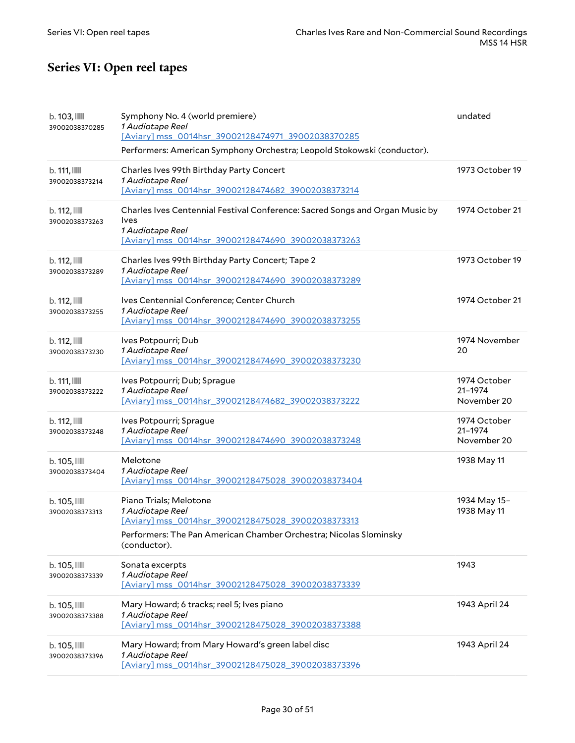# Series VI: Open reel tapes

| | | |
|---|---|---|
| b. 103, 39002038370285 | Symphony No. 4 (world premiere)<br>*1 Audiotape Reel*<br>[Aviary] mss_0014hsr_39002128474971_39002038370285<br>Performers: American Symphony Orchestra; Leopold Stokowski (conductor). | undated |
| b. 111, 39002038373214 | Charles Ives 99th Birthday Party Concert<br>*1 Audiotape Reel*<br>[Aviary] mss_0014hsr_39002128474682_39002038373214 | 1973 October 19 |
| b. 112, 39002038373263 | Charles Ives Centennial Festival Conference: Sacred Songs and Organ Music by Ives<br>*1 Audiotape Reel*<br>[Aviary] mss_0014hsr_39002128474690_39002038373263 | 1974 October 21 |
| b. 112, 39002038373289 | Charles Ives 99th Birthday Party Concert; Tape 2<br>*1 Audiotape Reel*<br>[Aviary] mss_0014hsr_39002128474690_39002038373289 | 1973 October 19 |
| b. 112, 39002038373255 | Ives Centennial Conference; Center Church<br>*1 Audiotape Reel*<br>[Aviary] mss_0014hsr_39002128474690_39002038373255 | 1974 October 21 |
| b. 112, 39002038373230 | Ives Potpourri; Dub<br>*1 Audiotape Reel*<br>[Aviary] mss_0014hsr_39002128474690_39002038373230 | 1974 November 20 |
| b. 111, 39002038373222 | Ives Potpourri; Dub; Sprague<br>*1 Audiotape Reel*<br>[Aviary] mss_0014hsr_39002128474682_39002038373222 | 1974 October 21–1974 November 20 |
| b. 112, 39002038373248 | Ives Potpourri; Sprague<br>*1 Audiotape Reel*<br>[Aviary] mss_0014hsr_39002128474690_39002038373248 | 1974 October 21–1974 November 20 |
| b. 105, 39002038373404 | Melotone<br>*1 Audiotape Reel*<br>[Aviary] mss_0014hsr_39002128475028_39002038373404 | 1938 May 11 |
| b. 105, 39002038373313 | Piano Trials; Melotone<br>*1 Audiotape Reel*<br>[Aviary] mss_0014hsr_39002128475028_39002038373313<br>Performers: The Pan American Chamber Orchestra; Nicolas Slominsky (conductor). | 1934 May 15–1938 May 11 |
| b. 105, 39002038373339 | Sonata excerpts<br>*1 Audiotape Reel*<br>[Aviary] mss_0014hsr_39002128475028_39002038373339 | 1943 |
| b. 105, 39002038373388 | Mary Howard; 6 tracks; reel 5; Ives piano<br>*1 Audiotape Reel*<br>[Aviary] mss_0014hsr_39002128475028_39002038373388 | 1943 April 24 |
| b. 105, 39002038373396 | Mary Howard; from Mary Howard's green label disc<br>*1 Audiotape Reel*<br>[Aviary] mss_0014hsr_39002128475028_39002038373396 | 1943 April 24 |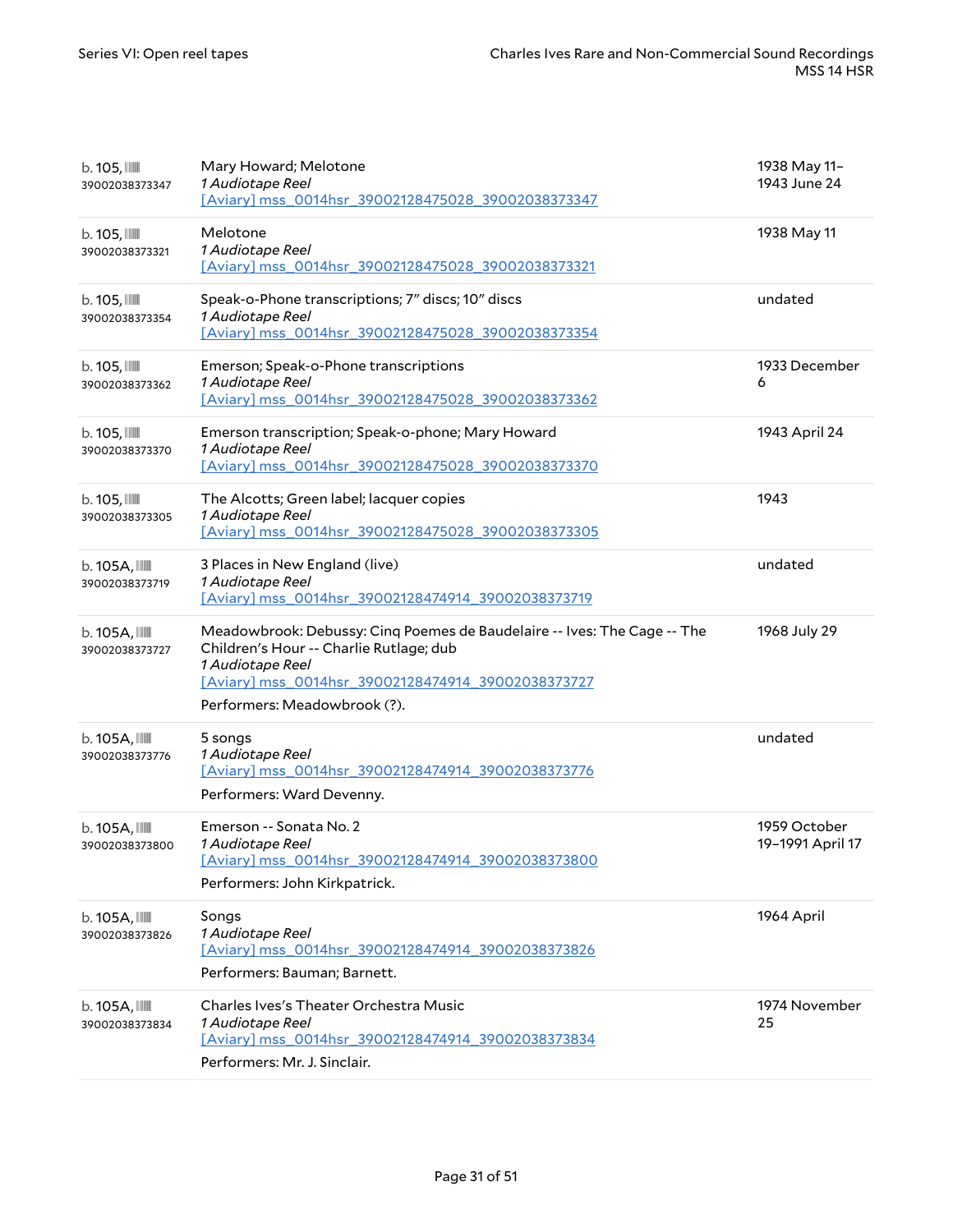| | | |
|---|---|---|
| b. 105, 39002038373347 | Mary Howard; Melotone<br>*1 Audiotape Reel*<br>[Aviary] mss_0014hsr_39002128475028_39002038373347 | 1938 May 11–1943 June 24 |
| b. 105, 39002038373321 | Melotone<br>*1 Audiotape Reel*<br>[Aviary] mss_0014hsr_39002128475028_39002038373321 | 1938 May 11 |
| b. 105, 39002038373354 | Speak-o-Phone transcriptions; 7" discs; 10" discs<br>*1 Audiotape Reel*<br>[Aviary] mss_0014hsr_39002128475028_39002038373354 | undated |
| b. 105, 39002038373362 | Emerson; Speak-o-Phone transcriptions<br>*1 Audiotape Reel*<br>[Aviary] mss_0014hsr_39002128475028_39002038373362 | 1933 December 6 |
| b. 105, 39002038373370 | Emerson transcription; Speak-o-phone; Mary Howard<br>*1 Audiotape Reel*<br>[Aviary] mss_0014hsr_39002128475028_39002038373370 | 1943 April 24 |
| b. 105, 39002038373305 | The Alcotts; Green label; lacquer copies<br>*1 Audiotape Reel*<br>[Aviary] mss_0014hsr_39002128475028_39002038373305 | 1943 |
| b. 105A, 39002038373719 | 3 Places in New England (live)<br>*1 Audiotape Reel*<br>[Aviary] mss_0014hsr_39002128474914_39002038373719 | undated |
| b. 105A, 39002038373727 | Meadowbrook: Debussy: Cinq Poemes de Baudelaire -- Ives: The Cage -- The Children's Hour -- Charlie Rutlage; dub<br>*1 Audiotape Reel*<br>[Aviary] mss_0014hsr_39002128474914_39002038373727<br>Performers: Meadowbrook (?). | 1968 July 29 |
| b. 105A, 39002038373776 | 5 songs<br>*1 Audiotape Reel*<br>[Aviary] mss_0014hsr_39002128474914_39002038373776<br>Performers: Ward Devenny. | undated |
| b. 105A, 39002038373800 | Emerson -- Sonata No. 2<br>*1 Audiotape Reel*<br>[Aviary] mss_0014hsr_39002128474914_39002038373800<br>Performers: John Kirkpatrick. | 1959 October 19–1991 April 17 |
| b. 105A, 39002038373826 | Songs<br>*1 Audiotape Reel*<br>[Aviary] mss_0014hsr_39002128474914_39002038373826<br>Performers: Bauman; Barnett. | 1964 April |
| b. 105A, 39002038373834 | Charles Ives's Theater Orchestra Music<br>*1 Audiotape Reel*<br>[Aviary] mss_0014hsr_39002128474914_39002038373834<br>Performers: Mr. J. Sinclair. | 1974 November 25 |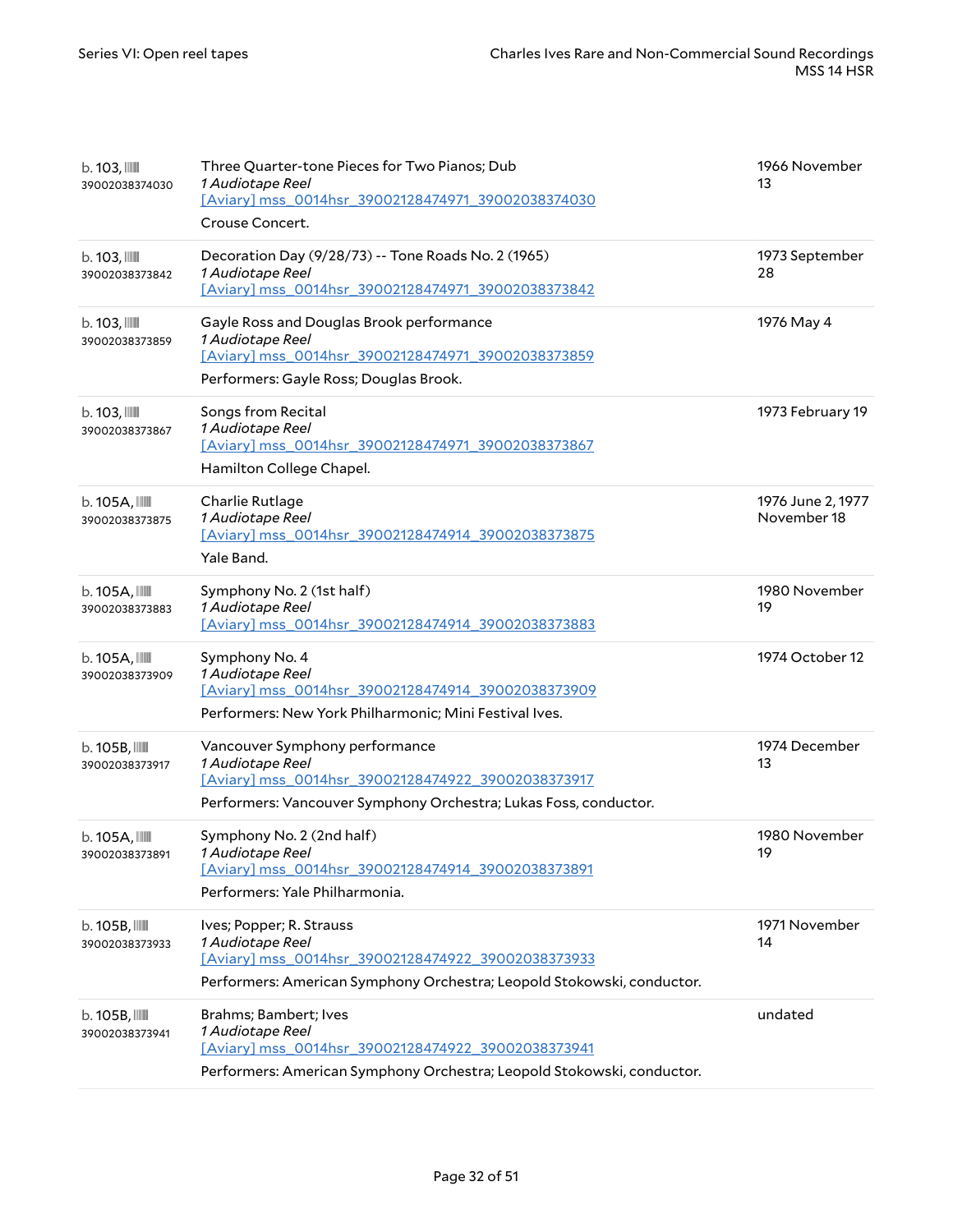| | | |
|---|---|---|
| b. 103, 39002038374030 | Three Quarter-tone Pieces for Two Pianos; Dub<br>*1 Audiotape Reel*<br>[Aviary] mss_0014hsr_39002128474971_39002038374030<br>Crouse Concert. | 1966 November 13 |
| b. 103, 39002038373842 | Decoration Day (9/28/73) -- Tone Roads No. 2 (1965)<br>*1 Audiotape Reel*<br>[Aviary] mss_0014hsr_39002128474971_39002038373842 | 1973 September 28 |
| b. 103, 39002038373859 | Gayle Ross and Douglas Brook performance<br>*1 Audiotape Reel*<br>[Aviary] mss_0014hsr_39002128474971_39002038373859<br>Performers: Gayle Ross; Douglas Brook. | 1976 May 4 |
| b. 103, 39002038373867 | Songs from Recital<br>*1 Audiotape Reel*<br>[Aviary] mss_0014hsr_39002128474971_39002038373867<br>Hamilton College Chapel. | 1973 February 19 |
| b. 105A, 39002038373875 | Charlie Rutlage<br>*1 Audiotape Reel*<br>[Aviary] mss_0014hsr_39002128474914_39002038373875<br>Yale Band. | 1976 June 2, 1977 November 18 |
| b. 105A, 39002038373883 | Symphony No. 2 (1st half)<br>*1 Audiotape Reel*<br>[Aviary] mss_0014hsr_39002128474914_39002038373883 | 1980 November 19 |
| b. 105A, 39002038373909 | Symphony No. 4<br>*1 Audiotape Reel*<br>[Aviary] mss_0014hsr_39002128474914_39002038373909<br>Performers: New York Philharmonic; Mini Festival Ives. | 1974 October 12 |
| b. 105B, 39002038373917 | Vancouver Symphony performance<br>*1 Audiotape Reel*<br>[Aviary] mss_0014hsr_39002128474922_39002038373917<br>Performers: Vancouver Symphony Orchestra; Lukas Foss, conductor. | 1974 December 13 |
| b. 105A, 39002038373891 | Symphony No. 2 (2nd half)<br>*1 Audiotape Reel*<br>[Aviary] mss_0014hsr_39002128474914_39002038373891<br>Performers: Yale Philharmonia. | 1980 November 19 |
| b. 105B, 39002038373933 | Ives; Popper; R. Strauss<br>*1 Audiotape Reel*<br>[Aviary] mss_0014hsr_39002128474922_39002038373933<br>Performers: American Symphony Orchestra; Leopold Stokowski, conductor. | 1971 November 14 |
| b. 105B, 39002038373941 | Brahms; Bambert; Ives<br>*1 Audiotape Reel*<br>[Aviary] mss_0014hsr_39002128474922_39002038373941<br>Performers: American Symphony Orchestra; Leopold Stokowski, conductor. | undated |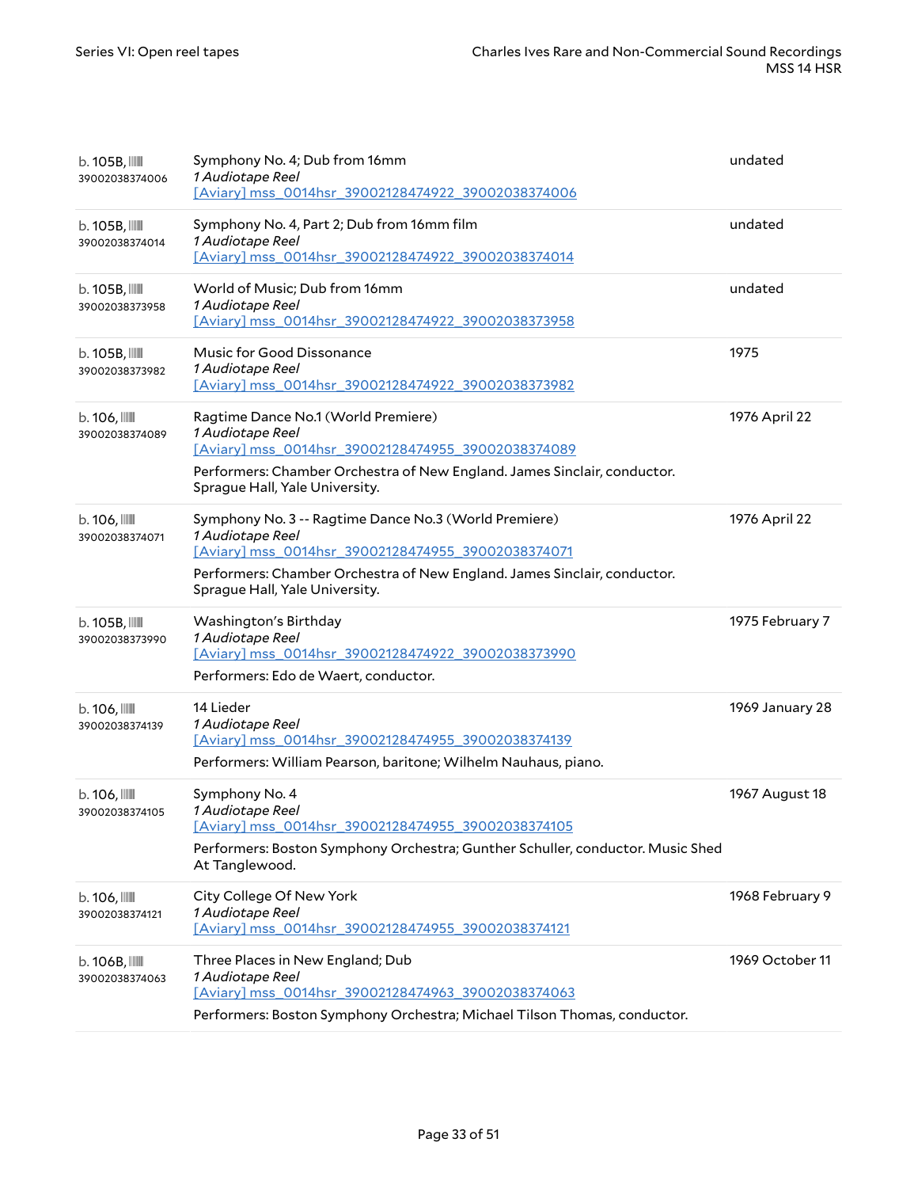| | | |
|---|---|---|
| b. 105B, 39002038374006 | Symphony No. 4; Dub from 16mm<br>*1 Audiotape Reel*<br>[Aviary] mss_0014hsr_39002128474922_39002038374006 | undated |
| b. 105B, 39002038374014 | Symphony No. 4, Part 2; Dub from 16mm film<br>*1 Audiotape Reel*<br>[Aviary] mss_0014hsr_39002128474922_39002038374014 | undated |
| b. 105B, 39002038373958 | World of Music; Dub from 16mm<br>*1 Audiotape Reel*<br>[Aviary] mss_0014hsr_39002128474922_39002038373958 | undated |
| b. 105B, 39002038373982 | Music for Good Dissonance<br>*1 Audiotape Reel*<br>[Aviary] mss_0014hsr_39002128474922_39002038373982 | 1975 |
| b. 106, 39002038374089 | Ragtime Dance No.1 (World Premiere)<br>*1 Audiotape Reel*<br>[Aviary] mss_0014hsr_39002128474955_39002038374089<br>Performers: Chamber Orchestra of New England. James Sinclair, conductor. Sprague Hall, Yale University. | 1976 April 22 |
| b. 106, 39002038374071 | Symphony No. 3 -- Ragtime Dance No.3 (World Premiere)<br>*1 Audiotape Reel*<br>[Aviary] mss_0014hsr_39002128474955_39002038374071<br>Performers: Chamber Orchestra of New England. James Sinclair, conductor. Sprague Hall, Yale University. | 1976 April 22 |
| b. 105B, 39002038373990 | Washington's Birthday<br>*1 Audiotape Reel*<br>[Aviary] mss_0014hsr_39002128474922_39002038373990<br>Performers: Edo de Waert, conductor. | 1975 February 7 |
| b. 106, 39002038374139 | 14 Lieder<br>*1 Audiotape Reel*<br>[Aviary] mss_0014hsr_39002128474955_39002038374139<br>Performers: William Pearson, baritone; Wilhelm Nauhaus, piano. | 1969 January 28 |
| b. 106, 39002038374105 | Symphony No. 4<br>*1 Audiotape Reel*<br>[Aviary] mss_0014hsr_39002128474955_39002038374105<br>Performers: Boston Symphony Orchestra; Gunther Schuller, conductor. Music Shed At Tanglewood. | 1967 August 18 |
| b. 106, 39002038374121 | City College Of New York<br>*1 Audiotape Reel*<br>[Aviary] mss_0014hsr_39002128474955_39002038374121 | 1968 February 9 |
| b. 106B, 39002038374063 | Three Places in New England; Dub<br>*1 Audiotape Reel*<br>[Aviary] mss_0014hsr_39002128474963_39002038374063<br>Performers: Boston Symphony Orchestra; Michael Tilson Thomas, conductor. | 1969 October 11 |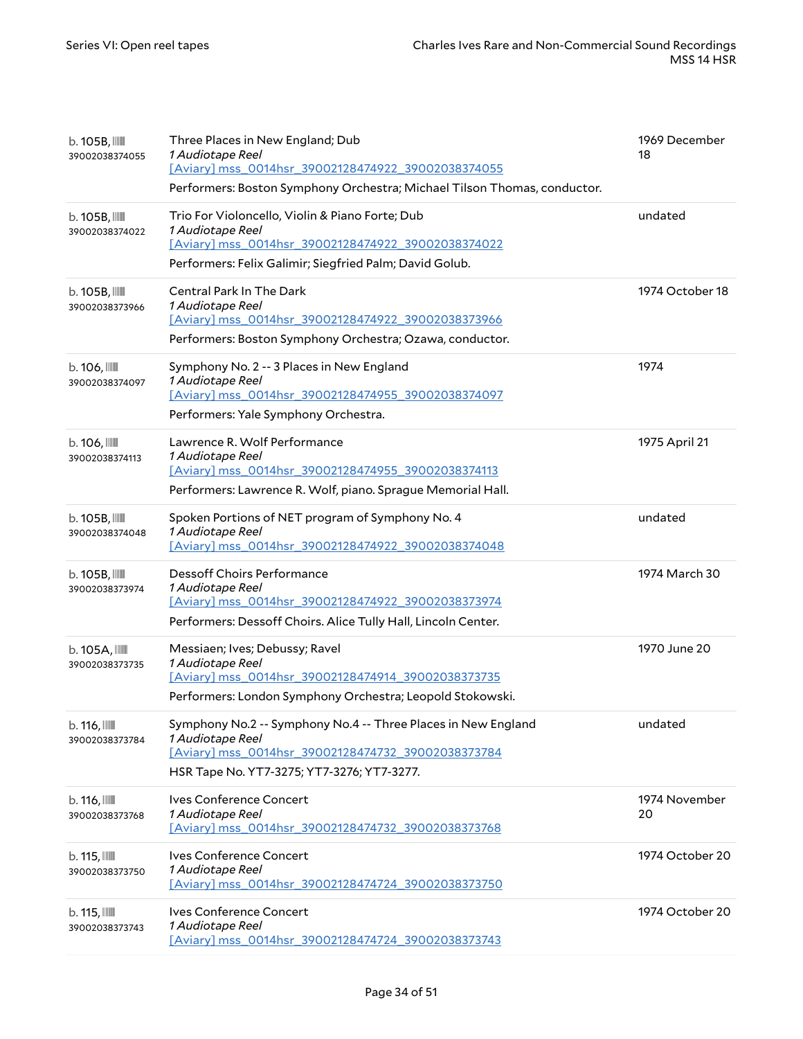| | | |
|---|---|---|
| b. 105B, 39002038374055 | Three Places in New England; Dub<br>*1 Audiotape Reel*<br>[Aviary] mss_0014hsr_39002128474922_39002038374055<br>Performers: Boston Symphony Orchestra; Michael Tilson Thomas, conductor. | 1969 December 18 |
| b. 105B, 39002038374022 | Trio For Violoncello, Violin & Piano Forte; Dub<br>*1 Audiotape Reel*<br>[Aviary] mss_0014hsr_39002128474922_39002038374022<br>Performers: Felix Galimir; Siegfried Palm; David Golub. | undated |
| b. 105B, 39002038373966 | Central Park In The Dark<br>*1 Audiotape Reel*<br>[Aviary] mss_0014hsr_39002128474922_39002038373966<br>Performers: Boston Symphony Orchestra; Ozawa, conductor. | 1974 October 18 |
| b. 106, 39002038374097 | Symphony No. 2 -- 3 Places in New England<br>*1 Audiotape Reel*<br>[Aviary] mss_0014hsr_39002128474955_39002038374097<br>Performers: Yale Symphony Orchestra. | 1974 |
| b. 106, 39002038374113 | Lawrence R. Wolf Performance<br>*1 Audiotape Reel*<br>[Aviary] mss_0014hsr_39002128474955_39002038374113<br>Performers: Lawrence R. Wolf, piano. Sprague Memorial Hall. | 1975 April 21 |
| b. 105B, 39002038374048 | Spoken Portions of NET program of Symphony No. 4<br>*1 Audiotape Reel*<br>[Aviary] mss_0014hsr_39002128474922_39002038374048 | undated |
| b. 105B, 39002038373974 | Dessoff Choirs Performance<br>*1 Audiotape Reel*<br>[Aviary] mss_0014hsr_39002128474922_39002038373974<br>Performers: Dessoff Choirs. Alice Tully Hall, Lincoln Center. | 1974 March 30 |
| b. 105A, 39002038373735 | Messiaen; Ives; Debussy; Ravel<br>*1 Audiotape Reel*<br>[Aviary] mss_0014hsr_39002128474914_39002038373735<br>Performers: London Symphony Orchestra; Leopold Stokowski. | 1970 June 20 |
| b. 116, 39002038373784 | Symphony No.2 -- Symphony No.4 -- Three Places in New England<br>*1 Audiotape Reel*<br>[Aviary] mss_0014hsr_39002128474732_39002038373784<br>HSR Tape No. YT7-3275; YT7-3276; YT7-3277. | undated |
| b. 116, 39002038373768 | Ives Conference Concert<br>*1 Audiotape Reel*<br>[Aviary] mss_0014hsr_39002128474732_39002038373768 | 1974 November 20 |
| b. 115, 39002038373750 | Ives Conference Concert<br>*1 Audiotape Reel*<br>[Aviary] mss_0014hsr_39002128474724_39002038373750 | 1974 October 20 |
| b. 115, 39002038373743 | Ives Conference Concert<br>*1 Audiotape Reel*<br>[Aviary] mss_0014hsr_39002128474724_39002038373743 | 1974 October 20 |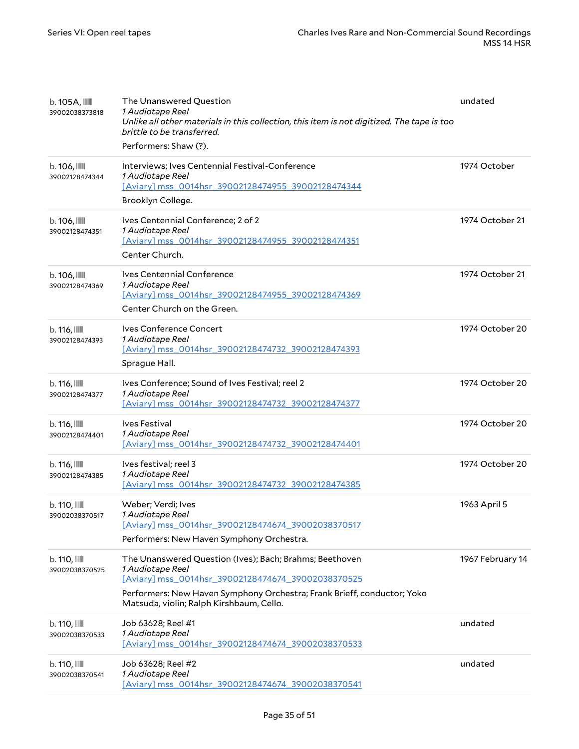| | | |
|---|---|---|
| b. 105A, 39002038373818 | The Unanswered Question<br>*1 Audiotape Reel*<br>*Unlike all other materials in this collection, this item is not digitized. The tape is too brittle to be transferred.*<br>Performers: Shaw (?). | undated |
| b. 106, 39002128474344 | Interviews; Ives Centennial Festival-Conference<br>*1 Audiotape Reel*<br>[Aviary] mss_0014hsr_39002128474955_39002128474344<br>Brooklyn College. | 1974 October |
| b. 106, 39002128474351 | Ives Centennial Conference; 2 of 2<br>*1 Audiotape Reel*<br>[Aviary] mss_0014hsr_39002128474955_39002128474351<br>Center Church. | 1974 October 21 |
| b. 106, 39002128474369 | Ives Centennial Conference<br>*1 Audiotape Reel*<br>[Aviary] mss_0014hsr_39002128474955_39002128474369<br>Center Church on the Green. | 1974 October 21 |
| b. 116, 39002128474393 | Ives Conference Concert<br>*1 Audiotape Reel*<br>[Aviary] mss_0014hsr_39002128474732_39002128474393<br>Sprague Hall. | 1974 October 20 |
| b. 116, 39002128474377 | Ives Conference; Sound of Ives Festival; reel 2<br>*1 Audiotape Reel*<br>[Aviary] mss_0014hsr_39002128474732_39002128474377 | 1974 October 20 |
| b. 116, 39002128474401 | Ives Festival<br>*1 Audiotape Reel*<br>[Aviary] mss_0014hsr_39002128474732_39002128474401 | 1974 October 20 |
| b. 116, 39002128474385 | Ives festival; reel 3<br>*1 Audiotape Reel*<br>[Aviary] mss_0014hsr_39002128474732_39002128474385 | 1974 October 20 |
| b. 110, 39002038370517 | Weber; Verdi; Ives<br>*1 Audiotape Reel*<br>[Aviary] mss_0014hsr_39002128474674_39002038370517<br>Performers: New Haven Symphony Orchestra. | 1963 April 5 |
| b. 110, 39002038370525 | The Unanswered Question (Ives); Bach; Brahms; Beethoven<br>*1 Audiotape Reel*<br>[Aviary] mss_0014hsr_39002128474674_39002038370525<br>Performers: New Haven Symphony Orchestra; Frank Brieff, conductor; Yoko Matsuda, violin; Ralph Kirshbaum, Cello. | 1967 February 14 |
| b. 110, 39002038370533 | Job 63628; Reel #1<br>*1 Audiotape Reel*<br>[Aviary] mss_0014hsr_39002128474674_39002038370533 | undated |
| b. 110, 39002038370541 | Job 63628; Reel #2<br>*1 Audiotape Reel*<br>[Aviary] mss_0014hsr_39002128474674_39002038370541 | undated |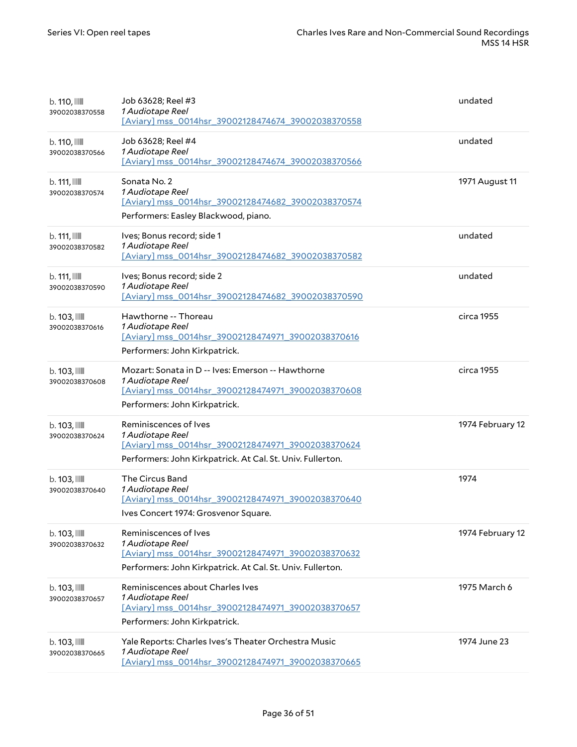| | | |
|---|---|---|
| b. 110, 39002038370558 | Job 63628; Reel #3<br>*1 Audiotape Reel*<br>[Aviary] mss_0014hsr_39002128474674_39002038370558 | undated |
| b. 110, 39002038370566 | Job 63628; Reel #4<br>*1 Audiotape Reel*<br>[Aviary] mss_0014hsr_39002128474674_39002038370566 | undated |
| b. 111, 39002038370574 | Sonata No. 2<br>*1 Audiotape Reel*<br>[Aviary] mss_0014hsr_39002128474682_39002038370574<br>Performers: Easley Blackwood, piano. | 1971 August 11 |
| b. 111, 39002038370582 | Ives; Bonus record; side 1<br>*1 Audiotape Reel*<br>[Aviary] mss_0014hsr_39002128474682_39002038370582 | undated |
| b. 111, 39002038370590 | Ives; Bonus record; side 2<br>*1 Audiotape Reel*<br>[Aviary] mss_0014hsr_39002128474682_39002038370590 | undated |
| b. 103, 39002038370616 | Hawthorne -- Thoreau<br>*1 Audiotape Reel*<br>[Aviary] mss_0014hsr_39002128474971_39002038370616<br>Performers: John Kirkpatrick. | circa 1955 |
| b. 103, 39002038370608 | Mozart: Sonata in D -- Ives: Emerson -- Hawthorne<br>*1 Audiotape Reel*<br>[Aviary] mss_0014hsr_39002128474971_39002038370608<br>Performers: John Kirkpatrick. | circa 1955 |
| b. 103, 39002038370624 | Reminiscences of Ives<br>*1 Audiotape Reel*<br>[Aviary] mss_0014hsr_39002128474971_39002038370624<br>Performers: John Kirkpatrick. At Cal. St. Univ. Fullerton. | 1974 February 12 |
| b. 103, 39002038370640 | The Circus Band<br>*1 Audiotape Reel*<br>[Aviary] mss_0014hsr_39002128474971_39002038370640<br>Ives Concert 1974: Grosvenor Square. | 1974 |
| b. 103, 39002038370632 | Reminiscences of Ives<br>*1 Audiotape Reel*<br>[Aviary] mss_0014hsr_39002128474971_39002038370632<br>Performers: John Kirkpatrick. At Cal. St. Univ. Fullerton. | 1974 February 12 |
| b. 103, 39002038370657 | Reminiscences about Charles Ives<br>*1 Audiotape Reel*<br>[Aviary] mss_0014hsr_39002128474971_39002038370657<br>Performers: John Kirkpatrick. | 1975 March 6 |
| b. 103, 39002038370665 | Yale Reports: Charles Ives's Theater Orchestra Music<br>*1 Audiotape Reel*<br>[Aviary] mss_0014hsr_39002128474971_39002038370665 | 1974 June 23 |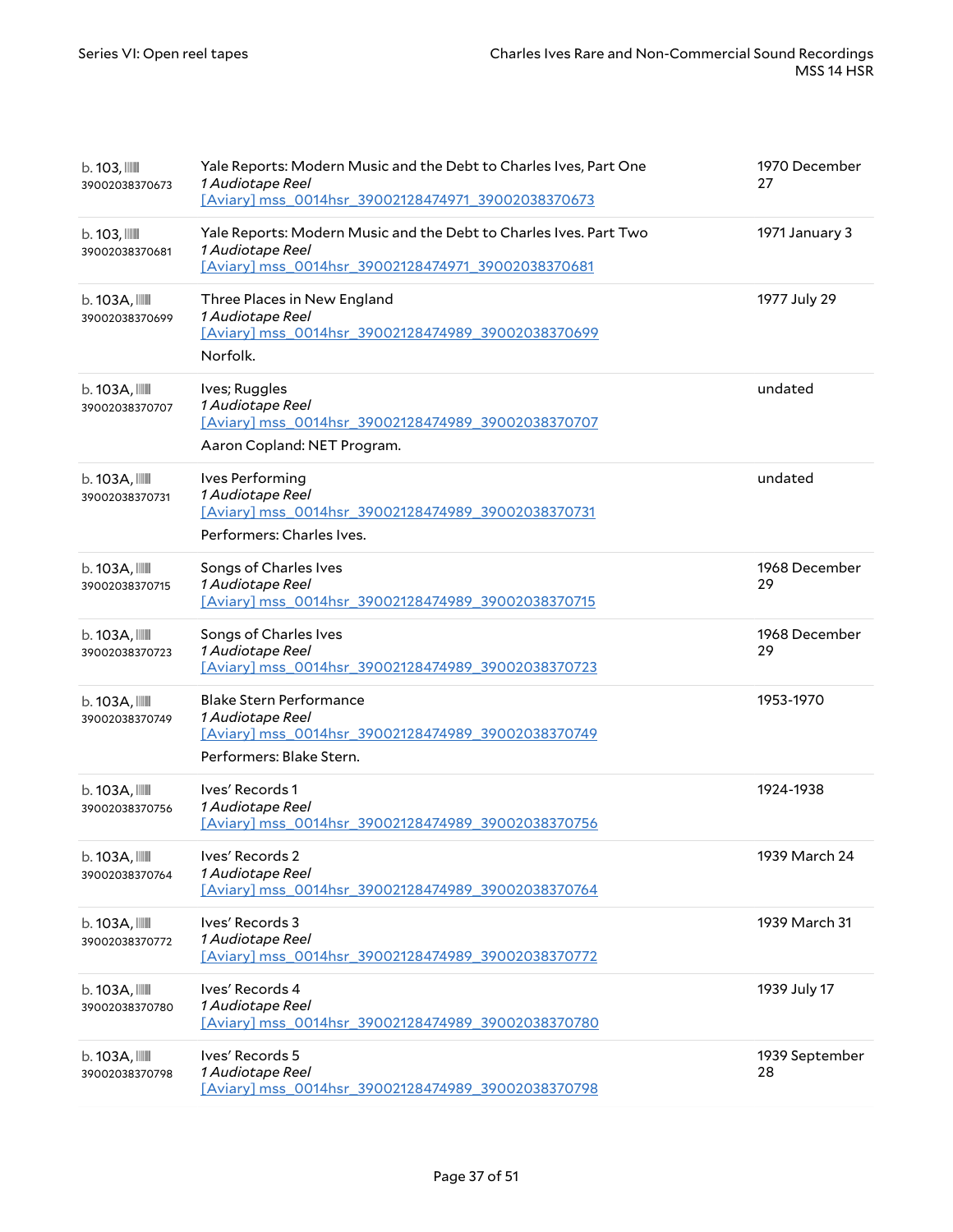| | | |
|---|---|---|
| b. 103, 39002038370673 | Yale Reports: Modern Music and the Debt to Charles Ives, Part One<br>*1 Audiotape Reel*<br>[Aviary] mss_0014hsr_39002128474971_39002038370673 | 1970 December 27 |
| b. 103, 39002038370681 | Yale Reports: Modern Music and the Debt to Charles Ives. Part Two<br>*1 Audiotape Reel*<br>[Aviary] mss_0014hsr_39002128474971_39002038370681 | 1971 January 3 |
| b. 103A, 39002038370699 | Three Places in New England<br>*1 Audiotape Reel*<br>[Aviary] mss_0014hsr_39002128474989_39002038370699<br>Norfolk. | 1977 July 29 |
| b. 103A, 39002038370707 | Ives; Ruggles<br>*1 Audiotape Reel*<br>[Aviary] mss_0014hsr_39002128474989_39002038370707<br>Aaron Copland: NET Program. | undated |
| b. 103A, 39002038370731 | Ives Performing<br>*1 Audiotape Reel*<br>[Aviary] mss_0014hsr_39002128474989_39002038370731<br>Performers: Charles Ives. | undated |
| b. 103A, 39002038370715 | Songs of Charles Ives<br>*1 Audiotape Reel*<br>[Aviary] mss_0014hsr_39002128474989_39002038370715 | 1968 December 29 |
| b. 103A, 39002038370723 | Songs of Charles Ives<br>*1 Audiotape Reel*<br>[Aviary] mss_0014hsr_39002128474989_39002038370723 | 1968 December 29 |
| b. 103A, 39002038370749 | Blake Stern Performance<br>*1 Audiotape Reel*<br>[Aviary] mss_0014hsr_39002128474989_39002038370749<br>Performers: Blake Stern. | 1953-1970 |
| b. 103A, 39002038370756 | Ives' Records 1<br>*1 Audiotape Reel*<br>[Aviary] mss_0014hsr_39002128474989_39002038370756 | 1924-1938 |
| b. 103A, 39002038370764 | Ives' Records 2<br>*1 Audiotape Reel*<br>[Aviary] mss_0014hsr_39002128474989_39002038370764 | 1939 March 24 |
| b. 103A, 39002038370772 | Ives' Records 3<br>*1 Audiotape Reel*<br>[Aviary] mss_0014hsr_39002128474989_39002038370772 | 1939 March 31 |
| b. 103A, 39002038370780 | Ives' Records 4<br>*1 Audiotape Reel*<br>[Aviary] mss_0014hsr_39002128474989_39002038370780 | 1939 July 17 |
| b. 103A, 39002038370798 | Ives' Records 5<br>*1 Audiotape Reel*<br>[Aviary] mss_0014hsr_39002128474989_39002038370798 | 1939 September 28 |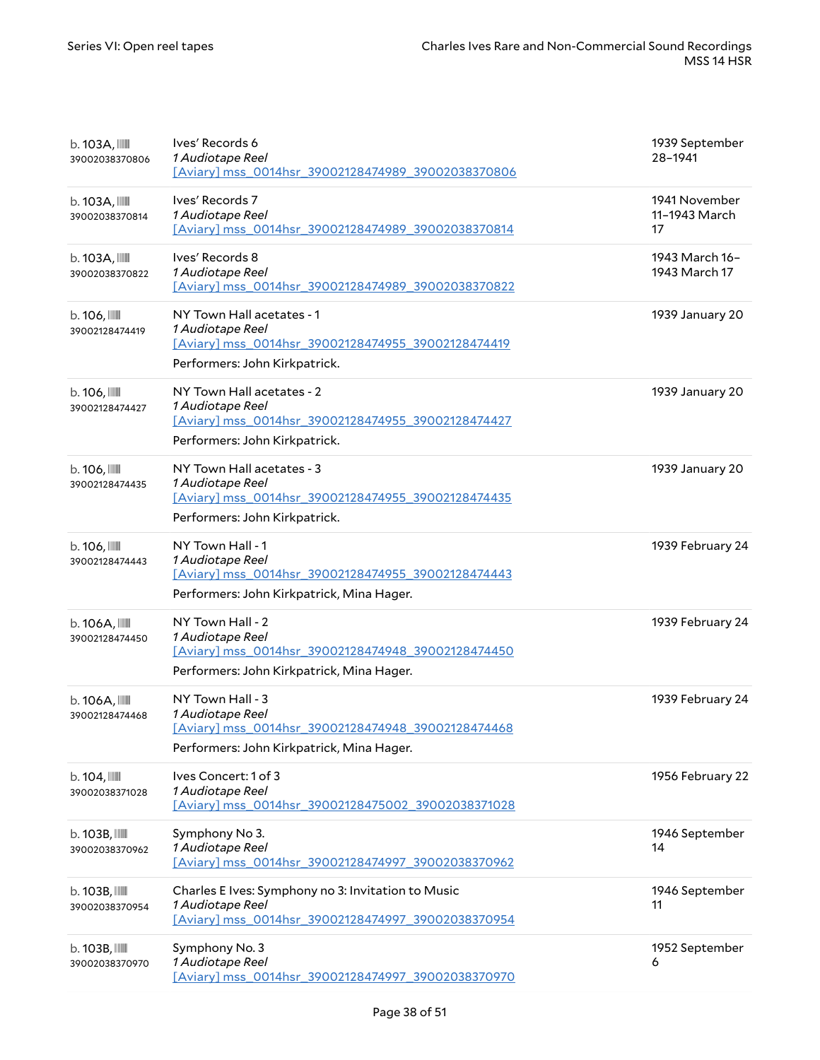| | | |
|---|---|---|
| b. 103A, 39002038370806 | Ives' Records 6<br>*1 Audiotape Reel*<br>[Aviary] mss_0014hsr_39002128474989_39002038370806 | 1939 September 28–1941 |
| b. 103A, 39002038370814 | Ives' Records 7<br>*1 Audiotape Reel*<br>[Aviary] mss_0014hsr_39002128474989_39002038370814 | 1941 November 11–1943 March 17 |
| b. 103A, 39002038370822 | Ives' Records 8<br>*1 Audiotape Reel*<br>[Aviary] mss_0014hsr_39002128474989_39002038370822 | 1943 March 16–1943 March 17 |
| b. 106, 39002128474419 | NY Town Hall acetates - 1<br>*1 Audiotape Reel*<br>[Aviary] mss_0014hsr_39002128474955_39002128474419<br>Performers: John Kirkpatrick. | 1939 January 20 |
| b. 106, 39002128474427 | NY Town Hall acetates - 2<br>*1 Audiotape Reel*<br>[Aviary] mss_0014hsr_39002128474955_39002128474427<br>Performers: John Kirkpatrick. | 1939 January 20 |
| b. 106, 39002128474435 | NY Town Hall acetates - 3<br>*1 Audiotape Reel*<br>[Aviary] mss_0014hsr_39002128474955_39002128474435<br>Performers: John Kirkpatrick. | 1939 January 20 |
| b. 106, 39002128474443 | NY Town Hall - 1<br>*1 Audiotape Reel*<br>[Aviary] mss_0014hsr_39002128474955_39002128474443<br>Performers: John Kirkpatrick, Mina Hager. | 1939 February 24 |
| b. 106A, 39002128474450 | NY Town Hall - 2<br>*1 Audiotape Reel*<br>[Aviary] mss_0014hsr_39002128474948_39002128474450<br>Performers: John Kirkpatrick, Mina Hager. | 1939 February 24 |
| b. 106A, 39002128474468 | NY Town Hall - 3<br>*1 Audiotape Reel*<br>[Aviary] mss_0014hsr_39002128474948_39002128474468<br>Performers: John Kirkpatrick, Mina Hager. | 1939 February 24 |
| b. 104, 39002038371028 | Ives Concert: 1 of 3<br>*1 Audiotape Reel*<br>[Aviary] mss_0014hsr_39002128475002_39002038371028 | 1956 February 22 |
| b. 103B, 39002038370962 | Symphony No 3.<br>*1 Audiotape Reel*<br>[Aviary] mss_0014hsr_39002128474997_39002038370962 | 1946 September 14 |
| b. 103B, 39002038370954 | Charles E Ives: Symphony no 3: Invitation to Music<br>*1 Audiotape Reel*<br>[Aviary] mss_0014hsr_39002128474997_39002038370954 | 1946 September 11 |
| b. 103B, 39002038370970 | Symphony No. 3<br>*1 Audiotape Reel*<br>[Aviary] mss_0014hsr_39002128474997_39002038370970 | 1952 September 6 |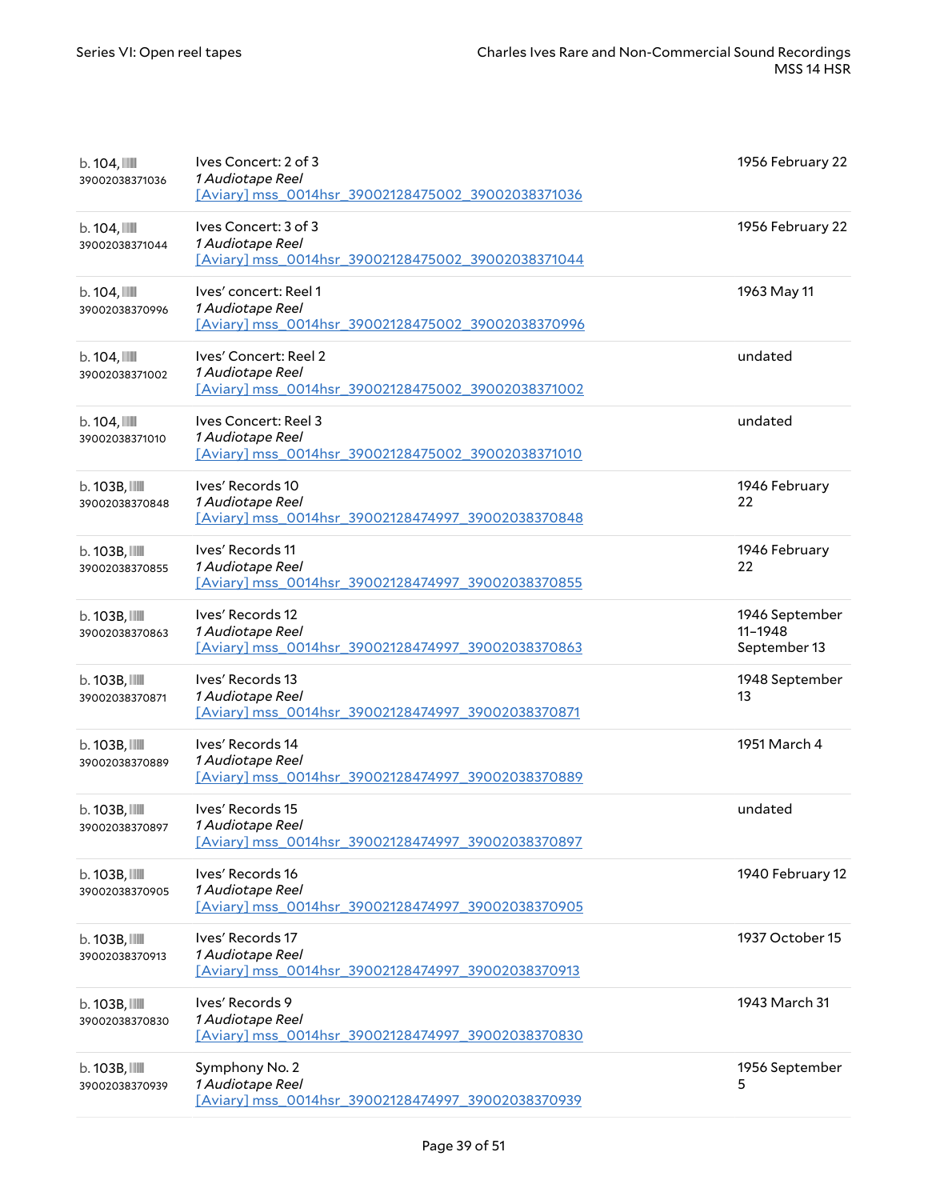| | | |
|---|---|---|
| b. 104, 39002038371036 | Ives Concert: 2 of 3<br>*1 Audiotape Reel*<br>[Aviary] mss_0014hsr_39002128475002_39002038371036 | 1956 February 22 |
| b. 104, 39002038371044 | Ives Concert: 3 of 3<br>*1 Audiotape Reel*<br>[Aviary] mss_0014hsr_39002128475002_39002038371044 | 1956 February 22 |
| b. 104, 39002038370996 | Ives' concert: Reel 1<br>*1 Audiotape Reel*<br>[Aviary] mss_0014hsr_39002128475002_39002038370996 | 1963 May 11 |
| b. 104, 39002038371002 | Ives' Concert: Reel 2<br>*1 Audiotape Reel*<br>[Aviary] mss_0014hsr_39002128475002_39002038371002 | undated |
| b. 104, 39002038371010 | Ives Concert: Reel 3<br>*1 Audiotape Reel*<br>[Aviary] mss_0014hsr_39002128475002_39002038371010 | undated |
| b. 103B, 39002038370848 | Ives' Records 10<br>*1 Audiotape Reel*<br>[Aviary] mss_0014hsr_39002128474997_39002038370848 | 1946 February 22 |
| b. 103B, 39002038370855 | Ives' Records 11<br>*1 Audiotape Reel*<br>[Aviary] mss_0014hsr_39002128474997_39002038370855 | 1946 February 22 |
| b. 103B, 39002038370863 | Ives' Records 12<br>*1 Audiotape Reel*<br>[Aviary] mss_0014hsr_39002128474997_39002038370863 | 1946 September 11–1948 September 13 |
| b. 103B, 39002038370871 | Ives' Records 13<br>*1 Audiotape Reel*<br>[Aviary] mss_0014hsr_39002128474997_39002038370871 | 1948 September 13 |
| b. 103B, 39002038370889 | Ives' Records 14<br>*1 Audiotape Reel*<br>[Aviary] mss_0014hsr_39002128474997_39002038370889 | 1951 March 4 |
| b. 103B, 39002038370897 | Ives' Records 15<br>*1 Audiotape Reel*<br>[Aviary] mss_0014hsr_39002128474997_39002038370897 | undated |
| b. 103B, 39002038370905 | Ives' Records 16<br>*1 Audiotape Reel*<br>[Aviary] mss_0014hsr_39002128474997_39002038370905 | 1940 February 12 |
| b. 103B, 39002038370913 | Ives' Records 17<br>*1 Audiotape Reel*<br>[Aviary] mss_0014hsr_39002128474997_39002038370913 | 1937 October 15 |
| b. 103B, 39002038370830 | Ives' Records 9<br>*1 Audiotape Reel*<br>[Aviary] mss_0014hsr_39002128474997_39002038370830 | 1943 March 31 |
| b. 103B, 39002038370939 | Symphony No. 2<br>*1 Audiotape Reel*<br>[Aviary] mss_0014hsr_39002128474997_39002038370939 | 1956 September 5 |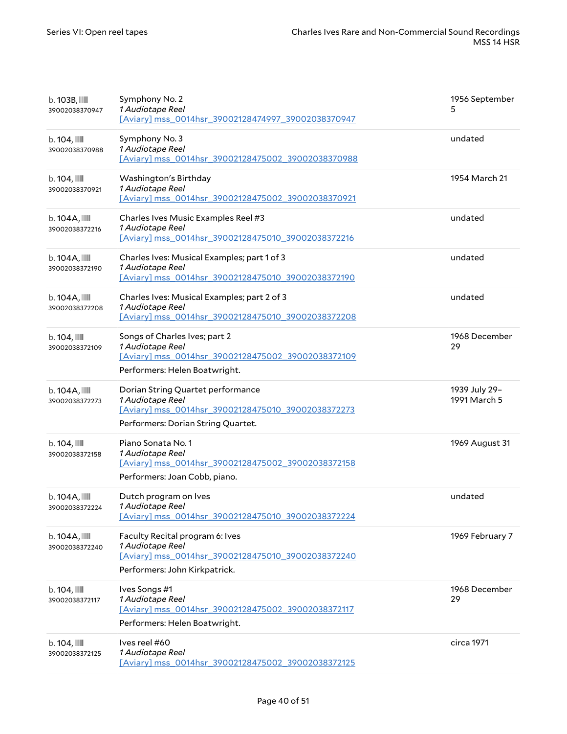| | | |
|---|---|---|
| b. 103B, 39002038370947 | Symphony No. 2<br>*1 Audiotape Reel*<br>[Aviary] mss_0014hsr_39002128474997_39002038370947 | 1956 September 5 |
| b. 104, 39002038370988 | Symphony No. 3<br>*1 Audiotape Reel*<br>[Aviary] mss_0014hsr_39002128475002_39002038370988 | undated |
| b. 104, 39002038370921 | Washington's Birthday<br>*1 Audiotape Reel*<br>[Aviary] mss_0014hsr_39002128475002_39002038370921 | 1954 March 21 |
| b. 104A, 39002038372216 | Charles Ives Music Examples Reel #3<br>*1 Audiotape Reel*<br>[Aviary] mss_0014hsr_39002128475010_39002038372216 | undated |
| b. 104A, 39002038372190 | Charles Ives: Musical Examples; part 1 of 3<br>*1 Audiotape Reel*<br>[Aviary] mss_0014hsr_39002128475010_39002038372190 | undated |
| b. 104A, 39002038372208 | Charles Ives: Musical Examples; part 2 of 3<br>*1 Audiotape Reel*<br>[Aviary] mss_0014hsr_39002128475010_39002038372208 | undated |
| b. 104, 39002038372109 | Songs of Charles Ives; part 2<br>*1 Audiotape Reel*<br>[Aviary] mss_0014hsr_39002128475002_39002038372109<br>Performers: Helen Boatwright. | 1968 December 29 |
| b. 104A, 39002038372273 | Dorian String Quartet performance<br>*1 Audiotape Reel*<br>[Aviary] mss_0014hsr_39002128475010_39002038372273<br>Performers: Dorian String Quartet. | 1939 July 29–1991 March 5 |
| b. 104, 39002038372158 | Piano Sonata No. 1<br>*1 Audiotape Reel*<br>[Aviary] mss_0014hsr_39002128475002_39002038372158<br>Performers: Joan Cobb, piano. | 1969 August 31 |
| b. 104A, 39002038372224 | Dutch program on Ives<br>*1 Audiotape Reel*<br>[Aviary] mss_0014hsr_39002128475010_39002038372224 | undated |
| b. 104A, 39002038372240 | Faculty Recital program 6: Ives<br>*1 Audiotape Reel*<br>[Aviary] mss_0014hsr_39002128475010_39002038372240<br>Performers: John Kirkpatrick. | 1969 February 7 |
| b. 104, 39002038372117 | Ives Songs #1<br>*1 Audiotape Reel*<br>[Aviary] mss_0014hsr_39002128475002_39002038372117<br>Performers: Helen Boatwright. | 1968 December 29 |
| b. 104, 39002038372125 | Ives reel #60<br>*1 Audiotape Reel*<br>[Aviary] mss_0014hsr_39002128475002_39002038372125 | circa 1971 |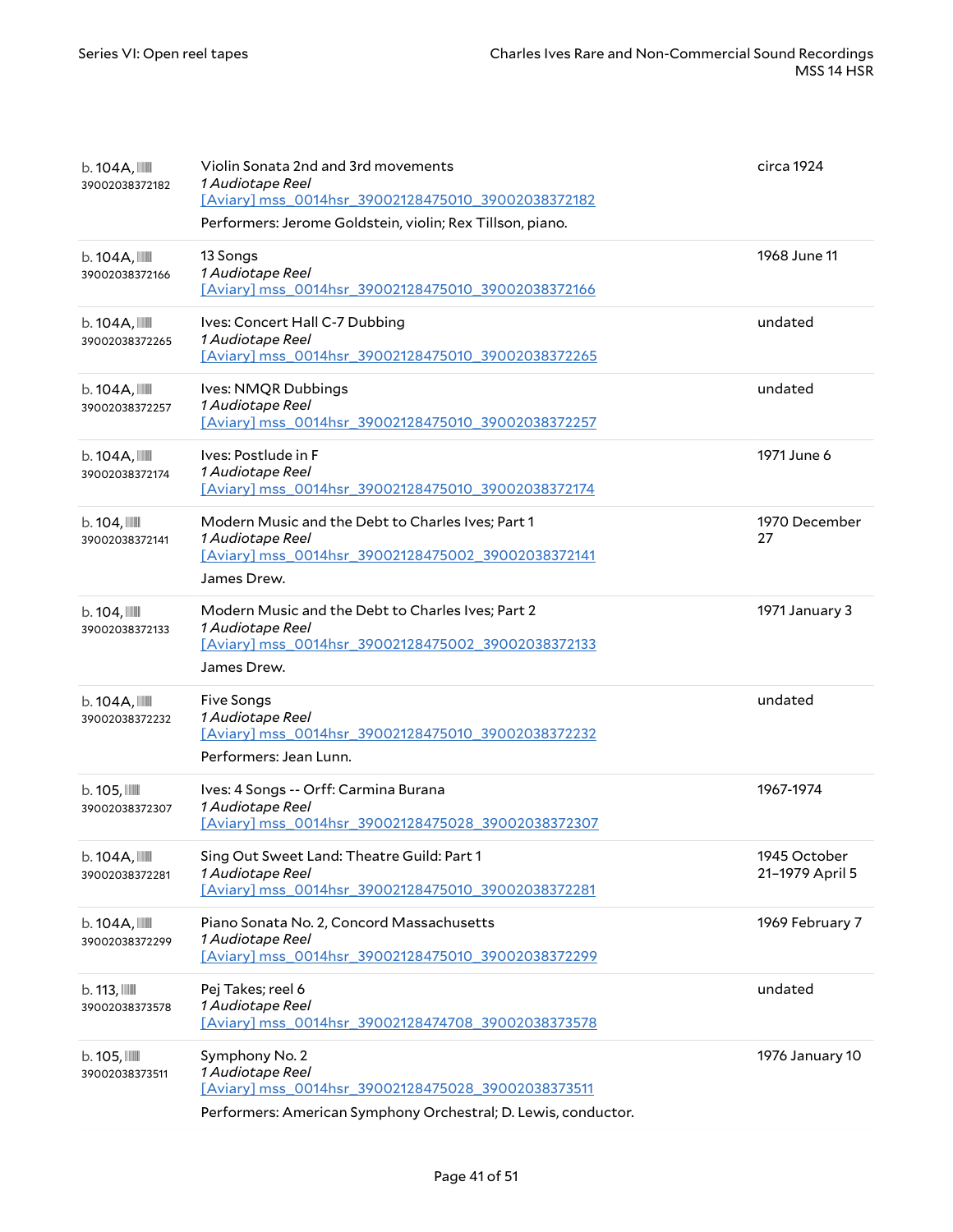| | | |
|---|---|---|
| b. 104A, 39002038372182 | Violin Sonata 2nd and 3rd movements<br>*1 Audiotape Reel*<br>[Aviary] mss_0014hsr_39002128475010_39002038372182<br>Performers: Jerome Goldstein, violin; Rex Tillson, piano. | circa 1924 |
| b. 104A, 39002038372166 | 13 Songs<br>*1 Audiotape Reel*<br>[Aviary] mss_0014hsr_39002128475010_39002038372166 | 1968 June 11 |
| b. 104A, 39002038372265 | Ives: Concert Hall C-7 Dubbing<br>*1 Audiotape Reel*<br>[Aviary] mss_0014hsr_39002128475010_39002038372265 | undated |
| b. 104A, 39002038372257 | Ives: NMQR Dubbings<br>*1 Audiotape Reel*<br>[Aviary] mss_0014hsr_39002128475010_39002038372257 | undated |
| b. 104A, 39002038372174 | Ives: Postlude in F<br>*1 Audiotape Reel*<br>[Aviary] mss_0014hsr_39002128475010_39002038372174 | 1971 June 6 |
| b. 104, 39002038372141 | Modern Music and the Debt to Charles Ives; Part 1<br>*1 Audiotape Reel*<br>[Aviary] mss_0014hsr_39002128475002_39002038372141<br>James Drew. | 1970 December 27 |
| b. 104, 39002038372133 | Modern Music and the Debt to Charles Ives; Part 2<br>*1 Audiotape Reel*<br>[Aviary] mss_0014hsr_39002128475002_39002038372133<br>James Drew. | 1971 January 3 |
| b. 104A, 39002038372232 | Five Songs<br>*1 Audiotape Reel*<br>[Aviary] mss_0014hsr_39002128475010_39002038372232<br>Performers: Jean Lunn. | undated |
| b. 105, 39002038372307 | Ives: 4 Songs -- Orff: Carmina Burana<br>*1 Audiotape Reel*<br>[Aviary] mss_0014hsr_39002128475028_39002038372307 | 1967-1974 |
| b. 104A, 39002038372281 | Sing Out Sweet Land: Theatre Guild: Part 1<br>*1 Audiotape Reel*<br>[Aviary] mss_0014hsr_39002128475010_39002038372281 | 1945 October 21–1979 April 5 |
| b. 104A, 39002038372299 | Piano Sonata No. 2, Concord Massachusetts<br>*1 Audiotape Reel*<br>[Aviary] mss_0014hsr_39002128475010_39002038372299 | 1969 February 7 |
| b. 113, 39002038373578 | Pej Takes; reel 6<br>*1 Audiotape Reel*<br>[Aviary] mss_0014hsr_39002128474708_39002038373578 | undated |
| b. 105, 39002038373511 | Symphony No. 2<br>*1 Audiotape Reel*<br>[Aviary] mss_0014hsr_39002128475028_39002038373511<br>Performers: American Symphony Orchestral; D. Lewis, conductor. | 1976 January 10 |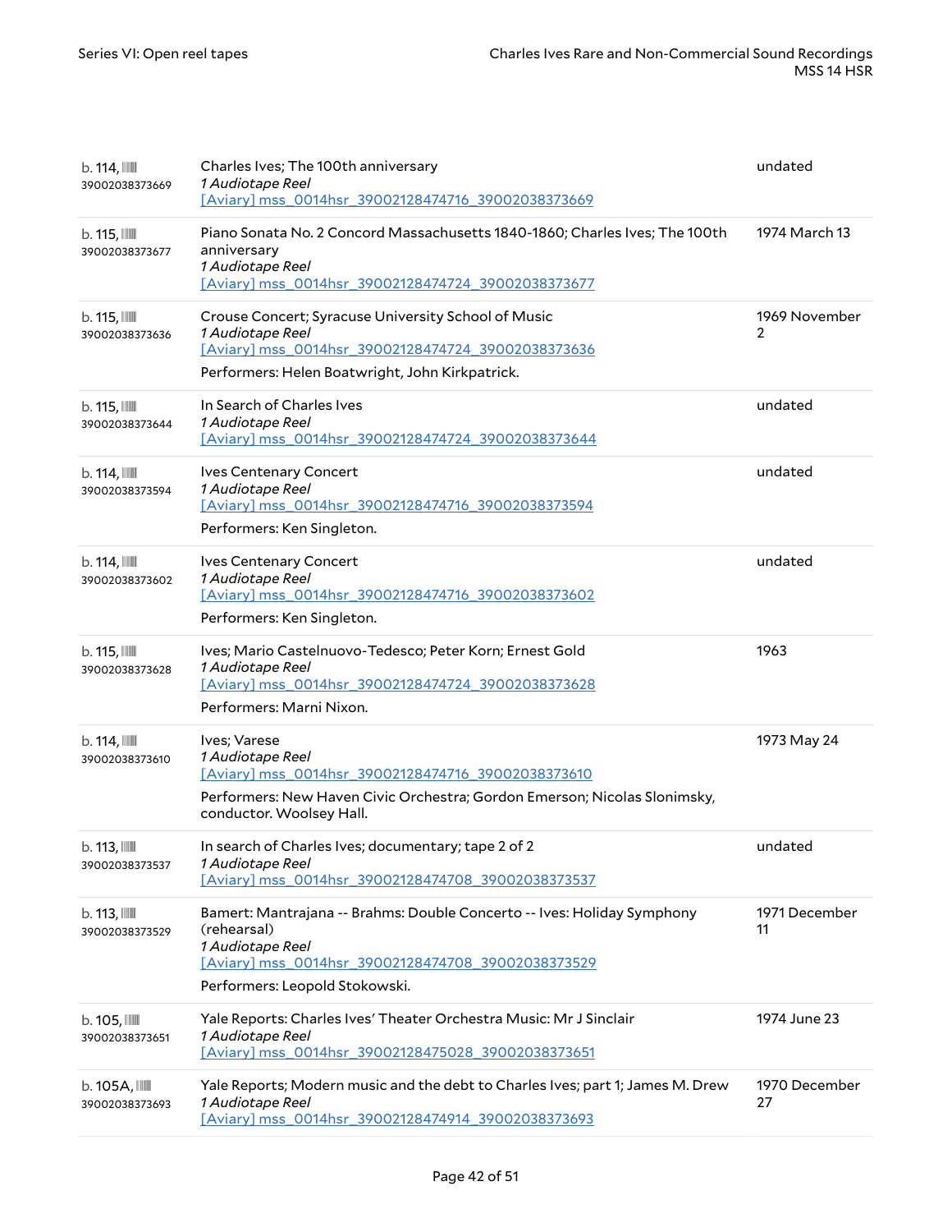| | | |
|---|---|---|
| b. 114, 39002038373669 | Charles Ives; The 100th anniversary<br>*1 Audiotape Reel*<br>[Aviary] mss_0014hsr_39002128474716_39002038373669 | undated |
| b. 115, 39002038373677 | Piano Sonata No. 2 Concord Massachusetts 1840-1860; Charles Ives; The 100th anniversary<br>*1 Audiotape Reel*<br>[Aviary] mss_0014hsr_39002128474724_39002038373677 | 1974 March 13 |
| b. 115, 39002038373636 | Crouse Concert; Syracuse University School of Music<br>*1 Audiotape Reel*<br>[Aviary] mss_0014hsr_39002128474724_39002038373636<br>Performers: Helen Boatwright, John Kirkpatrick. | 1969 November 2 |
| b. 115, 39002038373644 | In Search of Charles Ives<br>*1 Audiotape Reel*<br>[Aviary] mss_0014hsr_39002128474724_39002038373644 | undated |
| b. 114, 39002038373594 | Ives Centenary Concert<br>*1 Audiotape Reel*<br>[Aviary] mss_0014hsr_39002128474716_39002038373594<br>Performers: Ken Singleton. | undated |
| b. 114, 39002038373602 | Ives Centenary Concert<br>*1 Audiotape Reel*<br>[Aviary] mss_0014hsr_39002128474716_39002038373602<br>Performers: Ken Singleton. | undated |
| b. 115, 39002038373628 | Ives; Mario Castelnuovo-Tedesco; Peter Korn; Ernest Gold<br>*1 Audiotape Reel*<br>[Aviary] mss_0014hsr_39002128474724_39002038373628<br>Performers: Marni Nixon. | 1963 |
| b. 114, 39002038373610 | Ives; Varese<br>*1 Audiotape Reel*<br>[Aviary] mss_0014hsr_39002128474716_39002038373610<br>Performers: New Haven Civic Orchestra; Gordon Emerson; Nicolas Slonimsky, conductor. Woolsey Hall. | 1973 May 24 |
| b. 113, 39002038373537 | In search of Charles Ives; documentary; tape 2 of 2<br>*1 Audiotape Reel*<br>[Aviary] mss_0014hsr_39002128474708_39002038373537 | undated |
| b. 113, 39002038373529 | Bamert: Mantrajana -- Brahms: Double Concerto -- Ives: Holiday Symphony (rehearsal)<br>*1 Audiotape Reel*<br>[Aviary] mss_0014hsr_39002128474708_39002038373529<br>Performers: Leopold Stokowski. | 1971 December 11 |
| b. 105, 39002038373651 | Yale Reports: Charles Ives' Theater Orchestra Music: Mr J Sinclair<br>*1 Audiotape Reel*<br>[Aviary] mss_0014hsr_39002128475028_39002038373651 | 1974 June 23 |
| b. 105A, 39002038373693 | Yale Reports; Modern music and the debt to Charles Ives; part 1; James M. Drew<br>*1 Audiotape Reel*<br>[Aviary] mss_0014hsr_39002128474914_39002038373693 | 1970 December 27 |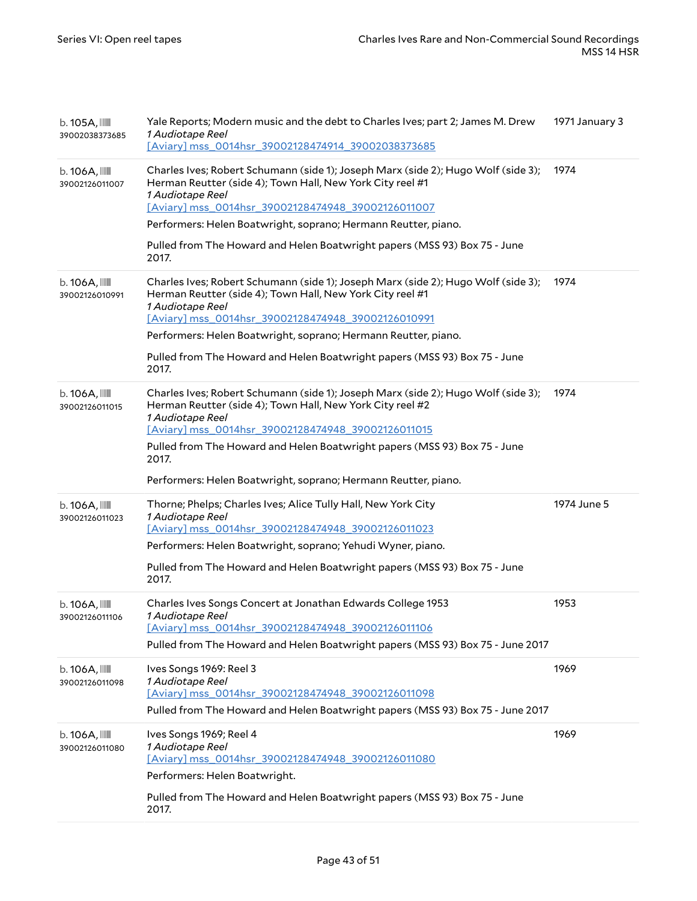| | | |
|---|---|---|
| b. 105A, 39002038373685 | Yale Reports; Modern music and the debt to Charles Ives; part 2; James M. Drew<br>*1 Audiotape Reel*<br>[Aviary] mss_0014hsr_39002128474914_39002038373685 | 1971 January 3 |
| b. 106A, 39002126011007 | Charles Ives; Robert Schumann (side 1); Joseph Marx (side 2); Hugo Wolf (side 3); Herman Reutter (side 4); Town Hall, New York City reel #1<br>*1 Audiotape Reel*<br>[Aviary] mss_0014hsr_39002128474948_39002126011007<br>Performers: Helen Boatwright, soprano; Hermann Reutter, piano.<br>Pulled from The Howard and Helen Boatwright papers (MSS 93) Box 75 - June 2017. | 1974 |
| b. 106A, 39002126010991 | Charles Ives; Robert Schumann (side 1); Joseph Marx (side 2); Hugo Wolf (side 3); Herman Reutter (side 4); Town Hall, New York City reel #1<br>*1 Audiotape Reel*<br>[Aviary] mss_0014hsr_39002128474948_39002126010991<br>Performers: Helen Boatwright, soprano; Hermann Reutter, piano.<br>Pulled from The Howard and Helen Boatwright papers (MSS 93) Box 75 - June 2017. | 1974 |
| b. 106A, 39002126011015 | Charles Ives; Robert Schumann (side 1); Joseph Marx (side 2); Hugo Wolf (side 3); Herman Reutter (side 4); Town Hall, New York City reel #2<br>*1 Audiotape Reel*<br>[Aviary] mss_0014hsr_39002128474948_39002126011015<br>Pulled from The Howard and Helen Boatwright papers (MSS 93) Box 75 - June 2017.<br>Performers: Helen Boatwright, soprano; Hermann Reutter, piano. | 1974 |
| b. 106A, 39002126011023 | Thorne; Phelps; Charles Ives; Alice Tully Hall, New York City<br>*1 Audiotape Reel*<br>[Aviary] mss_0014hsr_39002128474948_39002126011023<br>Performers: Helen Boatwright, soprano; Yehudi Wyner, piano.<br>Pulled from The Howard and Helen Boatwright papers (MSS 93) Box 75 - June 2017. | 1974 June 5 |
| b. 106A, 39002126011106 | Charles Ives Songs Concert at Jonathan Edwards College 1953<br>*1 Audiotape Reel*<br>[Aviary] mss_0014hsr_39002128474948_39002126011106<br>Pulled from The Howard and Helen Boatwright papers (MSS 93) Box 75 - June 2017 | 1953 |
| b. 106A, 39002126011098 | Ives Songs 1969: Reel 3<br>*1 Audiotape Reel*<br>[Aviary] mss_0014hsr_39002128474948_39002126011098<br>Pulled from The Howard and Helen Boatwright papers (MSS 93) Box 75 - June 2017 | 1969 |
| b. 106A, 39002126011080 | Ives Songs 1969; Reel 4<br>*1 Audiotape Reel*<br>[Aviary] mss_0014hsr_39002128474948_39002126011080<br>Performers: Helen Boatwright.<br>Pulled from The Howard and Helen Boatwright papers (MSS 93) Box 75 - June 2017. | 1969 |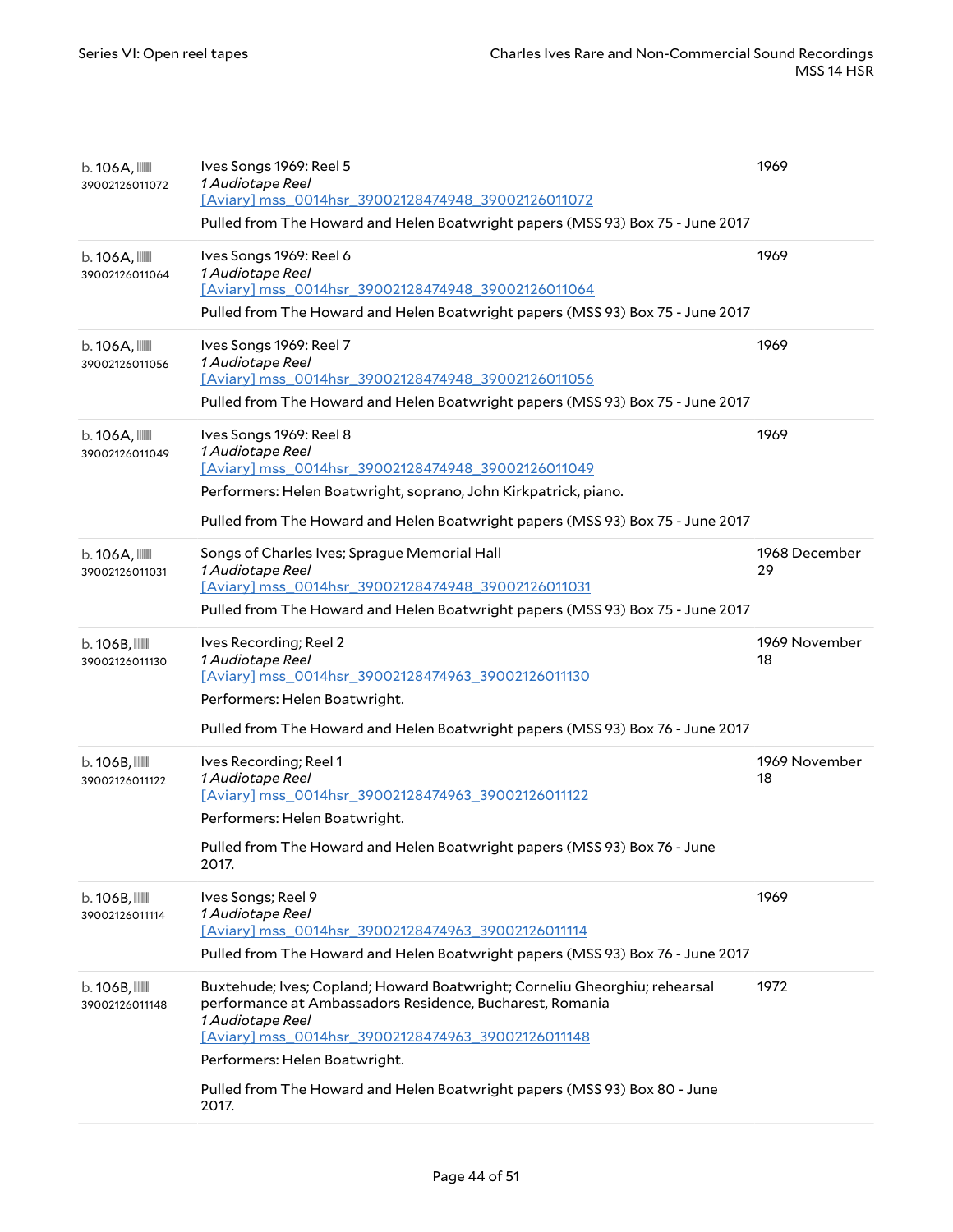| | | |
|---|---|---|
| b. 106A, 39002126011072 | Ives Songs 1969: Reel 5<br>*1 Audiotape Reel*<br>[Aviary] mss_0014hsr_39002128474948_39002126011072<br>Pulled from The Howard and Helen Boatwright papers (MSS 93) Box 75 - June 2017 | 1969 |
| b. 106A, 39002126011064 | Ives Songs 1969: Reel 6<br>*1 Audiotape Reel*<br>[Aviary] mss_0014hsr_39002128474948_39002126011064<br>Pulled from The Howard and Helen Boatwright papers (MSS 93) Box 75 - June 2017 | 1969 |
| b. 106A, 39002126011056 | Ives Songs 1969: Reel 7<br>*1 Audiotape Reel*<br>[Aviary] mss_0014hsr_39002128474948_39002126011056<br>Pulled from The Howard and Helen Boatwright papers (MSS 93) Box 75 - June 2017 | 1969 |
| b. 106A, 39002126011049 | Ives Songs 1969: Reel 8<br>*1 Audiotape Reel*<br>[Aviary] mss_0014hsr_39002128474948_39002126011049<br>Performers: Helen Boatwright, soprano, John Kirkpatrick, piano.<br>Pulled from The Howard and Helen Boatwright papers (MSS 93) Box 75 - June 2017 | 1969 |
| b. 106A, 39002126011031 | Songs of Charles Ives; Sprague Memorial Hall<br>*1 Audiotape Reel*<br>[Aviary] mss_0014hsr_39002128474948_39002126011031<br>Pulled from The Howard and Helen Boatwright papers (MSS 93) Box 75 - June 2017 | 1968 December 29 |
| b. 106B, 39002126011130 | Ives Recording; Reel 2<br>*1 Audiotape Reel*<br>[Aviary] mss_0014hsr_39002128474963_39002126011130<br>Performers: Helen Boatwright.<br>Pulled from The Howard and Helen Boatwright papers (MSS 93) Box 76 - June 2017 | 1969 November 18 |
| b. 106B, 39002126011122 | Ives Recording; Reel 1<br>*1 Audiotape Reel*<br>[Aviary] mss_0014hsr_39002128474963_39002126011122<br>Performers: Helen Boatwright.<br>Pulled from The Howard and Helen Boatwright papers (MSS 93) Box 76 - June 2017. | 1969 November 18 |
| b. 106B, 39002126011114 | Ives Songs; Reel 9<br>*1 Audiotape Reel*<br>[Aviary] mss_0014hsr_39002128474963_39002126011114<br>Pulled from The Howard and Helen Boatwright papers (MSS 93) Box 76 - June 2017 | 1969 |
| b. 106B, 39002126011148 | Buxtehude; Ives; Copland; Howard Boatwright; Corneliu Gheorghiu; rehearsal performance at Ambassadors Residence, Bucharest, Romania<br>*1 Audiotape Reel*<br>[Aviary] mss_0014hsr_39002128474963_39002126011148<br>Performers: Helen Boatwright.<br>Pulled from The Howard and Helen Boatwright papers (MSS 93) Box 80 - June 2017. | 1972 |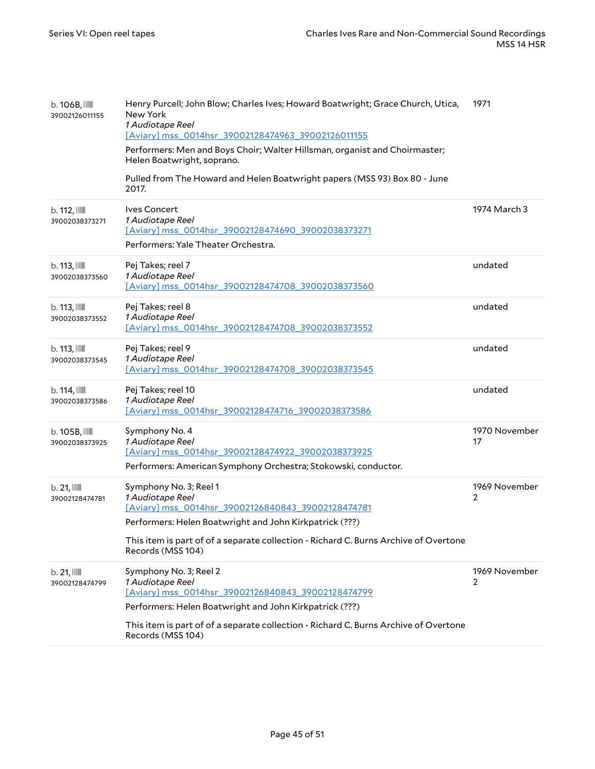| | | |
|---|---|---|
| b. 106B, 39002126011155 | Henry Purcell; John Blow; Charles Ives; Howard Boatwright; Grace Church, Utica, New York<br>*1 Audiotape Reel*<br>[Aviary] mss_0014hsr_39002128474963_39002126011155<br><br>Performers: Men and Boys Choir; Walter Hillsman, organist and Choirmaster; Helen Boatwright, soprano.<br><br>Pulled from The Howard and Helen Boatwright papers (MSS 93) Box 80 - June 2017. | 1971 |
| b. 112, 39002038373271 | Ives Concert<br>*1 Audiotape Reel*<br>[Aviary] mss_0014hsr_39002128474690_39002038373271<br><br>Performers: Yale Theater Orchestra. | 1974 March 3 |
| b. 113, 39002038373560 | Pej Takes; reel 7<br>*1 Audiotape Reel*<br>[Aviary] mss_0014hsr_39002128474708_39002038373560 | undated |
| b. 113, 39002038373552 | Pej Takes; reel 8<br>*1 Audiotape Reel*<br>[Aviary] mss_0014hsr_39002128474708_39002038373552 | undated |
| b. 113, 39002038373545 | Pej Takes; reel 9<br>*1 Audiotape Reel*<br>[Aviary] mss_0014hsr_39002128474708_39002038373545 | undated |
| b. 114, 39002038373586 | Pej Takes; reel 10<br>*1 Audiotape Reel*<br>[Aviary] mss_0014hsr_39002128474716_39002038373586 | undated |
| b. 105B, 39002038373925 | Symphony No. 4<br>*1 Audiotape Reel*<br>[Aviary] mss_0014hsr_39002128474922_39002038373925<br><br>Performers: American Symphony Orchestra; Stokowski, conductor. | 1970 November 17 |
| b. 21, 39002128474781 | Symphony No. 3; Reel 1<br>*1 Audiotape Reel*<br>[Aviary] mss_0014hsr_39002126840843_39002128474781<br><br>Performers: Helen Boatwright and John Kirkpatrick (???)<br><br>This item is part of of a separate collection - Richard C. Burns Archive of Overtone Records (MSS 104) | 1969 November 2 |
| b. 21, 39002128474799 | Symphony No. 3; Reel 2<br>*1 Audiotape Reel*<br>[Aviary] mss_0014hsr_39002126840843_39002128474799<br><br>Performers: Helen Boatwright and John Kirkpatrick (???)<br><br>This item is part of of a separate collection - Richard C. Burns Archive of Overtone Records (MSS 104) | 1969 November 2 |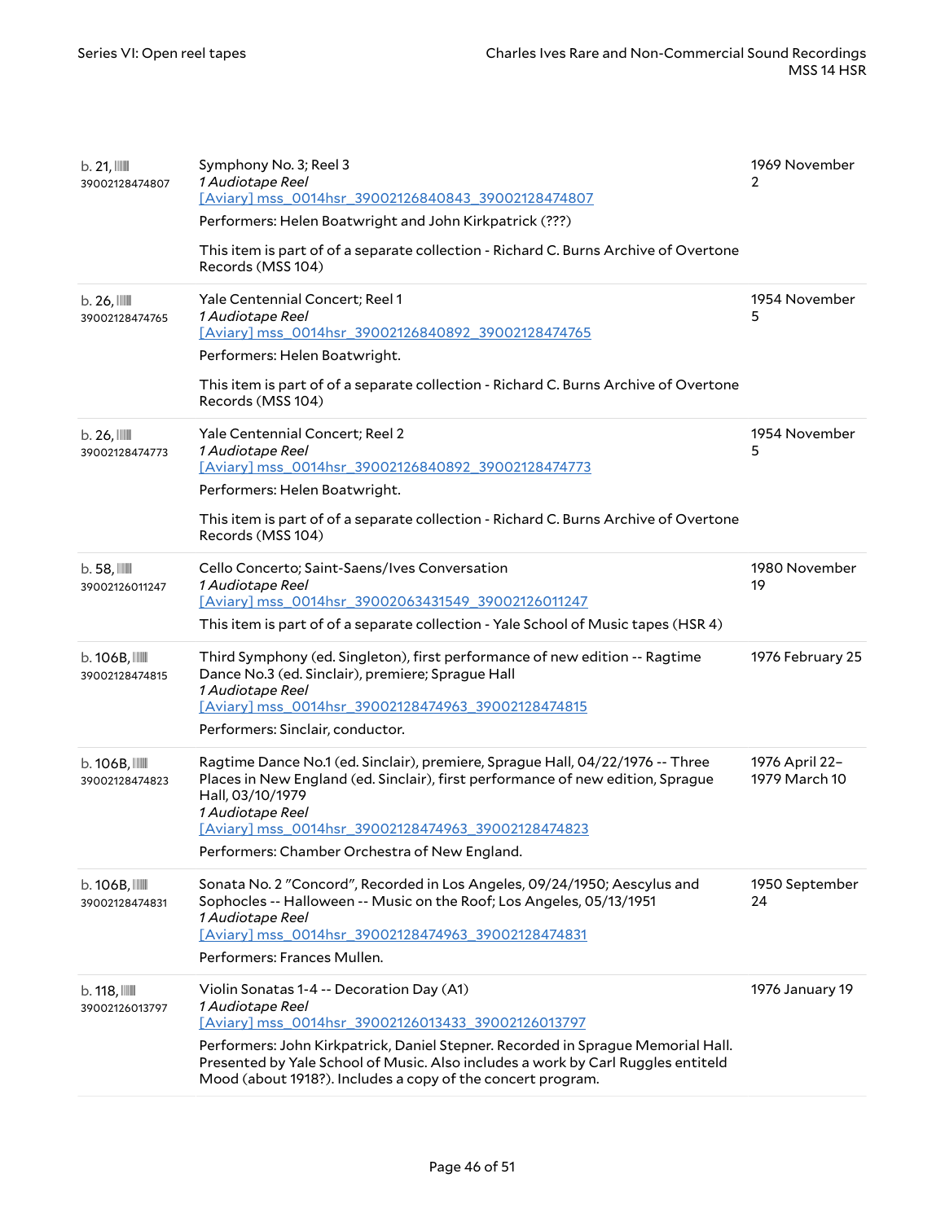| | | |
|---|---|---|
| b. 21, 39002128474807 | Symphony No. 3; Reel 3<br>*1 Audiotape Reel*<br>[Aviary] mss_0014hsr_39002126840843_39002128474807<br>Performers: Helen Boatwright and John Kirkpatrick (???)<br>This item is part of of a separate collection - Richard C. Burns Archive of Overtone Records (MSS 104) | 1969 November 2 |
| b. 26, 39002128474765 | Yale Centennial Concert; Reel 1<br>*1 Audiotape Reel*<br>[Aviary] mss_0014hsr_39002126840892_39002128474765<br>Performers: Helen Boatwright.<br>This item is part of of a separate collection - Richard C. Burns Archive of Overtone Records (MSS 104) | 1954 November 5 |
| b. 26, 39002128474773 | Yale Centennial Concert; Reel 2<br>*1 Audiotape Reel*<br>[Aviary] mss_0014hsr_39002126840892_39002128474773<br>Performers: Helen Boatwright.<br>This item is part of of a separate collection - Richard C. Burns Archive of Overtone Records (MSS 104) | 1954 November 5 |
| b. 58, 39002126011247 | Cello Concerto; Saint-Saens/Ives Conversation<br>*1 Audiotape Reel*<br>[Aviary] mss_0014hsr_39002063431549_39002126011247<br>This item is part of of a separate collection - Yale School of Music tapes (HSR 4) | 1980 November 19 |
| b. 106B, 39002128474815 | Third Symphony (ed. Singleton), first performance of new edition -- Ragtime Dance No.3 (ed. Sinclair), premiere; Sprague Hall<br>*1 Audiotape Reel*<br>[Aviary] mss_0014hsr_39002128474963_39002128474815<br>Performers: Sinclair, conductor. | 1976 February 25 |
| b. 106B, 39002128474823 | Ragtime Dance No.1 (ed. Sinclair), premiere, Sprague Hall, 04/22/1976 -- Three Places in New England (ed. Sinclair), first performance of new edition, Sprague Hall, 03/10/1979<br>*1 Audiotape Reel*<br>[Aviary] mss_0014hsr_39002128474963_39002128474823<br>Performers: Chamber Orchestra of New England. | 1976 April 22–1979 March 10 |
| b. 106B, 39002128474831 | Sonata No. 2 "Concord", Recorded in Los Angeles, 09/24/1950; Aescylus and Sophocles -- Halloween -- Music on the Roof; Los Angeles, 05/13/1951<br>*1 Audiotape Reel*<br>[Aviary] mss_0014hsr_39002128474963_39002128474831<br>Performers: Frances Mullen. | 1950 September 24 |
| b. 118, 39002126013797 | Violin Sonatas 1-4 -- Decoration Day (A1)<br>*1 Audiotape Reel*<br>[Aviary] mss_0014hsr_39002126013433_39002126013797<br>Performers: John Kirkpatrick, Daniel Stepner. Recorded in Sprague Memorial Hall. Presented by Yale School of Music. Also includes a work by Carl Ruggles entiteld Mood (about 1918?). Includes a copy of the concert program. | 1976 January 19 |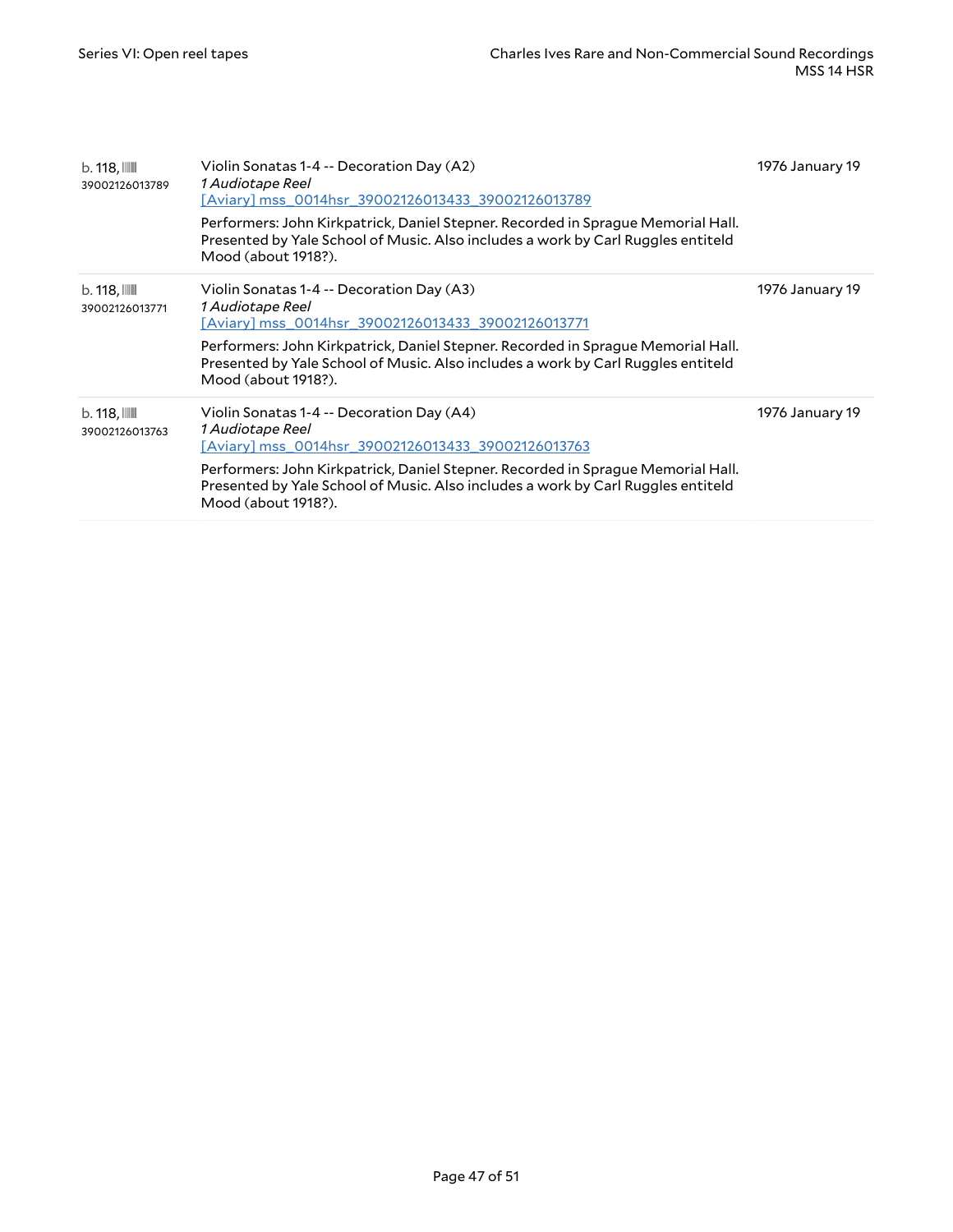| | | |
|---|---|---|
| b. 118, 39002126013789 | Violin Sonatas 1-4 -- Decoration Day (A2)<br>*1 Audiotape Reel*<br>[Aviary] mss_0014hsr_39002126013433_39002126013789<br><br>Performers: John Kirkpatrick, Daniel Stepner. Recorded in Sprague Memorial Hall. Presented by Yale School of Music. Also includes a work by Carl Ruggles entiteld Mood (about 1918?). | 1976 January 19 |
| b. 118, 39002126013771 | Violin Sonatas 1-4 -- Decoration Day (A3)<br>*1 Audiotape Reel*<br>[Aviary] mss_0014hsr_39002126013433_39002126013771<br><br>Performers: John Kirkpatrick, Daniel Stepner. Recorded in Sprague Memorial Hall. Presented by Yale School of Music. Also includes a work by Carl Ruggles entiteld Mood (about 1918?). | 1976 January 19 |
| b. 118, 39002126013763 | Violin Sonatas 1-4 -- Decoration Day (A4)<br>*1 Audiotape Reel*<br>[Aviary] mss_0014hsr_39002126013433_39002126013763<br><br>Performers: John Kirkpatrick, Daniel Stepner. Recorded in Sprague Memorial Hall. Presented by Yale School of Music. Also includes a work by Carl Ruggles entiteld Mood (about 1918?). | 1976 January 19 |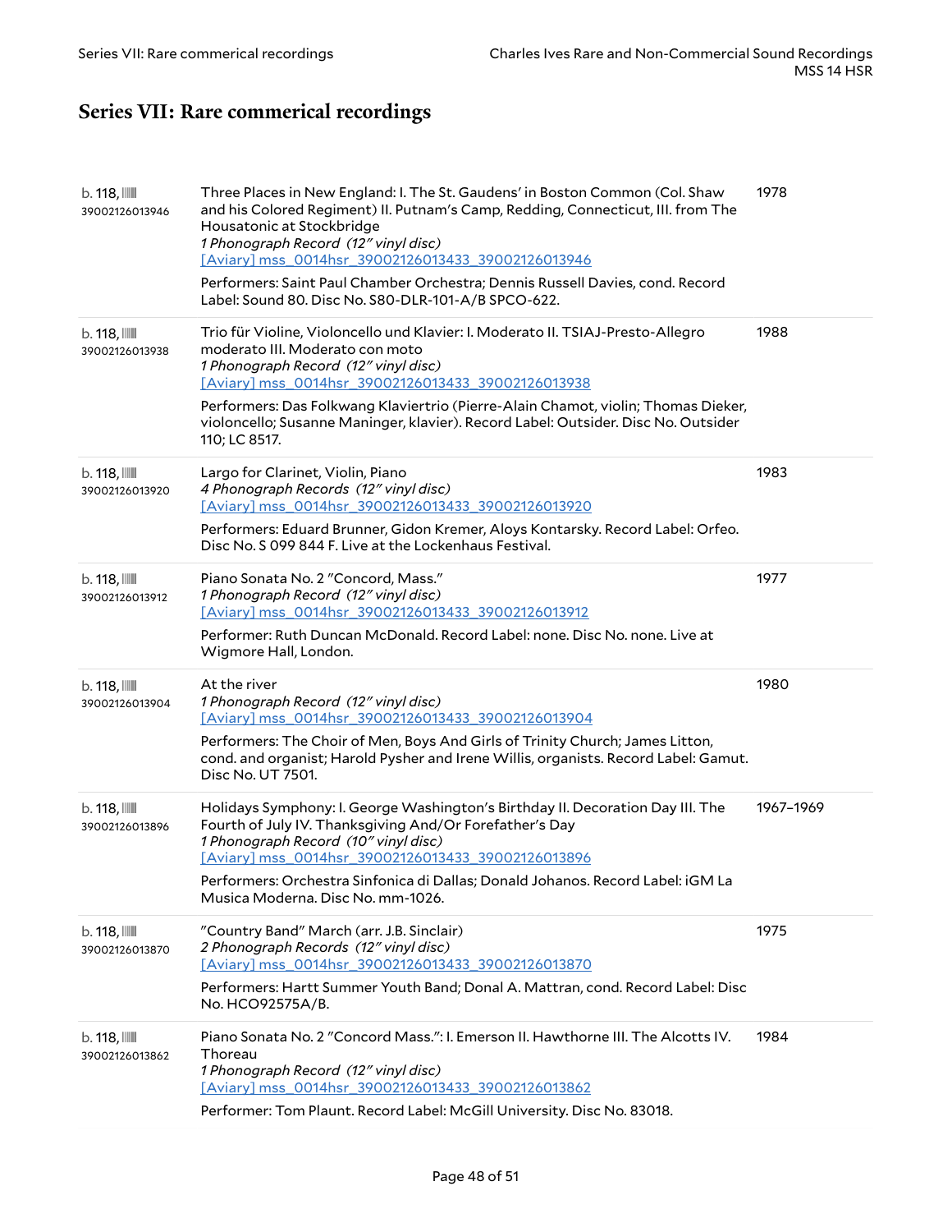# Series VII: Rare commerical recordings

| | | |
|---|---|---|
| b. 118, 39002126013946 | Three Places in New England: I. The St. Gaudens' in Boston Common (Col. Shaw and his Colored Regiment) II. Putnam's Camp, Redding, Connecticut, III. from The Housatonic at Stockbridge<br>*1 Phonograph Record (12" vinyl disc)*<br>[Aviary] mss_0014hsr_39002126013433_39002126013946<br>Performers: Saint Paul Chamber Orchestra; Dennis Russell Davies, cond. Record Label: Sound 80. Disc No. S80-DLR-101-A/B SPCO-622. | 1978 |
| b. 118, 39002126013938 | Trio für Violine, Violoncello und Klavier: I. Moderato II. TSIAJ-Presto-Allegro moderato III. Moderato con moto<br>*1 Phonograph Record (12" vinyl disc)*<br>[Aviary] mss_0014hsr_39002126013433_39002126013938<br>Performers: Das Folkwang Klaviertrio (Pierre-Alain Chamot, violin; Thomas Dieker, violoncello; Susanne Maninger, klavier). Record Label: Outsider. Disc No. Outsider 110; LC 8517. | 1988 |
| b. 118, 39002126013920 | Largo for Clarinet, Violin, Piano<br>*4 Phonograph Records (12" vinyl disc)*<br>[Aviary] mss_0014hsr_39002126013433_39002126013920<br>Performers: Eduard Brunner, Gidon Kremer, Aloys Kontarsky. Record Label: Orfeo. Disc No. S 099 844 F. Live at the Lockenhaus Festival. | 1983 |
| b. 118, 39002126013912 | Piano Sonata No. 2 "Concord, Mass."<br>*1 Phonograph Record (12" vinyl disc)*<br>[Aviary] mss_0014hsr_39002126013433_39002126013912<br>Performer: Ruth Duncan McDonald. Record Label: none. Disc No. none. Live at Wigmore Hall, London. | 1977 |
| b. 118, 39002126013904 | At the river<br>*1 Phonograph Record (12" vinyl disc)*<br>[Aviary] mss_0014hsr_39002126013433_39002126013904<br>Performers: The Choir of Men, Boys And Girls of Trinity Church; James Litton, cond. and organist; Harold Pysher and Irene Willis, organists. Record Label: Gamut. Disc No. UT 7501. | 1980 |
| b. 118, 39002126013896 | Holidays Symphony: I. George Washington's Birthday II. Decoration Day III. The Fourth of July IV. Thanksgiving And/Or Forefather's Day<br>*1 Phonograph Record (10" vinyl disc)*<br>[Aviary] mss_0014hsr_39002126013433_39002126013896<br>Performers: Orchestra Sinfonica di Dallas; Donald Johanos. Record Label: iGM La Musica Moderna. Disc No. mm-1026. | 1967–1969 |
| b. 118, 39002126013870 | "Country Band" March (arr. J.B. Sinclair)<br>*2 Phonograph Records (12" vinyl disc)*<br>[Aviary] mss_0014hsr_39002126013433_39002126013870<br>Performers: Hartt Summer Youth Band; Donal A. Mattran, cond. Record Label: Disc No. HCO92575A/B. | 1975 |
| b. 118, 39002126013862 | Piano Sonata No. 2 "Concord Mass.": I. Emerson II. Hawthorne III. The Alcotts IV. Thoreau<br>*1 Phonograph Record (12" vinyl disc)*<br>[Aviary] mss_0014hsr_39002126013433_39002126013862<br>Performer: Tom Plaunt. Record Label: McGill University. Disc No. 83018. | 1984 |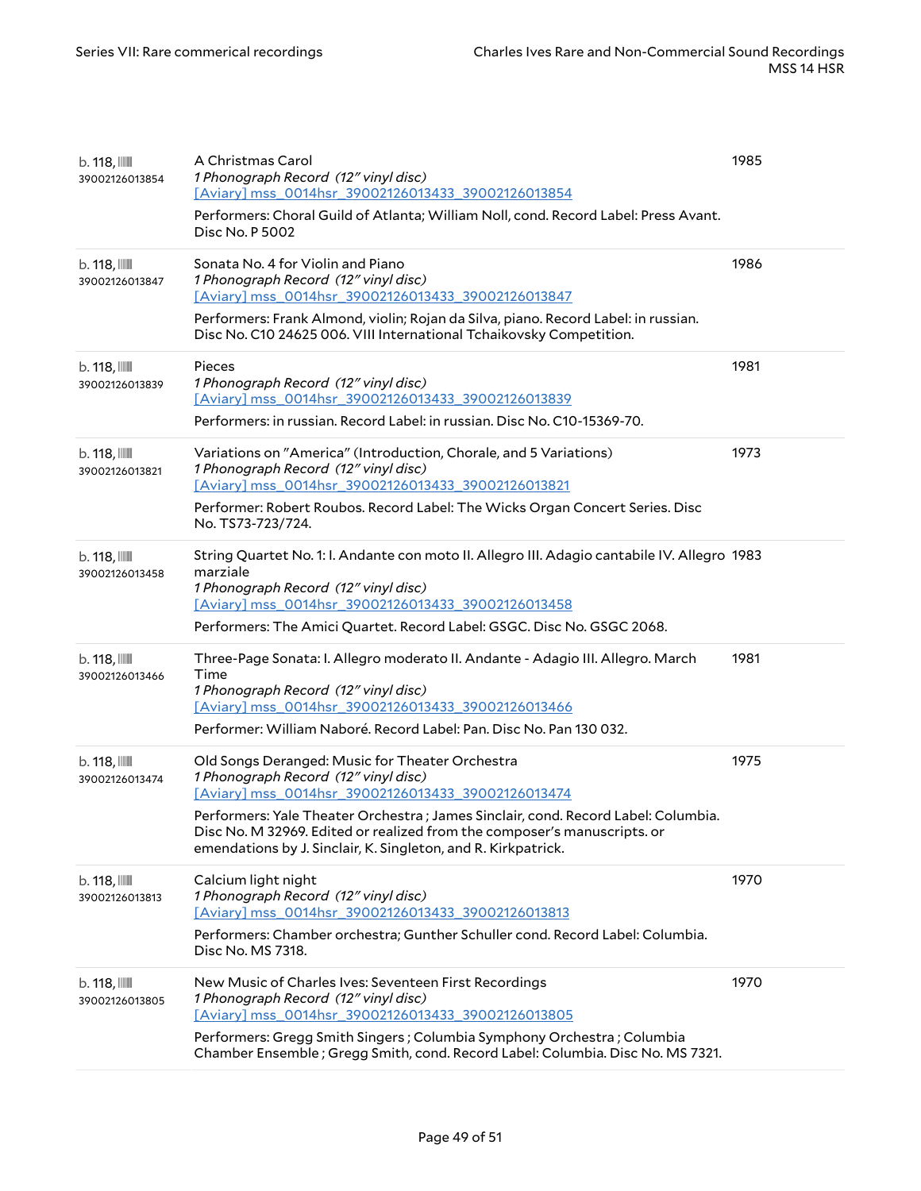| | | |
|---|---|---|
| b. 118, 39002126013854 | A Christmas Carol<br>*1 Phonograph Record (12" vinyl disc)*<br>[Aviary] mss_0014hsr_39002126013433_39002126013854<br>Performers: Choral Guild of Atlanta; William Noll, cond. Record Label: Press Avant. Disc No. P 5002 | 1985 |
| b. 118, 39002126013847 | Sonata No. 4 for Violin and Piano<br>*1 Phonograph Record (12" vinyl disc)*<br>[Aviary] mss_0014hsr_39002126013433_39002126013847<br>Performers: Frank Almond, violin; Rojan da Silva, piano. Record Label: in russian. Disc No. C10 24625 006. VIII International Tchaikovsky Competition. | 1986 |
| b. 118, 39002126013839 | Pieces<br>*1 Phonograph Record (12" vinyl disc)*<br>[Aviary] mss_0014hsr_39002126013433_39002126013839<br>Performers: in russian. Record Label: in russian. Disc No. C10-15369-70. | 1981 |
| b. 118, 39002126013821 | Variations on "America" (Introduction, Chorale, and 5 Variations)<br>*1 Phonograph Record (12" vinyl disc)*<br>[Aviary] mss_0014hsr_39002126013433_39002126013821<br>Performer: Robert Roubos. Record Label: The Wicks Organ Concert Series. Disc No. TS73-723/724. | 1973 |
| b. 118, 39002126013458 | String Quartet No. 1: I. Andante con moto II. Allegro III. Adagio cantabile IV. Allegro marziale<br>*1 Phonograph Record (12" vinyl disc)*<br>[Aviary] mss_0014hsr_39002126013433_39002126013458<br>Performers: The Amici Quartet. Record Label: GSGC. Disc No. GSGC 2068. | 1983 |
| b. 118, 39002126013466 | Three-Page Sonata: I. Allegro moderato II. Andante - Adagio III. Allegro. March Time<br>*1 Phonograph Record (12" vinyl disc)*<br>[Aviary] mss_0014hsr_39002126013433_39002126013466<br>Performer: William Naboré. Record Label: Pan. Disc No. Pan 130 032. | 1981 |
| b. 118, 39002126013474 | Old Songs Deranged: Music for Theater Orchestra<br>*1 Phonograph Record (12" vinyl disc)*<br>[Aviary] mss_0014hsr_39002126013433_39002126013474<br>Performers: Yale Theater Orchestra ; James Sinclair, cond. Record Label: Columbia. Disc No. M 32969. Edited or realized from the composer's manuscripts. or emendations by J. Sinclair, K. Singleton, and R. Kirkpatrick. | 1975 |
| b. 118, 39002126013813 | Calcium light night<br>*1 Phonograph Record (12" vinyl disc)*<br>[Aviary] mss_0014hsr_39002126013433_39002126013813<br>Performers: Chamber orchestra; Gunther Schuller cond. Record Label: Columbia. Disc No. MS 7318. | 1970 |
| b. 118, 39002126013805 | New Music of Charles Ives: Seventeen First Recordings<br>*1 Phonograph Record (12" vinyl disc)*<br>[Aviary] mss_0014hsr_39002126013433_39002126013805<br>Performers: Gregg Smith Singers ; Columbia Symphony Orchestra ; Columbia Chamber Ensemble ; Gregg Smith, cond. Record Label: Columbia. Disc No. MS 7321. | 1970 |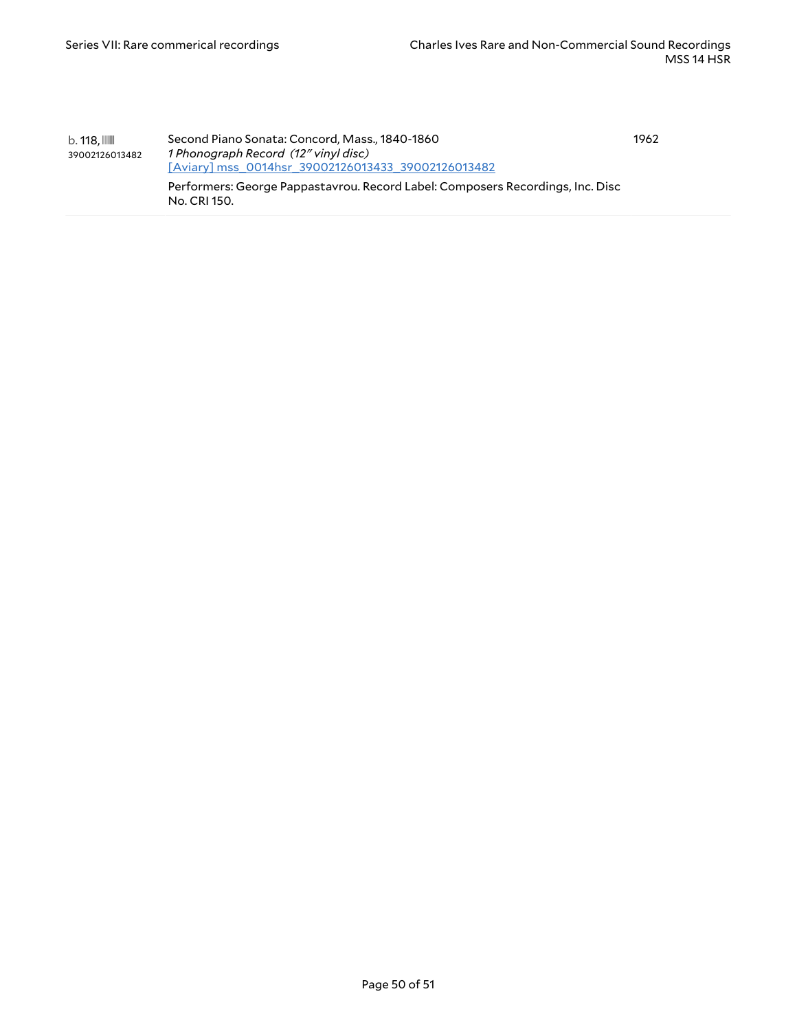| | | |
|---|---|---|
| b. 118, 39002126013482 | Second Piano Sonata: Concord, Mass., 1840-1860<br>*1 Phonograph Record (12" vinyl disc)*<br>[Aviary] mss_0014hsr_39002126013433_39002126013482<br><br>Performers: George Pappastavrou. Record Label: Composers Recordings, Inc. Disc No. CRI 150. | 1962 |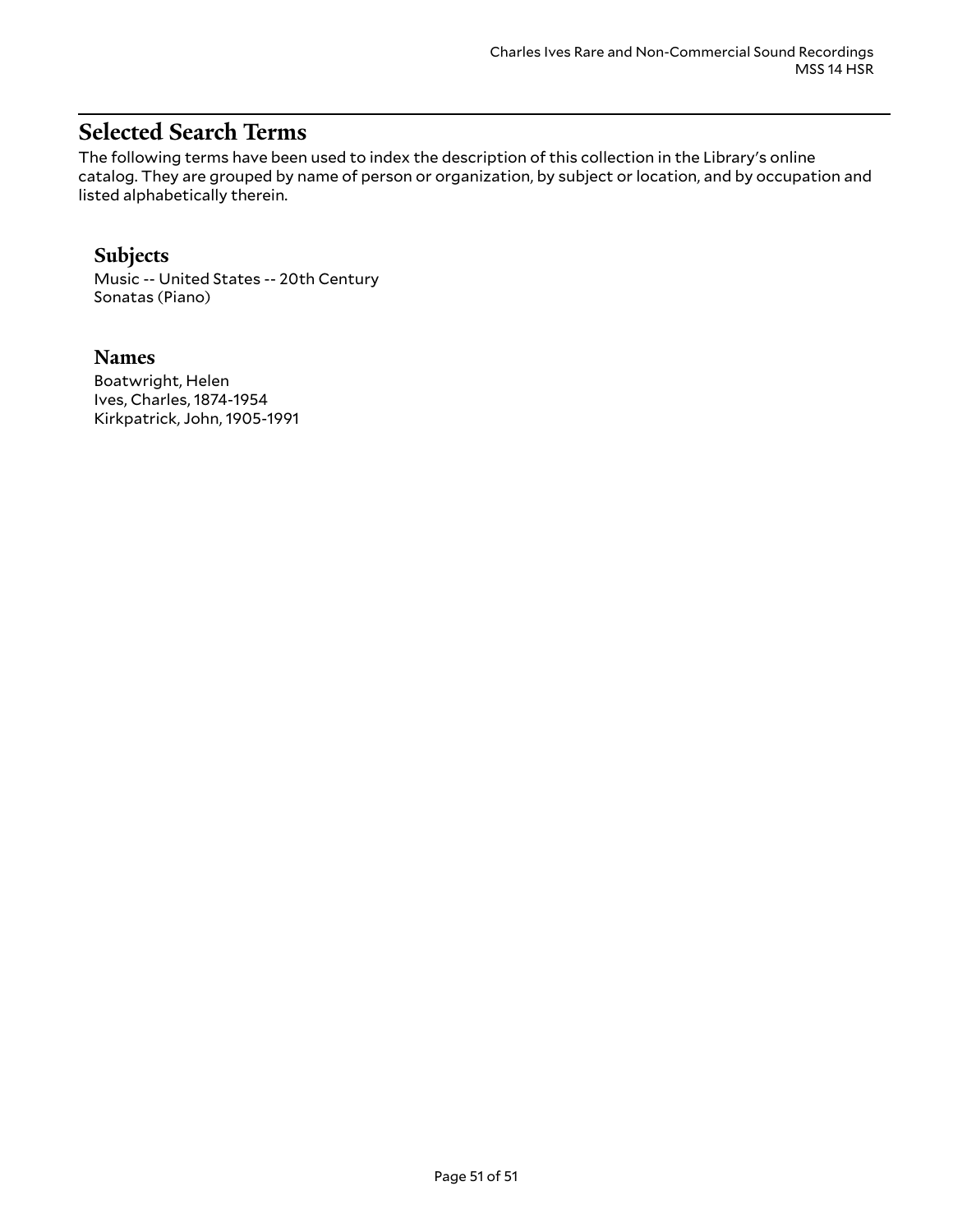## Selected Search Terms

The following terms have been used to index the description of this collection in the Library's online catalog. They are grouped by name of person or organization, by subject or location, and by occupation and listed alphabetically therein.

### Subjects

Music -- United States -- 20th Century
Sonatas (Piano)

### Names

Boatwright, Helen
Ives, Charles, 1874-1954
Kirkpatrick, John, 1905-1991